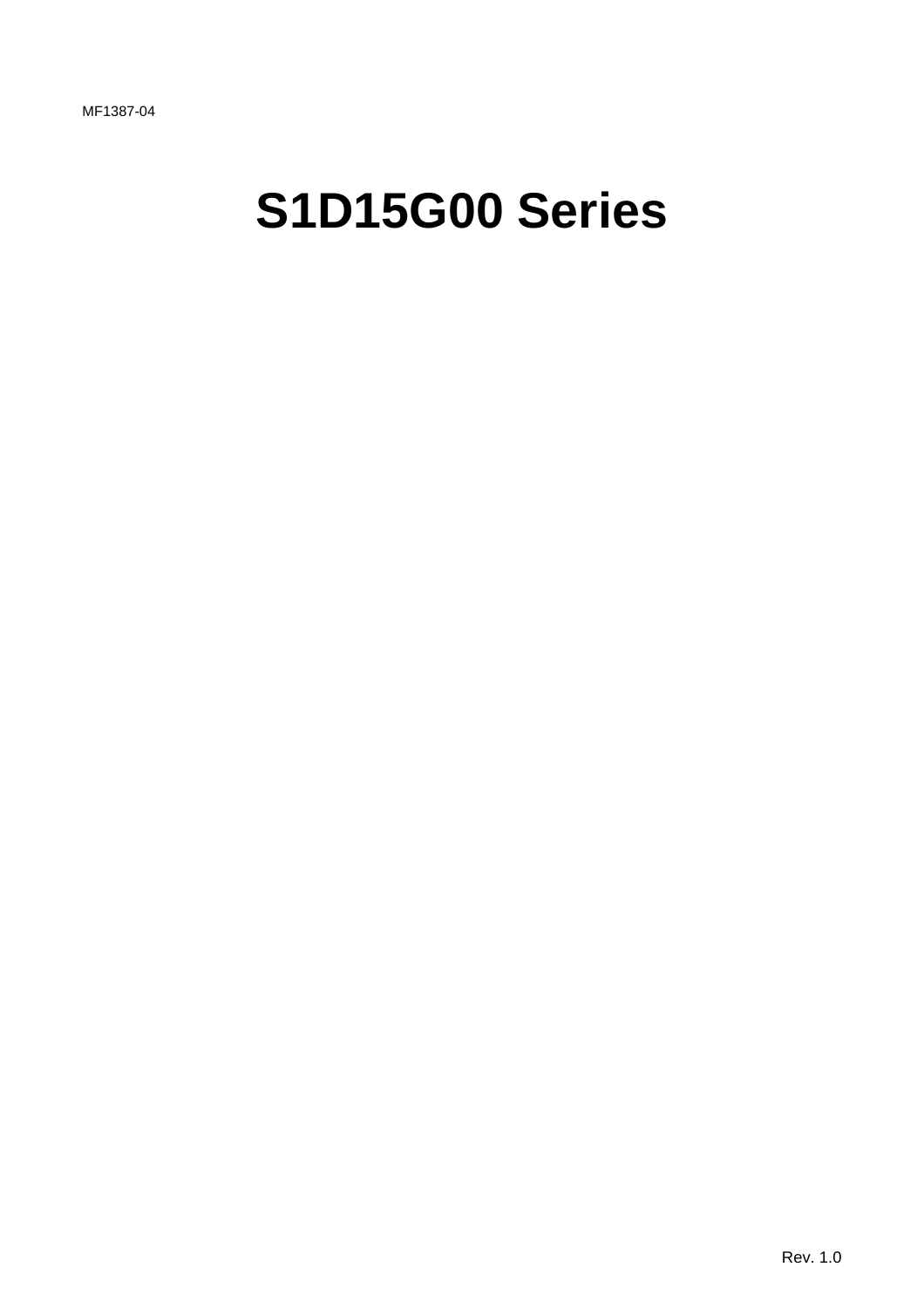MF1387-04

# S1D15G00 Series

Rev. 1.0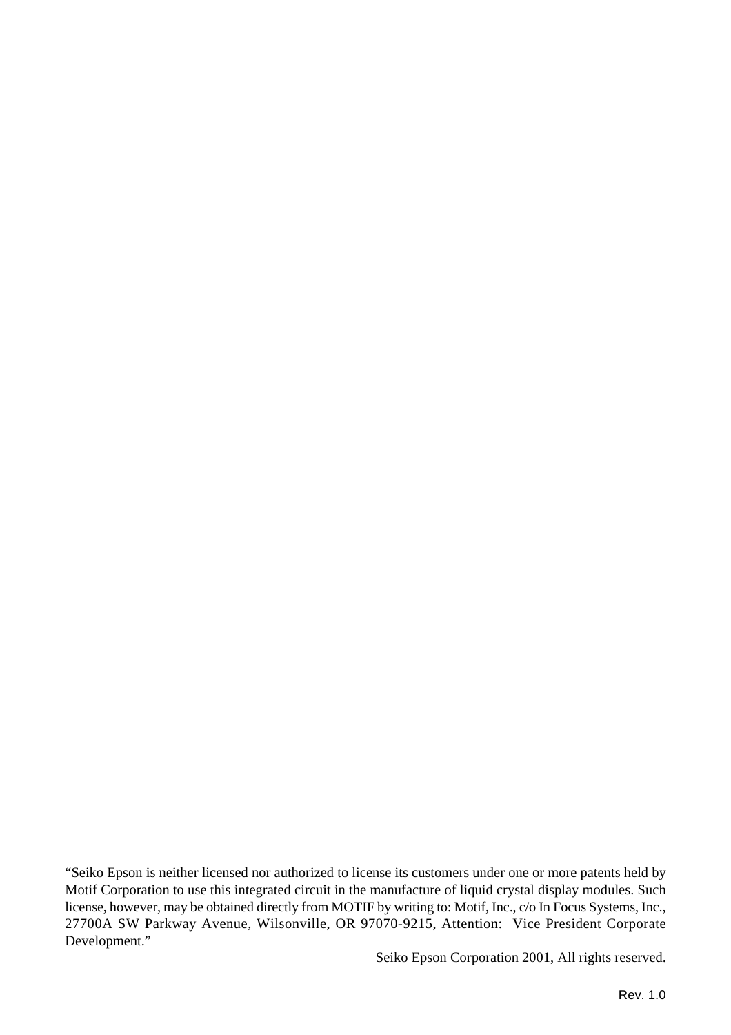“Seiko Epson is neither licensed nor authorized to license its customers under one or more patents held by Motif Corporation to use this integrated circuit in the manufacture of liquid crystal display modules. Such license, however, may be obtained directly from MOTIF by writing to: Motif, Inc., c/o In Focus Systems, Inc., 27700A SW Parkway Avenue, Wilsonville, OR 97070-9215, Attention: Vice President Corporate Development.”

Seiko Epson Corporation 2001, All rights reserved.

Rev. 1.0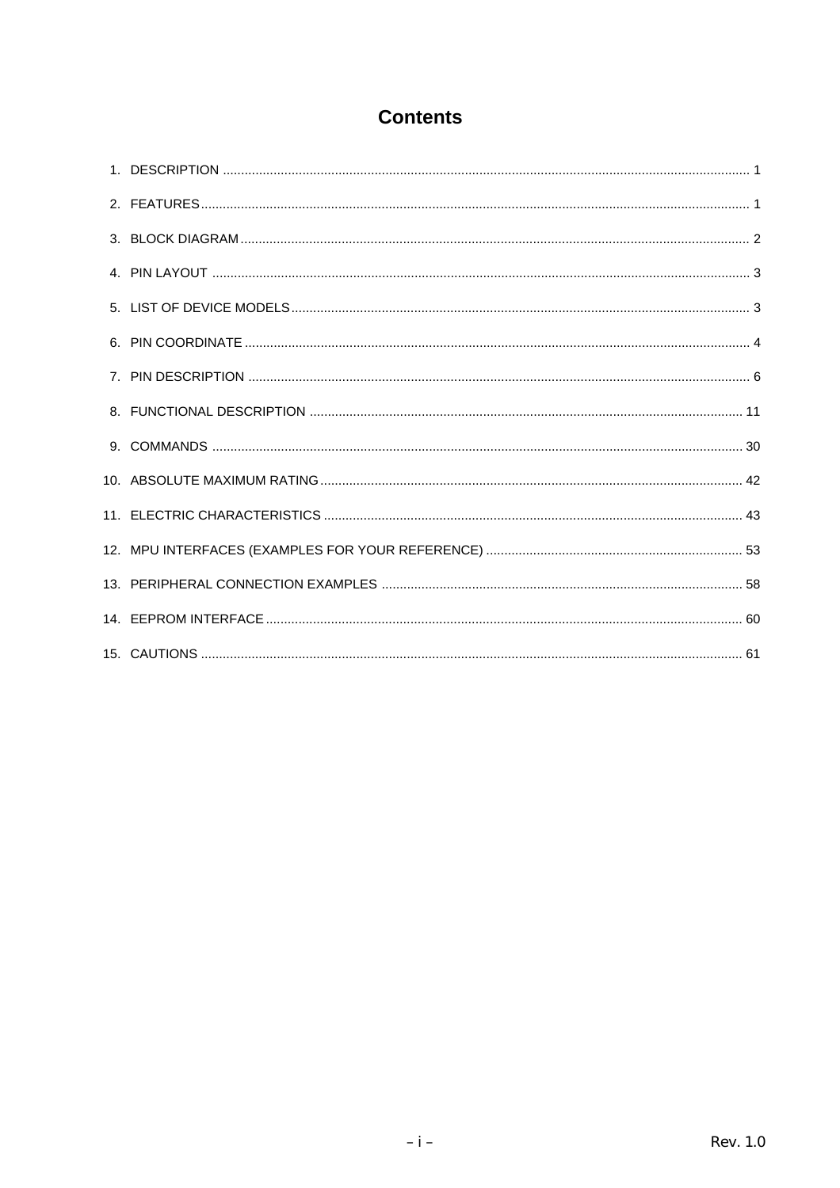# Contents

1. DESCRIPTION ........................................................................................................ 1
2. FEATURES ............................................................................................................ 1
3. BLOCK DIAGRAM ................................................................................................. 2
4. PIN LAYOUT ......................................................................................................... 3
5. LIST OF DEVICE MODELS .................................................................................... 3
6. PIN COORDINATE ................................................................................................. 4
7. PIN DESCRIPTION ................................................................................................ 6
8. FUNCTIONAL DESCRIPTION ............................................................................... 11
9. COMMANDS ......................................................................................................... 30
10. ABSOLUTE MAXIMUM RATING ............................................................................ 42
11. ELECTRIC CHARACTERISTICS ........................................................................... 43
12. MPU INTERFACES (EXAMPLES FOR YOUR REFERENCE) ..................................... 53
13. PERIPHERAL CONNECTION EXAMPLES ............................................................... 58
14. EEPROM INTERFACE .......................................................................................... 60
15. CAUTIONS .......................................................................................................... 61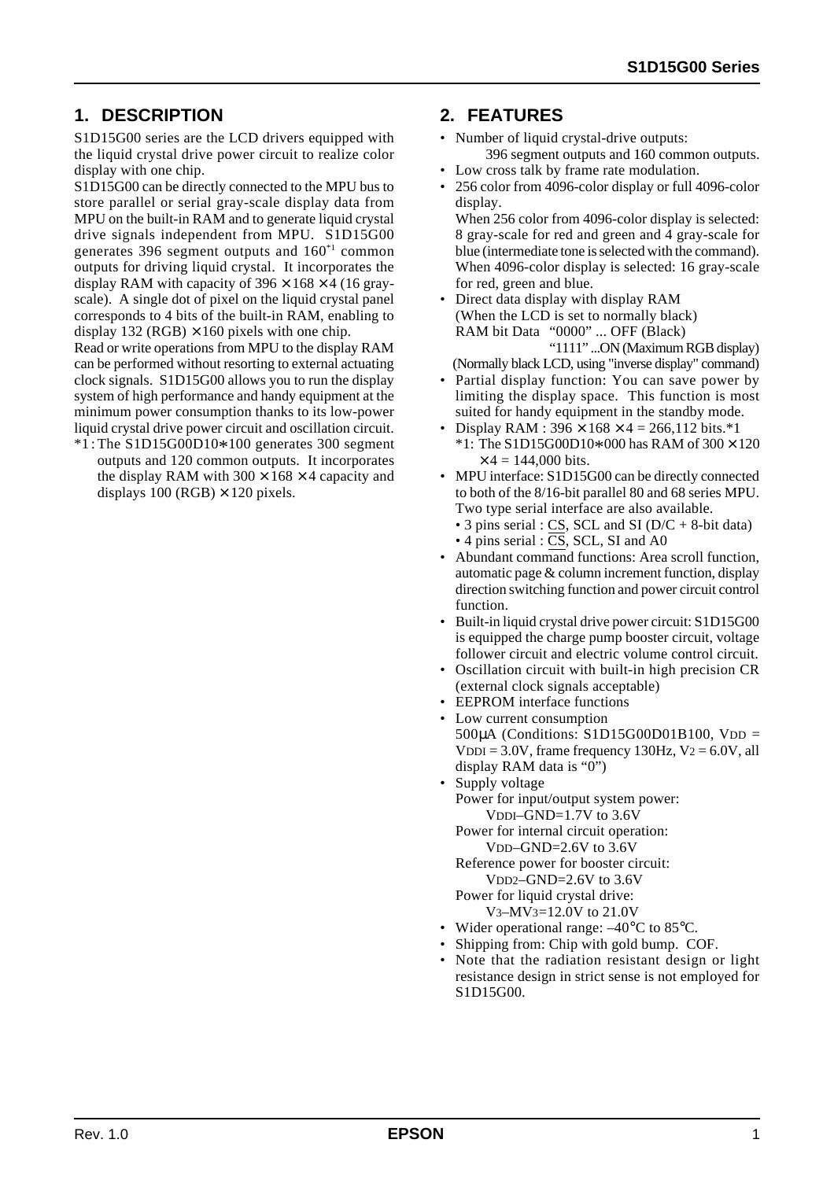## 1. DESCRIPTION

S1D15G00 series are the LCD drivers equipped with the liquid crystal drive power circuit to realize color display with one chip.

S1D15G00 can be directly connected to the MPU bus to store parallel or serial gray-scale display data from MPU on the built-in RAM and to generate liquid crystal drive signals independent from MPU. S1D15G00 generates 396 segment outputs and 160*1 common outputs for driving liquid crystal. It incorporates the display RAM with capacity of 396 × 168 × 4 (16 gray-scale). A single dot of pixel on the liquid crystal panel corresponds to 4 bits of the built-in RAM, enabling to display 132 (RGB) × 160 pixels with one chip.

Read or write operations from MPU to the display RAM can be performed without resorting to external actuating clock signals. S1D15G00 allows you to run the display system of high performance and handy equipment at the minimum power consumption thanks to its low-power liquid crystal drive power circuit and oscillation circuit.

*1 : The S1D15G00D10∗100 generates 300 segment outputs and 120 common outputs. It incorporates the display RAM with 300 × 168 × 4 capacity and displays 100 (RGB) × 120 pixels.

## 2. FEATURES

- Number of liquid crystal-drive outputs:
  396 segment outputs and 160 common outputs.
- Low cross talk by frame rate modulation.
- 256 color from 4096-color display or full 4096-color display.
  When 256 color from 4096-color display is selected: 8 gray-scale for red and green and 4 gray-scale for blue (intermediate tone is selected with the command).
  When 4096-color display is selected: 16 gray-scale for red, green and blue.
- Direct data display with display RAM
  (When the LCD is set to normally black)
  RAM bit Data "0000" ... OFF (Black)
  "1111" ...ON (Maximum RGB display)
  (Normally black LCD, using "inverse display" command)
- Partial display function: You can save power by limiting the display space. This function is most suited for handy equipment in the standby mode.
- Display RAM : 396 × 168 × 4 = 266,112 bits.*1
  *1: The S1D15G00D10∗000 has RAM of 300 × 120 × 4 = 144,000 bits.
- MPU interface: S1D15G00 can be directly connected to both of the 8/16-bit parallel 80 and 68 series MPU. Two type serial interface are also available.
  - 3 pins serial : CS, SCL and SI (D/C + 8-bit data)
  - 4 pins serial : CS, SCL, SI and A0
- Abundant command functions: Area scroll function, automatic page & column increment function, display direction switching function and power circuit control function.
- Built-in liquid crystal drive power circuit: S1D15G00 is equipped the charge pump booster circuit, voltage follower circuit and electric volume control circuit.
- Oscillation circuit with built-in high precision CR (external clock signals acceptable)
- EEPROM interface functions
- Low current consumption
  500μA (Conditions: S1D15G00D01B100, $V_{DD}$ = $V_{DDI}$ = 3.0V, frame frequency 130Hz, $V_2$ = 6.0V, all display RAM data is "0")
- Supply voltage
  Power for input/output system power:
  $V_{DDI}$–GND=1.7V to 3.6V
  Power for internal circuit operation:
  $V_{DD}$–GND=2.6V to 3.6V
  Reference power for booster circuit:
  $V_{DD2}$–GND=2.6V to 3.6V
  Power for liquid crystal drive:
  $V_3$–$MV_3$=12.0V to 21.0V
- Wider operational range: –40°C to 85°C.
- Shipping from: Chip with gold bump. COF.
- Note that the radiation resistant design or light resistance design in strict sense is not employed for S1D15G00.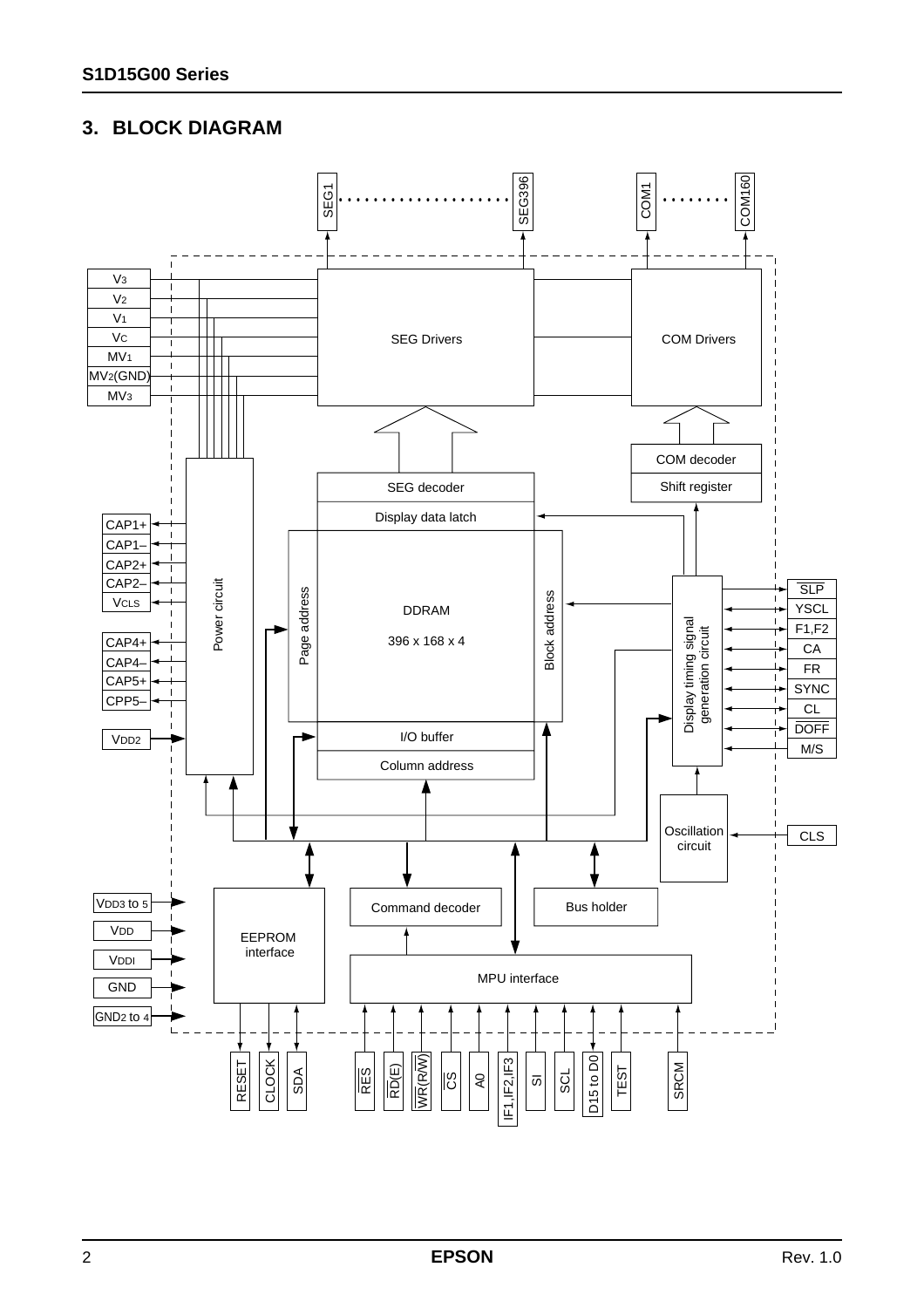## 3. BLOCK DIAGRAM

SEG1 ..................... SEG396 COM1 ........ COM160

V3
V2
V1
VC
MV1
MV2(GND)
MV3

SEG Drivers

COM Drivers

COM decoder

Shift register

SEG decoder

Display data latch

CAP1+
CAP1–
CAP2+
CAP2–
VCLS

CAP4+
CAP4–
CAP5+
CPP5–

VDD2

Power circuit

Page address

DDRAM

396 x 168 x 4

Block address

Display timing signal generation circuit

SLP
YSCL
F1,F2
CA
FR
SYNC
CL
DOFF
M/S

I/O buffer

Column address

Oscillation circuit

CLS

VDD3 to 5
VDD
VDDI
GND
GND2 to 4

EEPROM interface

Command decoder

Bus holder

MPU interface

RESET CLOCK SDA RES RD(E) WR(R/W) CS A0 IF1,IF2,IF3 SI SCL D15 to D0 TEST SRCM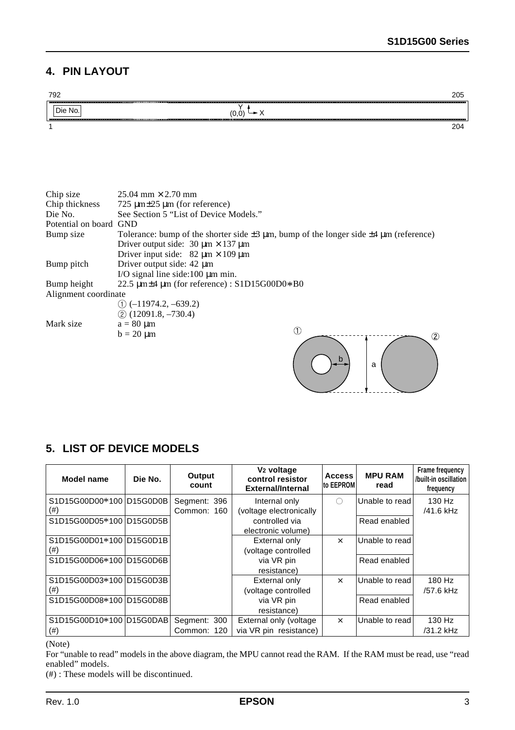## 4. PIN LAYOUT

792 205

Die No. Y (0,0) X

1 204

Chip size 25.04 mm × 2.70 mm
Chip thickness 725 μm±25 μm (for reference)
Die No. See Section 5 "List of Device Models."
Potential on board GND
Bump size Tolerance: bump of the shorter side ±3 μm, bump of the longer side ±4 μm (reference)
Driver output side: 30 μm × 137 μm
Driver input side: 82 μm × 109 μm
Bump pitch Driver output side: 42 μm
I/O signal line side:100 μm min.
Bump height 22.5 μm±4 μm (for reference) : S1D15G00D0∗B0
Alignment coordinate
① (–11974.2, –639.2)
② (12091.8, –730.4)
Mark size a = 80 μm
b = 20 μm

## 5. LIST OF DEVICE MODELS

| Model name | Die No. | Output count | $V_2$ voltage control resistor External/Internal | Access to EEPROM | MPU RAM read | Frame frequency /built-in oscillation frequency |
|---|---|---|---|---|---|---|
| S1D15G00D00∗100 (#) | D15G0D0B | Segment: 396 Common: 160 | Internal only (voltage electronically controlled via electronic volume) | ○ | Unable to read | 130 Hz /41.6 kHz |
| S1D15G00D05∗100 | D15G0D5B | | | | Read enabled | |
| S1D15G00D01∗100 (#) | D15G0D1B | | External only (voltage controlled via VR pin resistance) | × | Unable to read | |
| S1D15G00D06∗100 | D15G0D6B | | | | Read enabled | |
| S1D15G00D03∗100 (#) | D15G0D3B | | External only (voltage controlled via VR pin resistance) | × | Unable to read | 180 Hz /57.6 kHz |
| S1D15G00D08∗100 | D15G0D8B | | | | Read enabled | |
| S1D15G00D10∗100 (#) | D15G0DAB | Segment: 300 Common: 120 | External only (voltage via VR pin resistance) | × | Unable to read | 130 Hz /31.2 kHz |

(Note)
For "unable to read" models in the above diagram, the MPU cannot read the RAM. If the RAM must be read, use "read enabled" models.
(#) : These models will be discontinued.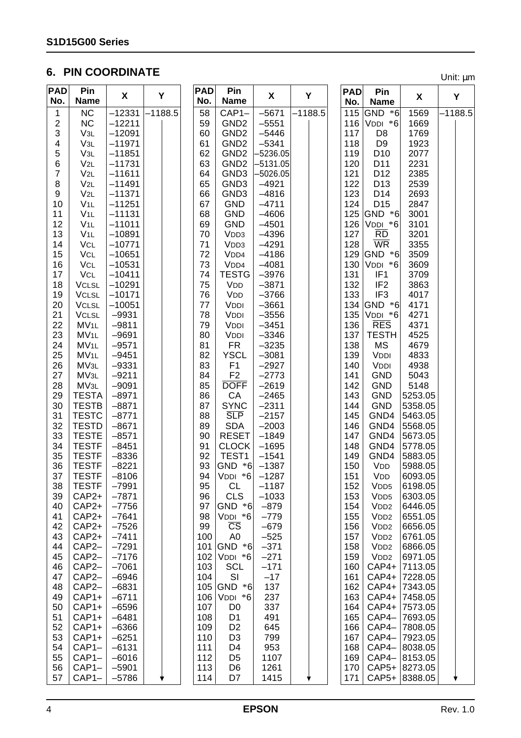## 6. PIN COORDINATE

Unit: µm

| PAD No. | Pin Name | X | Y |
|---|---|---|---|
| 1 | NC | –12331 | –1188.5 |
| 2 | NC | –12211 | |
| 3 | $V_{3L}$ | –12091 | |
| 4 | $V_{3L}$ | –11971 | |
| 5 | $V_{3L}$ | –11851 | |
| 6 | $V_{2L}$ | –11731 | |
| 7 | $V_{2L}$ | –11611 | |
| 8 | $V_{2L}$ | –11491 | |
| 9 | $V_{2L}$ | –11371 | |
| 10 | $V_{1L}$ | –11251 | |
| 11 | $V_{1L}$ | –11131 | |
| 12 | $V_{1L}$ | –11011 | |
| 13 | $V_{1L}$ | –10891 | |
| 14 | $V_{CL}$ | –10771 | |
| 15 | $V_{CL}$ | –10651 | |
| 16 | $V_{CL}$ | –10531 | |
| 17 | $V_{CL}$ | –10411 | |
| 18 | $V_{CLSL}$ | –10291 | |
| 19 | $V_{CLSL}$ | –10171 | |
| 20 | $V_{CLSL}$ | –10051 | |
| 21 | $V_{CLSL}$ | –9931 | |
| 22 | $MV_{1L}$ | –9811 | |
| 23 | $MV_{1L}$ | –9691 | |
| 24 | $MV_{1L}$ | –9571 | |
| 25 | $MV_{1L}$ | –9451 | |
| 26 | $MV_{3L}$ | –9331 | |
| 27 | $MV_{3L}$ | –9211 | |
| 28 | $MV_{3L}$ | –9091 | |
| 29 | TESTA | –8971 | |
| 30 | TESTB | –8871 | |
| 31 | TESTC | –8771 | |
| 32 | TESTD | –8671 | |
| 33 | TESTE | –8571 | |
| 34 | TESTF | –8451 | |
| 35 | TESTF | –8336 | |
| 36 | TESTF | –8221 | |
| 37 | TESTF | –8106 | |
| 38 | TESTF | –7991 | |
| 39 | CAP2+ | –7871 | |
| 40 | CAP2+ | –7756 | |
| 41 | CAP2+ | –7641 | |
| 42 | CAP2+ | –7526 | |
| 43 | CAP2+ | –7411 | |
| 44 | CAP2– | –7291 | |
| 45 | CAP2– | –7176 | |
| 46 | CAP2– | –7061 | |
| 47 | CAP2– | –6946 | |
| 48 | CAP2– | –6831 | |
| 49 | CAP1+ | –6711 | |
| 50 | CAP1+ | –6596 | |
| 51 | CAP1+ | –6481 | |
| 52 | CAP1+ | –6366 | |
| 53 | CAP1+ | –6251 | |
| 54 | CAP1– | –6131 | |
| 55 | CAP1– | –6016 | |
| 56 | CAP1– | –5901 | |
| 57 | CAP1– | –5786 | ↓ |
| 58 | CAP1– | –5671 | –1188.5 |
| 59 | GND2 | –5551 | |
| 60 | GND2 | –5446 | |
| 61 | GND2 | –5341 | |
| 62 | GND2 | –5236.05 | |
| 63 | GND2 | –5131.05 | |
| 64 | GND3 | –5026.05 | |
| 65 | GND3 | –4921 | |
| 66 | GND3 | –4816 | |
| 67 | GND | –4711 | |
| 68 | GND | –4606 | |
| 69 | GND | –4501 | |
| 70 | $V_{DD3}$ | –4396 | |
| 71 | $V_{DD3}$ | –4291 | |
| 72 | $V_{DD4}$ | –4186 | |
| 73 | $V_{DD4}$ | –4081 | |
| 74 | TESTG | –3976 | |
| 75 | $V_{DD}$ | –3871 | |
| 76 | $V_{DD}$ | –3766 | |
| 77 | $V_{DDI}$ | –3661 | |
| 78 | $V_{DDI}$ | –3556 | |
| 79 | $V_{DDI}$ | –3451 | |
| 80 | $V_{DDI}$ | –3346 | |
| 81 | FR | –3235 | |
| 82 | YSCL | –3081 | |
| 83 | F1 | –2927 | |
| 84 | F2 | –2773 | |
| 85 | $\overline{DOFF}$ | –2619 | |
| 86 | CA | –2465 | |
| 87 | $\overline{SYNC}$ | –2311 | |
| 88 | $\overline{SLP}$ | –2157 | |
| 89 | SDA | –2003 | |
| 90 | RESET | –1849 | |
| 91 | CLOCK | –1695 | |
| 92 | TEST1 | –1541 | |
| 93 | GND *6 | –1387 | |
| 94 | $V_{DDI}$ *6 | –1287 | |
| 95 | CL | –1187 | |
| 96 | CLS | –1033 | |
| 97 | GND *6 | –879 | |
| 98 | $V_{DDI}$ *6 | –779 | |
| 99 | $\overline{CS}$ | –679 | |
| 100 | A0 | –525 | |
| 101 | GND *6 | –371 | |
| 102 | $V_{DDI}$ *6 | –271 | |
| 103 | SCL | –171 | |
| 104 | SI | –17 | |
| 105 | GND *6 | 137 | |
| 106 | $V_{DDI}$ *6 | 237 | |
| 107 | D0 | 337 | |
| 108 | D1 | 491 | |
| 109 | D2 | 645 | |
| 110 | D3 | 799 | |
| 111 | D4 | 953 | |
| 112 | D5 | 1107 | |
| 113 | D6 | 1261 | |
| 114 | D7 | 1415 | ↓ |
| 115 | GND *6 | 1569 | –1188.5 |
| 116 | $V_{DDI}$ *6 | 1669 | |
| 117 | D8 | 1769 | |
| 118 | D9 | 1923 | |
| 119 | D10 | 2077 | |
| 120 | D11 | 2231 | |
| 121 | D12 | 2385 | |
| 122 | D13 | 2539 | |
| 123 | D14 | 2693 | |
| 124 | D15 | 2847 | |
| 125 | GND *6 | 3001 | |
| 126 | $V_{DDI}$ *6 | 3101 | |
| 127 | $\overline{RD}$ | 3201 | |
| 128 | $\overline{WR}$ | 3355 | |
| 129 | GND *6 | 3509 | |
| 130 | $V_{DDI}$ *6 | 3609 | |
| 131 | IF1 | 3709 | |
| 132 | IF2 | 3863 | |
| 133 | IF3 | 4017 | |
| 134 | GND *6 | 4171 | |
| 135 | $V_{DDI}$ *6 | 4271 | |
| 136 | $\overline{RES}$ | 4371 | |
| 137 | TESTH | 4525 | |
| 138 | MS | 4679 | |
| 139 | $V_{DDI}$ | 4833 | |
| 140 | $V_{DDI}$ | 4938 | |
| 141 | GND | 5043 | |
| 142 | GND | 5148 | |
| 143 | GND | 5253.05 | |
| 144 | GND | 5358.05 | |
| 145 | GND4 | 5463.05 | |
| 146 | GND4 | 5568.05 | |
| 147 | GND4 | 5673.05 | |
| 148 | GND4 | 5778.05 | |
| 149 | GND4 | 5883.05 | |
| 150 | $V_{DD}$ | 5988.05 | |
| 151 | $V_{DD}$ | 6093.05 | |
| 152 | $V_{DD5}$ | 6198.05 | |
| 153 | $V_{DD5}$ | 6303.05 | |
| 154 | $V_{DD2}$ | 6446.05 | |
| 155 | $V_{DD2}$ | 6551.05 | |
| 156 | $V_{DD2}$ | 6656.05 | |
| 157 | $V_{DD2}$ | 6761.05 | |
| 158 | $V_{DD2}$ | 6866.05 | |
| 159 | $V_{DD2}$ | 6971.05 | |
| 160 | CAP4+ | 7113.05 | |
| 161 | CAP4+ | 7228.05 | |
| 162 | CAP4+ | 7343.05 | |
| 163 | CAP4+ | 7458.05 | |
| 164 | CAP4+ | 7573.05 | |
| 165 | CAP4– | 7693.05 | |
| 166 | CAP4– | 7808.05 | |
| 167 | CAP4– | 7923.05 | |
| 168 | CAP4– | 8038.05 | |
| 169 | CAP4– | 8153.05 | |
| 170 | CAP5+ | 8273.05 | |
| 171 | CAP5+ | 8388.05 | ↓ |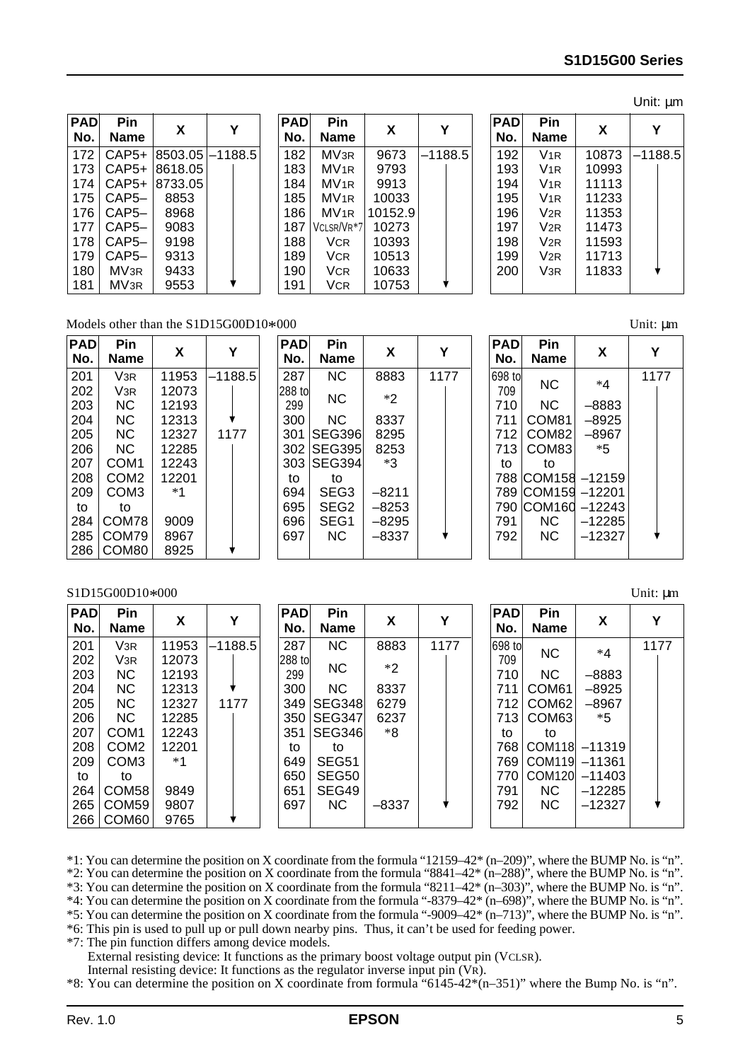Unit: μm

| PAD No. | Pin Name | X | Y |
|---|---|---|---|
| 172 | CAP5+ | 8503.05 | –1188.5 |
| 173 | CAP5+ | 8618.05 | |
| 174 | CAP5+ | 8733.05 | |
| 175 | CAP5– | 8853 | |
| 176 | CAP5– | 8968 | |
| 177 | CAP5– | 9083 | |
| 178 | CAP5– | 9198 | |
| 179 | CAP5– | 9313 | |
| 180 | MV3R | 9433 | |
| 181 | MV3R | 9553 | ↓ |

| PAD No. | Pin Name | X | Y |
|---|---|---|---|
| 182 | MV3R | 9673 | –1188.5 |
| 183 | MV1R | 9793 | |
| 184 | MV1R | 9913 | |
| 185 | MV1R | 10033 | |
| 186 | MV1R | 10152.9 | |
| 187 | VCLSR/VR*7 | 10273 | |
| 188 | VCR | 10393 | |
| 189 | VCR | 10513 | |
| 190 | VCR | 10633 | |
| 191 | VCR | 10753 | ↓ |

| PAD No. | Pin Name | X | Y |
|---|---|---|---|
| 192 | V1R | 10873 | –1188.5 |
| 193 | V1R | 10993 | |
| 194 | V1R | 11113 | |
| 195 | V1R | 11233 | |
| 196 | V2R | 11353 | |
| 197 | V2R | 11473 | |
| 198 | V2R | 11593 | |
| 199 | V2R | 11713 | |
| 200 | V3R | 11833 | ↓ |

Models other than the S1D15G00D10∗000

Unit: μm

| PAD No. | Pin Name | X | Y |
|---|---|---|---|
| 201 | V3R | 11953 | –1188.5 |
| 202 | V3R | 12073 | |
| 203 | NC | 12193 | |
| 204 | NC | 12313 | ↓ |
| 205 | NC | 12327 | 1177 |
| 206 | NC | 12285 | |
| 207 | COM1 | 12243 | |
| 208 | COM2 | 12201 | |
| 209 | COM3 | *1 | |
| to | to | | |
| 284 | COM78 | 9009 | |
| 285 | COM79 | 8967 | |
| 286 | COM80 | 8925 | ↓ |

| PAD No. | Pin Name | X | Y |
|---|---|---|---|
| 287 | NC | 8883 | 1177 |
| 288 to 299 | NC | *2 | |
| 300 | NC | 8337 | |
| 301 | SEG396 | 8295 | |
| 302 | SEG395 | 8253 | |
| 303 | SEG394 | *3 | |
| to | to | | |
| 694 | SEG3 | –8211 | |
| 695 | SEG2 | –8253 | |
| 696 | SEG1 | –8295 | |
| 697 | NC | –8337 | ↓ |

| PAD No. | Pin Name | X | Y |
|---|---|---|---|
| 698 to 709 | NC | *4 | 1177 |
| 710 | NC | –8883 | |
| 711 | COM81 | –8925 | |
| 712 | COM82 | –8967 | |
| 713 | COM83 | *5 | |
| to | to | | |
| 788 | COM158 | –12159 | |
| 789 | COM159 | –12201 | |
| 790 | COM160 | –12243 | |
| 791 | NC | –12285 | |
| 792 | NC | –12327 | ↓ |

S1D15G00D10∗000

Unit: μm

| PAD No. | Pin Name | X | Y |
|---|---|---|---|
| 201 | V3R | 11953 | –1188.5 |
| 202 | V3R | 12073 | |
| 203 | NC | 12193 | |
| 204 | NC | 12313 | ↓ |
| 205 | NC | 12327 | 1177 |
| 206 | NC | 12285 | |
| 207 | COM1 | 12243 | |
| 208 | COM2 | 12201 | |
| 209 | COM3 | *1 | |
| to | to | | |
| 264 | COM58 | 9849 | |
| 265 | COM59 | 9807 | |
| 266 | COM60 | 9765 | ↓ |

| PAD No. | Pin Name | X | Y |
|---|---|---|---|
| 287 | NC | 8883 | 1177 |
| 288 to 299 | NC | *2 | |
| 300 | NC | 8337 | |
| 349 | SEG348 | 6279 | |
| 350 | SEG347 | 6237 | |
| 351 | SEG346 | *8 | |
| to | to | | |
| 649 | SEG51 | | |
| 650 | SEG50 | | |
| 651 | SEG49 | | |
| 697 | NC | –8337 | ↓ |

| PAD No. | Pin Name | X | Y |
|---|---|---|---|
| 698 to 709 | NC | *4 | 1177 |
| 710 | NC | –8883 | |
| 711 | COM61 | –8925 | |
| 712 | COM62 | –8967 | |
| 713 | COM63 | *5 | |
| to | to | | |
| 768 | COM118 | –11319 | |
| 769 | COM119 | –11361 | |
| 770 | COM120 | –11403 | |
| 791 | NC | –12285 | |
| 792 | NC | –12327 | ↓ |

*1: You can determine the position on X coordinate from the formula "12159–42* (n–209)", where the BUMP No. is "n".
*2: You can determine the position on X coordinate from the formula "8841–42* (n–288)", where the BUMP No. is "n".
*3: You can determine the position on X coordinate from the formula "8211–42* (n–303)", where the BUMP No. is "n".
*4: You can determine the position on X coordinate from the formula "-8379–42* (n–698)", where the BUMP No. is "n".
*5: You can determine the position on X coordinate from the formula "-9009–42* (n–713)", where the BUMP No. is "n".
*6: This pin is used to pull up or pull down nearby pins. Thus, it can't be used for feeding power.
*7: The pin function differs among device models.
External resisting device: It functions as the primary boost voltage output pin (VCLSR).
Internal resisting device: It functions as the regulator inverse input pin (VR).
*8: You can determine the position on X coordinate from formula "6145-42*(n–351)" where the Bump No. is "n".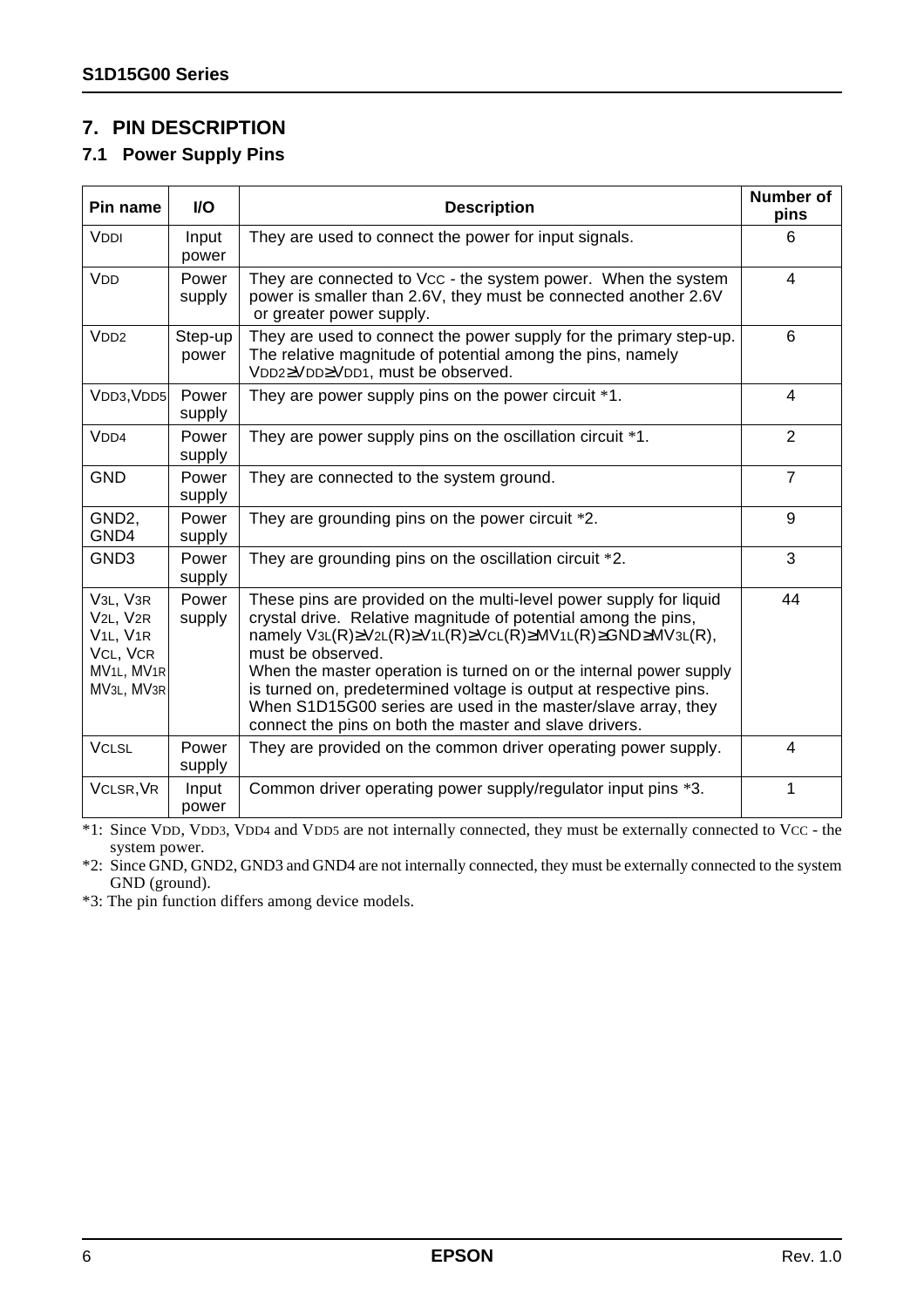## 7. PIN DESCRIPTION

### 7.1 Power Supply Pins

| Pin name | I/O | Description | Number of pins |
|---|---|---|---|
| $V_{DDI}$ | Input power | They are used to connect the power for input signals. | 6 |
| $V_{DD}$ | Power supply | They are connected to $V_{CC}$ - the system power. When the system power is smaller than 2.6V, they must be connected another 2.6V or greater power supply. | 4 |
| $V_{DD2}$ | Step-up power | They are used to connect the power supply for the primary step-up. The relative magnitude of potential among the pins, namely $V_{DD2} \geq V_{DD} \geq V_{DD1}$, must be observed. | 6 |
| $V_{DD3}$, $V_{DD5}$ | Power supply | They are power supply pins on the power circuit *1. | 4 |
| $V_{DD4}$ | Power supply | They are power supply pins on the oscillation circuit *1. | 2 |
| GND | Power supply | They are connected to the system ground. | 7 |
| GND2, GND4 | Power supply | They are grounding pins on the power circuit *2. | 9 |
| GND3 | Power supply | They are grounding pins on the oscillation circuit *2. | 3 |
| $V_{3L}$, $V_{3R}$ $V_{2L}$, $V_{2R}$ $V_{1L}$, $V_{1R}$ $V_{CL}$, $V_{CR}$ $MV_{1L}$, $MV_{1R}$ $MV_{3L}$, $MV_{3R}$ | Power supply | These pins are provided on the multi-level power supply for liquid crystal drive. Relative magnitude of potential among the pins, namely $V_{3L}(R) \geq V_{2L}(R) \geq V_{1L}(R) \geq V_{CL}(R) \geq MV_{1L}(R) \geq GND \geq MV_{3L}(R)$, must be observed. When the master operation is turned on or the internal power supply is turned on, predetermined voltage is output at respective pins. When S1D15G00 series are used in the master/slave array, they connect the pins on both the master and slave drivers. | 44 |
| $V_{CLSL}$ | Power supply | They are provided on the common driver operating power supply. | 4 |
| $V_{CLSR}$, $V_R$ | Input power | Common driver operating power supply/regulator input pins *3. | 1 |

*1: Since $V_{DD}$, $V_{DD3}$, $V_{DD4}$ and $V_{DD5}$ are not internally connected, they must be externally connected to $V_{CC}$ - the system power.

*2: Since GND, GND2, GND3 and GND4 are not internally connected, they must be externally connected to the system GND (ground).

*3: The pin function differs among device models.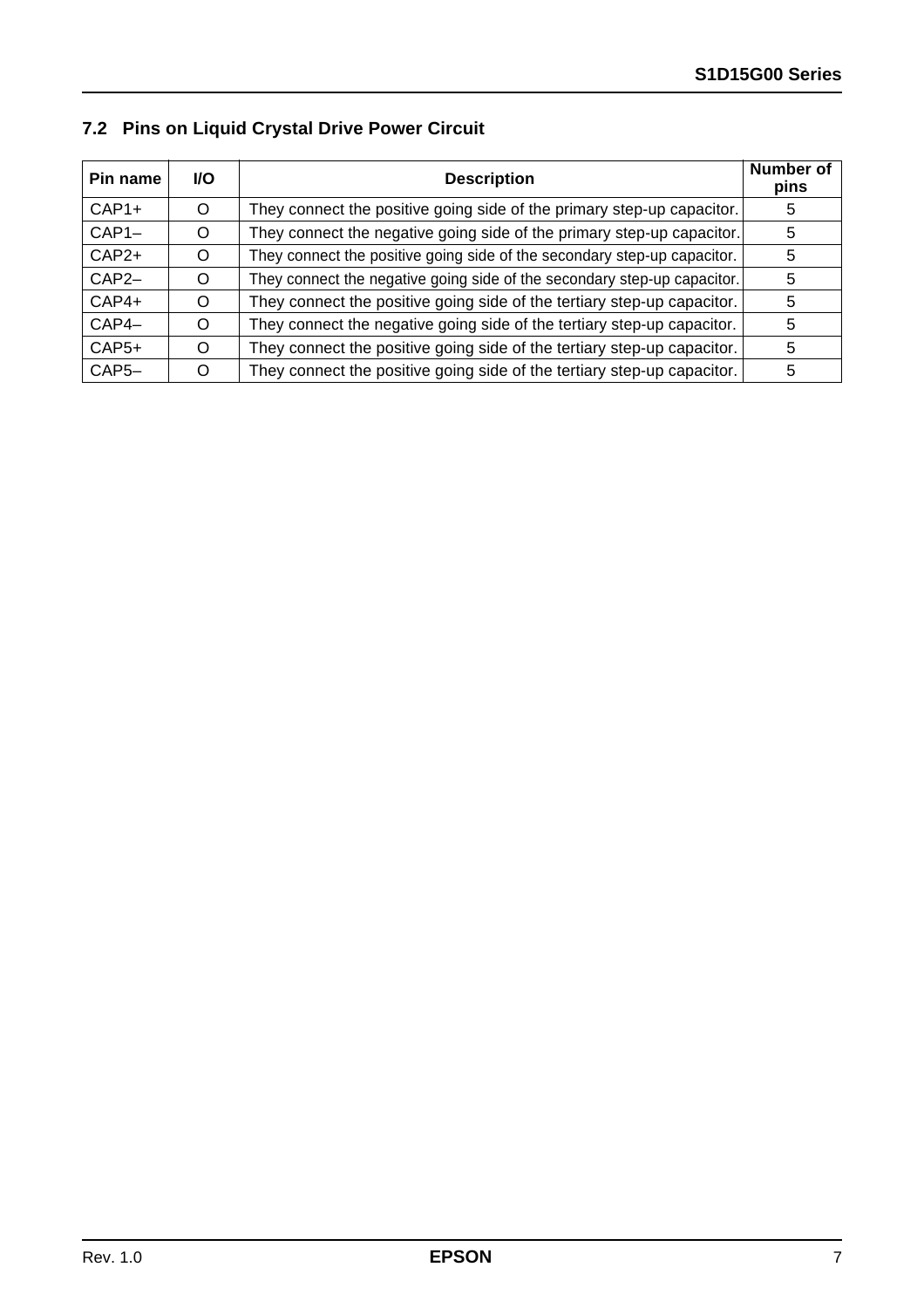### 7.2 Pins on Liquid Crystal Drive Power Circuit

| Pin name | I/O | Description | Number of pins |
|---|---|---|---|
| CAP1+ | O | They connect the positive going side of the primary step-up capacitor. | 5 |
| CAP1– | O | They connect the negative going side of the primary step-up capacitor. | 5 |
| CAP2+ | O | They connect the positive going side of the secondary step-up capacitor. | 5 |
| CAP2– | O | They connect the negative going side of the secondary step-up capacitor. | 5 |
| CAP4+ | O | They connect the positive going side of the tertiary step-up capacitor. | 5 |
| CAP4– | O | They connect the negative going side of the tertiary step-up capacitor. | 5 |
| CAP5+ | O | They connect the positive going side of the tertiary step-up capacitor. | 5 |
| CAP5– | O | They connect the positive going side of the tertiary step-up capacitor. | 5 |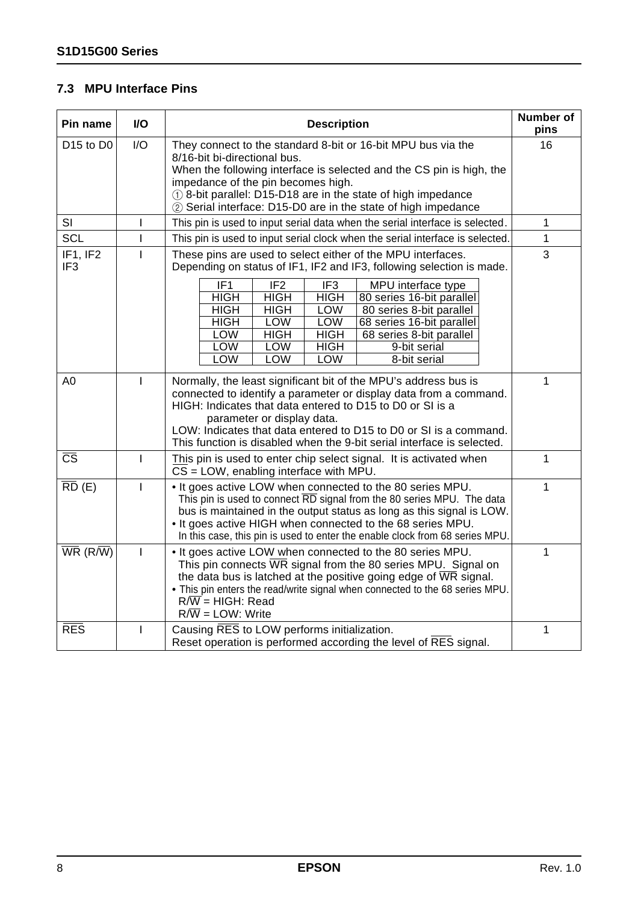## 7.3 MPU Interface Pins

| Pin name | I/O | Description | Number of pins |
|---|---|---|---|
| D15 to D0 | I/O | They connect to the standard 8-bit or 16-bit MPU bus via the 8/16-bit bi-directional bus.<br>When the following interface is selected and the CS pin is high, the impedance of the pin becomes high.<br>① 8-bit parallel: D15-D18 are in the state of high impedance<br>② Serial interface: D15-D0 are in the state of high impedance | 16 |
| SI | I | This pin is used to input serial data when the serial interface is selected. | 1 |
| SCL | I | This pin is used to input serial clock when the serial interface is selected. | 1 |
| IF1, IF2<br>IF3 | I | These pins are used to select either of the MPU interfaces.<br>Depending on status of IF1, IF2 and IF3, following selection is made.<br>IF1 / IF2 / IF3 : MPU interface type<br>HIGH / HIGH / HIGH : 80 series 16-bit parallel<br>HIGH / HIGH / LOW : 80 series 8-bit parallel<br>HIGH / LOW / LOW : 68 series 16-bit parallel<br>LOW / HIGH / HIGH : 68 series 8-bit parallel<br>LOW / LOW / HIGH : 9-bit serial<br>LOW / LOW / LOW : 8-bit serial | 3 |
| A0 | I | Normally, the least significant bit of the MPU's address bus is connected to identify a parameter or display data from a command.<br>HIGH: Indicates that data entered to D15 to D0 or SI is a parameter or display data.<br>LOW: Indicates that data entered to D15 to D0 or SI is a command.<br>This function is disabled when the 9-bit serial interface is selected. | 1 |
| $\overline{CS}$ | I | This pin is used to enter chip select signal. It is activated when $\overline{CS}$ = LOW, enabling interface with MPU. | 1 |
| $\overline{RD}$ (E) | I | • It goes active LOW when connected to the 80 series MPU.<br>This pin is used to connect $\overline{RD}$ signal from the 80 series MPU. The data bus is maintained in the output status as long as this signal is LOW.<br>• It goes active HIGH when connected to the 68 series MPU.<br>In this case, this pin is used to enter the enable clock from 68 series MPU. | 1 |
| $\overline{WR}$ (R/$\overline{W}$) | I | • It goes active LOW when connected to the 80 series MPU.<br>This pin connects $\overline{WR}$ signal from the 80 series MPU. Signal on the data bus is latched at the positive going edge of $\overline{WR}$ signal.<br>• This pin enters the read/write signal when connected to the 68 series MPU.<br>R/$\overline{W}$ = HIGH: Read<br>R/$\overline{W}$ = LOW: Write | 1 |
| $\overline{RES}$ | I | Causing $\overline{RES}$ to LOW performs initialization.<br>Reset operation is performed according the level of $\overline{RES}$ signal. | 1 |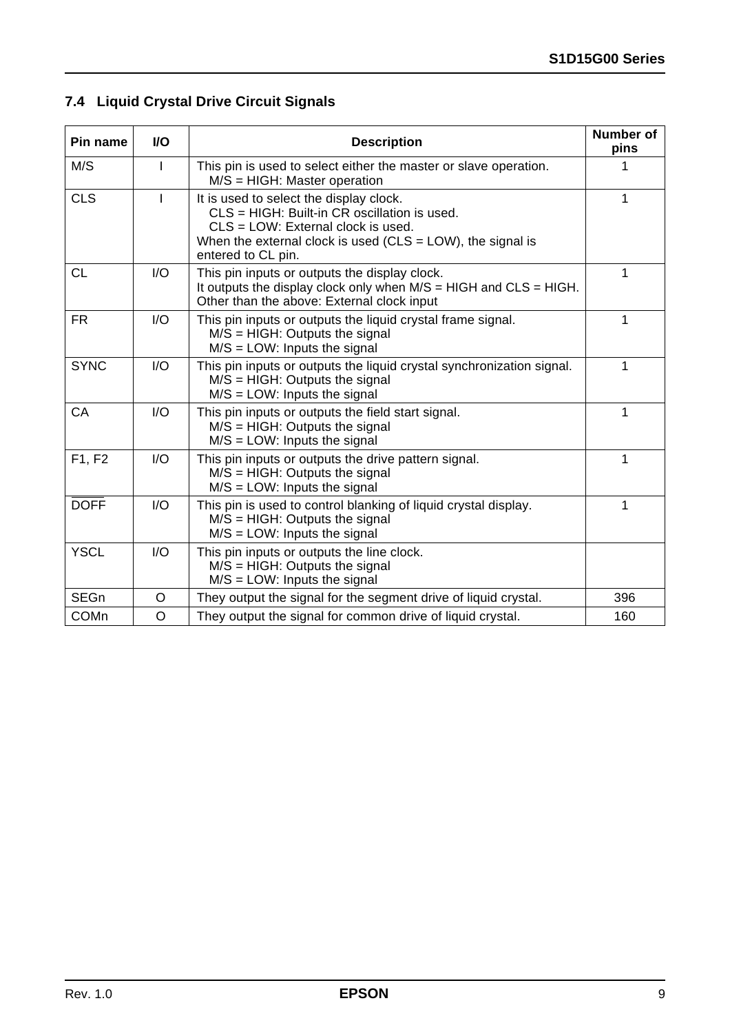### 7.4 Liquid Crystal Drive Circuit Signals

| Pin name | I/O | Description | Number of pins |
|---|---|---|---|
| M/S | I | This pin is used to select either the master or slave operation.<br>M/S = HIGH: Master operation | 1 |
| CLS | I | It is used to select the display clock.<br>CLS = HIGH: Built-in CR oscillation is used.<br>CLS = LOW: External clock is used.<br>When the external clock is used (CLS = LOW), the signal is entered to CL pin. | 1 |
| CL | I/O | This pin inputs or outputs the display clock.<br>It outputs the display clock only when M/S = HIGH and CLS = HIGH.<br>Other than the above: External clock input | 1 |
| FR | I/O | This pin inputs or outputs the liquid crystal frame signal.<br>M/S = HIGH: Outputs the signal<br>M/S = LOW: Inputs the signal | 1 |
| SYNC | I/O | This pin inputs or outputs the liquid crystal synchronization signal.<br>M/S = HIGH: Outputs the signal<br>M/S = LOW: Inputs the signal | 1 |
| CA | I/O | This pin inputs or outputs the field start signal.<br>M/S = HIGH: Outputs the signal<br>M/S = LOW: Inputs the signal | 1 |
| F1, F2 | I/O | This pin inputs or outputs the drive pattern signal.<br>M/S = HIGH: Outputs the signal<br>M/S = LOW: Inputs the signal | 1 |
| $\overline{\text{DOFF}}$ | I/O | This pin is used to control blanking of liquid crystal display.<br>M/S = HIGH: Outputs the signal<br>M/S = LOW: Inputs the signal | 1 |
| YSCL | I/O | This pin inputs or outputs the line clock.<br>M/S = HIGH: Outputs the signal<br>M/S = LOW: Inputs the signal | |
| SEGn | O | They output the signal for the segment drive of liquid crystal. | 396 |
| COMn | O | They output the signal for common drive of liquid crystal. | 160 |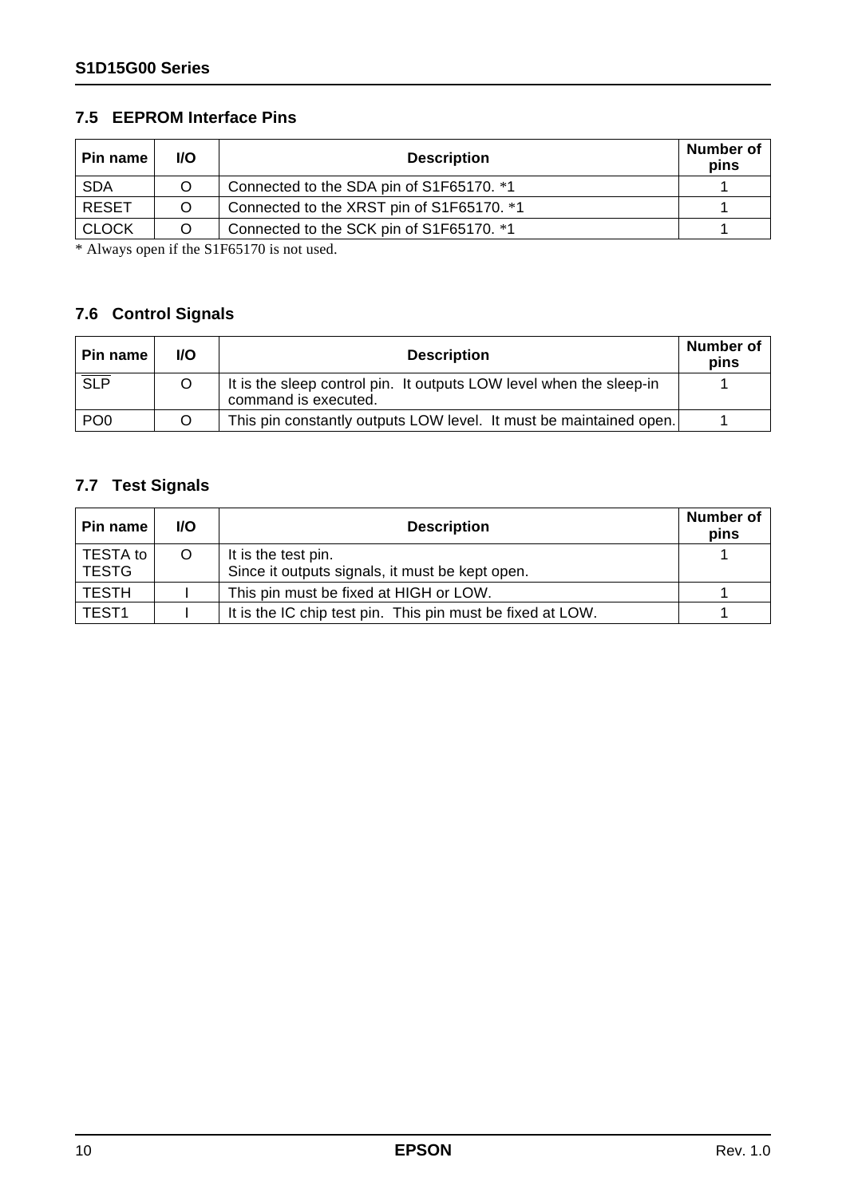### 7.5 EEPROM Interface Pins

| Pin name | I/O | Description | Number of pins |
|---|---|---|---|
| SDA | O | Connected to the SDA pin of S1F65170. *1 | 1 |
| RESET | O | Connected to the XRST pin of S1F65170. *1 | 1 |
| CLOCK | O | Connected to the SCK pin of S1F65170. *1 | 1 |

* Always open if the S1F65170 is not used.

### 7.6 Control Signals

| Pin name | I/O | Description | Number of pins |
|---|---|---|---|
| $\overline{\text{SLP}}$ | O | It is the sleep control pin. It outputs LOW level when the sleep-in command is executed. | 1 |
| PO0 | O | This pin constantly outputs LOW level. It must be maintained open. | 1 |

### 7.7 Test Signals

| Pin name | I/O | Description | Number of pins |
|---|---|---|---|
| TESTA to TESTG | O | It is the test pin. Since it outputs signals, it must be kept open. | 1 |
| TESTH | I | This pin must be fixed at HIGH or LOW. | 1 |
| TEST1 | I | It is the IC chip test pin. This pin must be fixed at LOW. | 1 |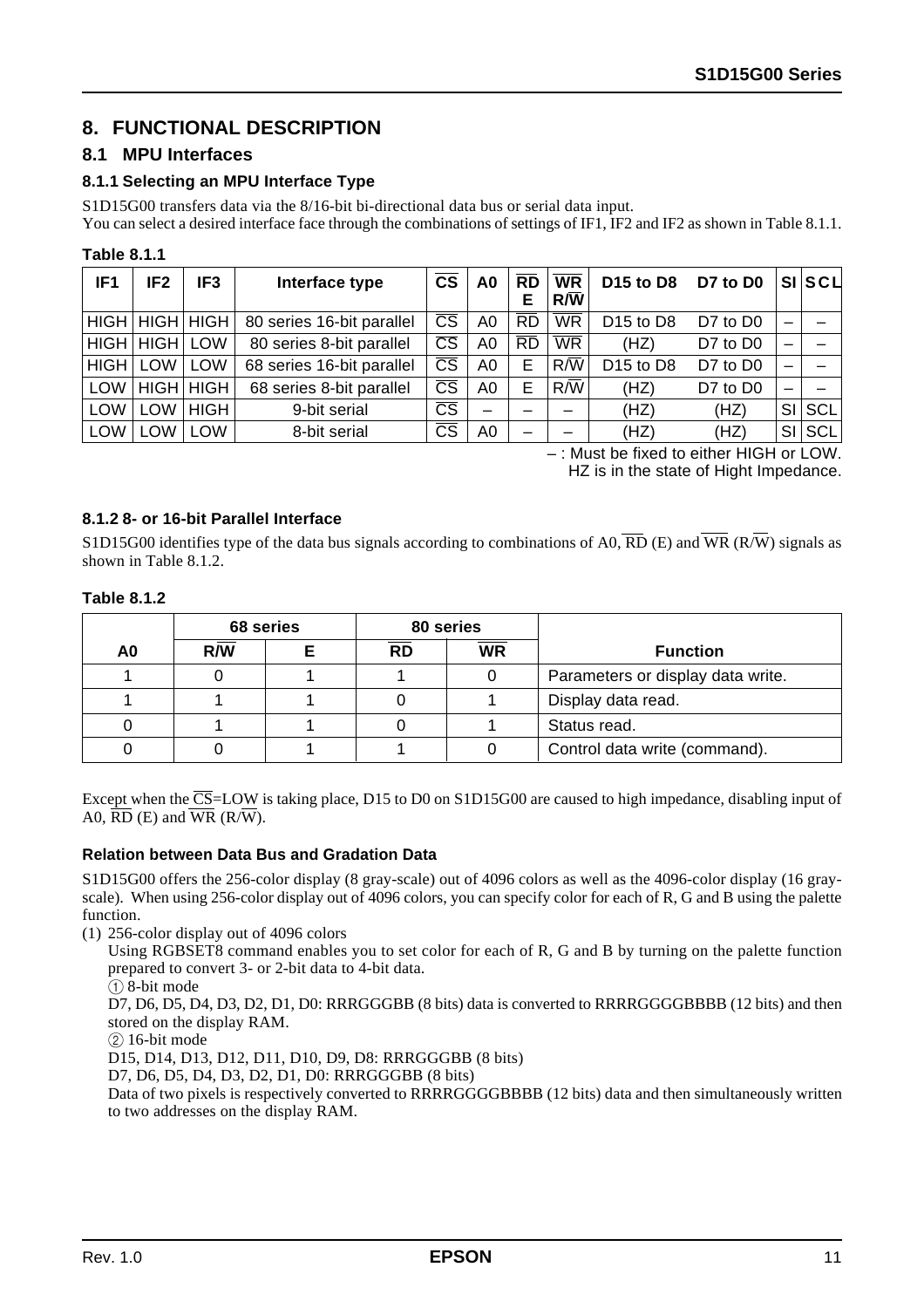## 8. FUNCTIONAL DESCRIPTION

### 8.1 MPU Interfaces

#### 8.1.1 Selecting an MPU Interface Type

S1D15G00 transfers data via the 8/16-bit bi-directional data bus or serial data input.
You can select a desired interface face through the combinations of settings of IF1, IF2 and IF2 as shown in Table 8.1.1.

**Table 8.1.1**

| IF1 | IF2 | IF3 | Interface type | CS | A0 | RD<br>E | WR<br>R/W | D15 to D8 | D7 to D0 | SI | SCL |
|---|---|---|---|---|---|---|---|---|---|---|---|
| HIGH | HIGH | HIGH | 80 series 16-bit parallel | CS | A0 | RD | WR | D15 to D8 | D7 to D0 | – | – |
| HIGH | HIGH | LOW | 80 series 8-bit parallel | CS | A0 | RD | WR | (HZ) | D7 to D0 | – | – |
| HIGH | LOW | LOW | 68 series 16-bit parallel | CS | A0 | E | R/W | D15 to D8 | D7 to D0 | – | – |
| LOW | HIGH | HIGH | 68 series 8-bit parallel | CS | A0 | E | R/W | (HZ) | D7 to D0 | – | – |
| LOW | LOW | HIGH | 9-bit serial | CS | – | – | – | (HZ) | (HZ) | SI | SCL |
| LOW | LOW | LOW | 8-bit serial | CS | A0 | – | – | (HZ) | (HZ) | SI | SCL |

– : Must be fixed to either HIGH or LOW.
HZ is in the state of Hight Impedance.

#### 8.1.2 8- or 16-bit Parallel Interface

S1D15G00 identifies type of the data bus signals according to combinations of A0, RD (E) and WR (R/W) signals as shown in Table 8.1.2.

**Table 8.1.2**

| | 68 series | | 80 series | | |
|---|---|---|---|---|---|
| A0 | R/W | E | RD | WR | Function |
| 1 | 0 | 1 | 1 | 0 | Parameters or display data write. |
| 1 | 1 | 1 | 0 | 1 | Display data read. |
| 0 | 1 | 1 | 0 | 1 | Status read. |
| 0 | 0 | 1 | 1 | 0 | Control data write (command). |

Except when the CS=LOW is taking place, D15 to D0 on S1D15G00 are caused to high impedance, disabling input of A0, RD (E) and WR (R/W).

#### Relation between Data Bus and Gradation Data

S1D15G00 offers the 256-color display (8 gray-scale) out of 4096 colors as well as the 4096-color display (16 gray-scale). When using 256-color display out of 4096 colors, you can specify color for each of R, G and B using the palette function.

(1) 256-color display out of 4096 colors

Using RGBSET8 command enables you to set color for each of R, G and B by turning on the palette function prepared to convert 3- or 2-bit data to 4-bit data.

① 8-bit mode

D7, D6, D5, D4, D3, D2, D1, D0: RRRGGGBB (8 bits) data is converted to RRRRGGGGBBBB (12 bits) and then stored on the display RAM.

② 16-bit mode

D15, D14, D13, D12, D11, D10, D9, D8: RRRGGGBB (8 bits)

D7, D6, D5, D4, D3, D2, D1, D0: RRRGGGBB (8 bits)

Data of two pixels is respectively converted to RRRRGGGGBBBB (12 bits) data and then simultaneously written to two addresses on the display RAM.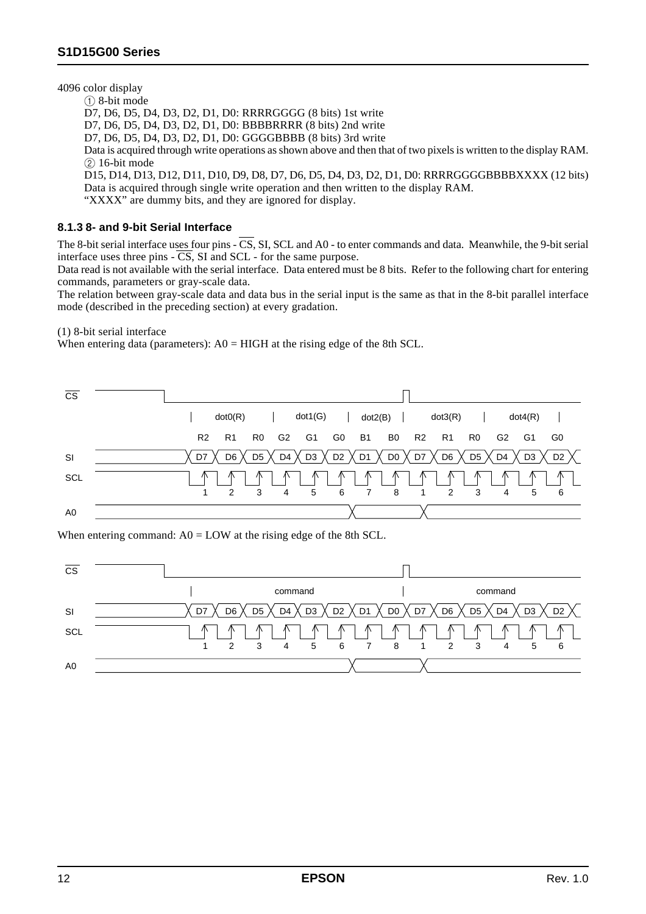4096 color display

① 8-bit mode

D7, D6, D5, D4, D3, D2, D1, D0: RRRRGGGG (8 bits) 1st write

D7, D6, D5, D4, D3, D2, D1, D0: BBBBRRRR (8 bits) 2nd write

D7, D6, D5, D4, D3, D2, D1, D0: GGGGBBBB (8 bits) 3rd write

Data is acquired through write operations as shown above and then that of two pixels is written to the display RAM.

② 16-bit mode

D15, D14, D13, D12, D11, D10, D9, D8, D7, D6, D5, D4, D3, D2, D1, D0: RRRRGGGGBBBBXXXX (12 bits)

Data is acquired through single write operation and then written to the display RAM.

"XXXX" are dummy bits, and they are ignored for display.

### 8.1.3 8- and 9-bit Serial Interface

The 8-bit serial interface uses four pins - $\overline{CS}$, SI, SCL and A0 - to enter commands and data. Meanwhile, the 9-bit serial interface uses three pins - $\overline{CS}$, SI and SCL - for the same purpose.

Data read is not available with the serial interface. Data entered must be 8 bits. Refer to the following chart for entering commands, parameters or gray-scale data.

The relation between gray-scale data and data bus in the serial input is the same as that in the 8-bit parallel interface mode (described in the preceding section) at every gradation.

(1) 8-bit serial interface

When entering data (parameters): A0 = HIGH at the rising edge of the 8th SCL.

| | dot0(R) | | | dot1(G) | | | dot2(B) | | dot3(R) | | | dot4(R) | | |
|---|---|---|---|---|---|---|---|---|---|---|---|---|---|---|
| | R2 | R1 | R0 | G2 | G1 | G0 | B1 | B0 | R2 | R1 | R0 | G2 | G1 | G0 |
| SI | D7 | D6 | D5 | D4 | D3 | D2 | D1 | D0 | D7 | D6 | D5 | D4 | D3 | D2 |
| SCL | 1 | 2 | 3 | 4 | 5 | 6 | 7 | 8 | 1 | 2 | 3 | 4 | 5 | 6 |

When entering command: A0 = LOW at the rising edge of the 8th SCL.

| | command | | | | | | | | command | | | | | |
|---|---|---|---|---|---|---|---|---|---|---|---|---|---|---|
| SI | D7 | D6 | D5 | D4 | D3 | D2 | D1 | D0 | D7 | D6 | D5 | D4 | D3 | D2 |
| SCL | 1 | 2 | 3 | 4 | 5 | 6 | 7 | 8 | 1 | 2 | 3 | 4 | 5 | 6 |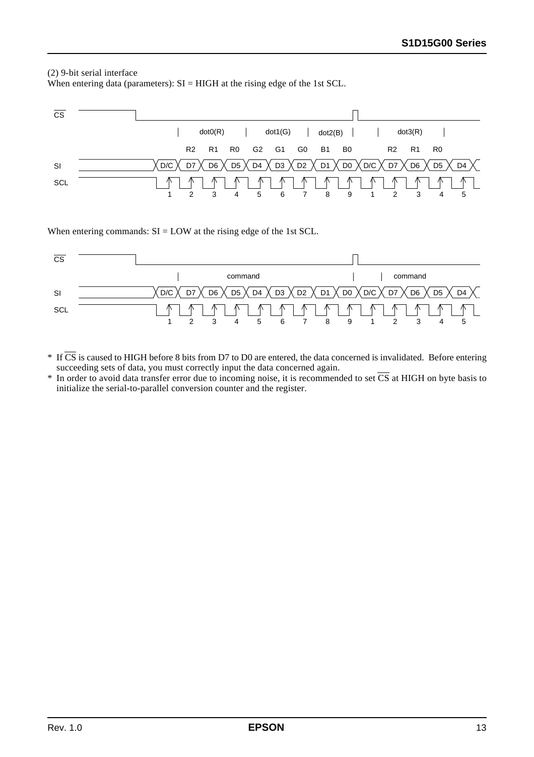(2) 9-bit serial interface

When entering data (parameters): SI = HIGH at the rising edge of the 1st SCL.

```
CS  ‾‾‾‾‾‾‾‾|______________________________________________|‾|_________________________

                 |  dot0(R)  |  dot1(G)  | dot2(B) |          |  dot3(R)  |
                   R2  R1  R0  G2  G1  G0  B1  B0                 R2  R1  R0
SI              X D/C X D7 X D6 X D5 X D4 X D3 X D2 X D1 X D0 X D/C X D7 X D6 X D5 X D4 X
SCL                 1    2    3    4    5    6    7    8    9    1    2    3    4    5
```

When entering commands: SI = LOW at the rising edge of the 1st SCL.

```
CS  ‾‾‾‾‾‾‾‾|______________________________________________|‾|_________________________

                 |              command                    |    |   command
SI              X D/C X D7 X D6 X D5 X D4 X D3 X D2 X D1 X D0 X D/C X D7 X D6 X D5 X D4 X
SCL                 1    2    3    4    5    6    7    8    9    1    2    3    4    5
```

* If $\overline{CS}$ is caused to HIGH before 8 bits from D7 to D0 are entered, the data concerned is invalidated. Before entering succeeding sets of data, you must correctly input the data concerned again.
* In order to avoid data transfer error due to incoming noise, it is recommended to set $\overline{CS}$ at HIGH on byte basis to initialize the serial-to-parallel conversion counter and the register.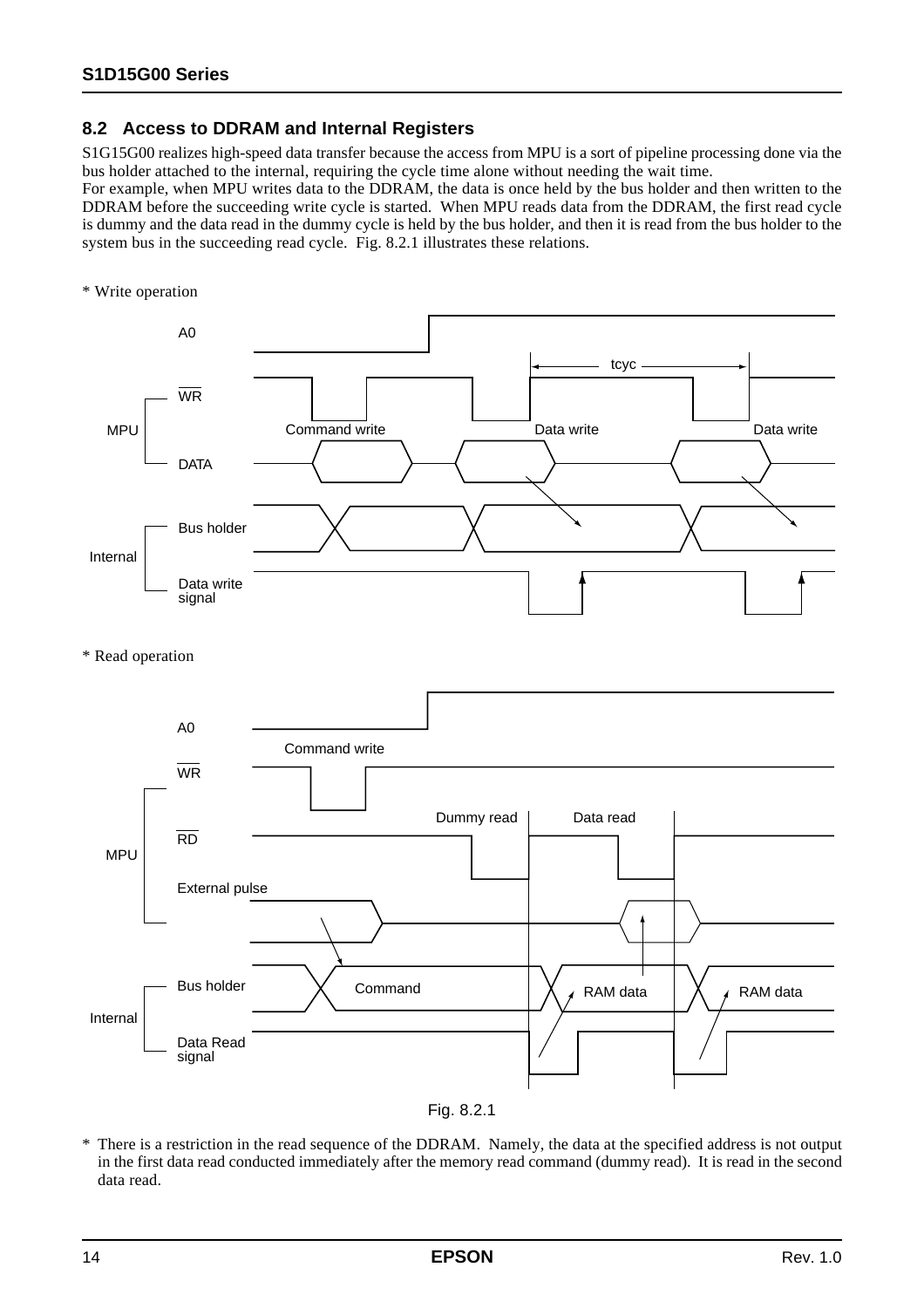## 8.2 Access to DDRAM and Internal Registers

S1G15G00 realizes high-speed data transfer because the access from MPU is a sort of pipeline processing done via the bus holder attached to the internal, requiring the cycle time alone without needing the wait time.
For example, when MPU writes data to the DDRAM, the data is once held by the bus holder and then written to the DDRAM before the succeeding write cycle is started. When MPU reads data from the DDRAM, the first read cycle is dummy and the data read in the dummy cycle is held by the bus holder, and then it is read from the bus holder to the system bus in the succeeding read cycle. Fig. 8.2.1 illustrates these relations.

* Write operation

A0

WR

MPU — Command write — Data write — Data write — tcyc

DATA

Bus holder

Internal

Data write signal

* Read operation

A0

Command write

WR

Dummy read — Data read

RD

MPU

External pulse

Bus holder — Command — RAM data — RAM data

Internal

Data Read signal

Fig. 8.2.1

* There is a restriction in the read sequence of the DDRAM. Namely, the data at the specified address is not output in the first data read conducted immediately after the memory read command (dummy read). It is read in the second data read.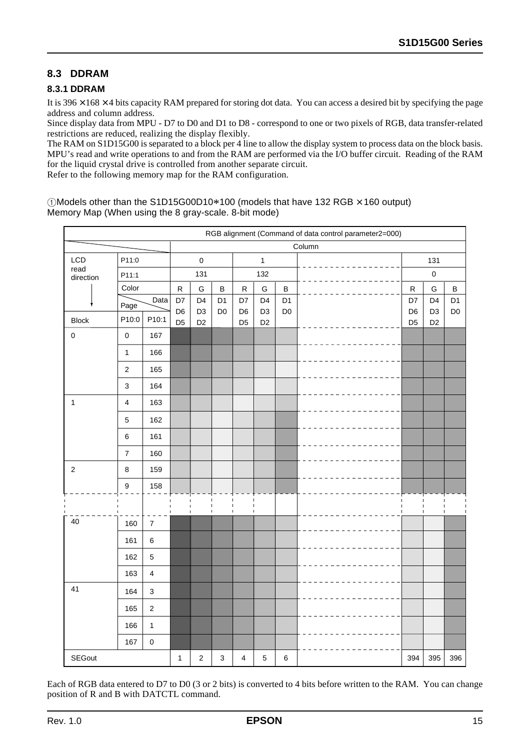## 8.3 DDRAM

### 8.3.1 DDRAM

It is 396 × 168 × 4 bits capacity RAM prepared for storing dot data. You can access a desired bit by specifying the page address and column address.

Since display data from MPU - D7 to D0 and D1 to D8 - correspond to one or two pixels of RGB, data transfer-related restrictions are reduced, realizing the display flexibly.

The RAM on S1D15G00 is separated to a block per 4 line to allow the display system to process data on the block basis. MPU's read and write operations to and from the RAM are performed via the I/O buffer circuit. Reading of the RAM for the liquid crystal drive is controlled from another separate circuit.

Refer to the following memory map for the RAM configuration.

①Models other than the S1D15G00D10∗100 (models that have 132 RGB × 160 output)
Memory Map (When using the 8 gray-scale. 8-bit mode)

| | | | RGB alignment (Command of data control parameter2=000) | | | | | | | | | |
|---|---|---|---|---|---|---|---|---|---|---|---|---|
| | | | Column | | | | | | | | | |
| LCD read direction | P11:0 | | 0 | | | 1 | | | ------ | 131 | | |
| | P11:1 | | 131 | | | 132 | | | ------ | 0 | | |
| | Color | | R | G | B | R | G | B | ------ | R | G | B |
| | Page | Data | D7 D6 D5 | D4 D3 D2 | D1 D0 | D7 D6 D5 | D4 D3 D2 | D1 D0 | | D7 D6 D5 | D4 D3 D2 | D1 D0 |
| Block | P10:0 | P10:1 | | | | | | | | | | |
| 0 | 0 | 167 | | | | | | | | | | |
| | 1 | 166 | | | | | | | | | | |
| | 2 | 165 | | | | | | | | | | |
| | 3 | 164 | | | | | | | | | | |
| 1 | 4 | 163 | | | | | | | | | | |
| | 5 | 162 | | | | | | | | | | |
| | 6 | 161 | | | | | | | | | | |
| | 7 | 160 | | | | | | | | | | |
| 2 | 8 | 159 | | | | | | | | | | |
| | 9 | 158 | | | | | | | | | | |
| ... | ... | ... | | | | | | | | | | |
| 40 | 160 | 7 | | | | | | | | | | |
| | 161 | 6 | | | | | | | | | | |
| | 162 | 5 | | | | | | | | | | |
| | 163 | 4 | | | | | | | | | | |
| 41 | 164 | 3 | | | | | | | | | | |
| | 165 | 2 | | | | | | | | | | |
| | 166 | 1 | | | | | | | | | | |
| | 167 | 0 | | | | | | | | | | |
| SEGout | | | 1 | 2 | 3 | 4 | 5 | 6 | | 394 | 395 | 396 |

Each of RGB data entered to D7 to D0 (3 or 2 bits) is converted to 4 bits before written to the RAM. You can change position of R and B with DATCTL command.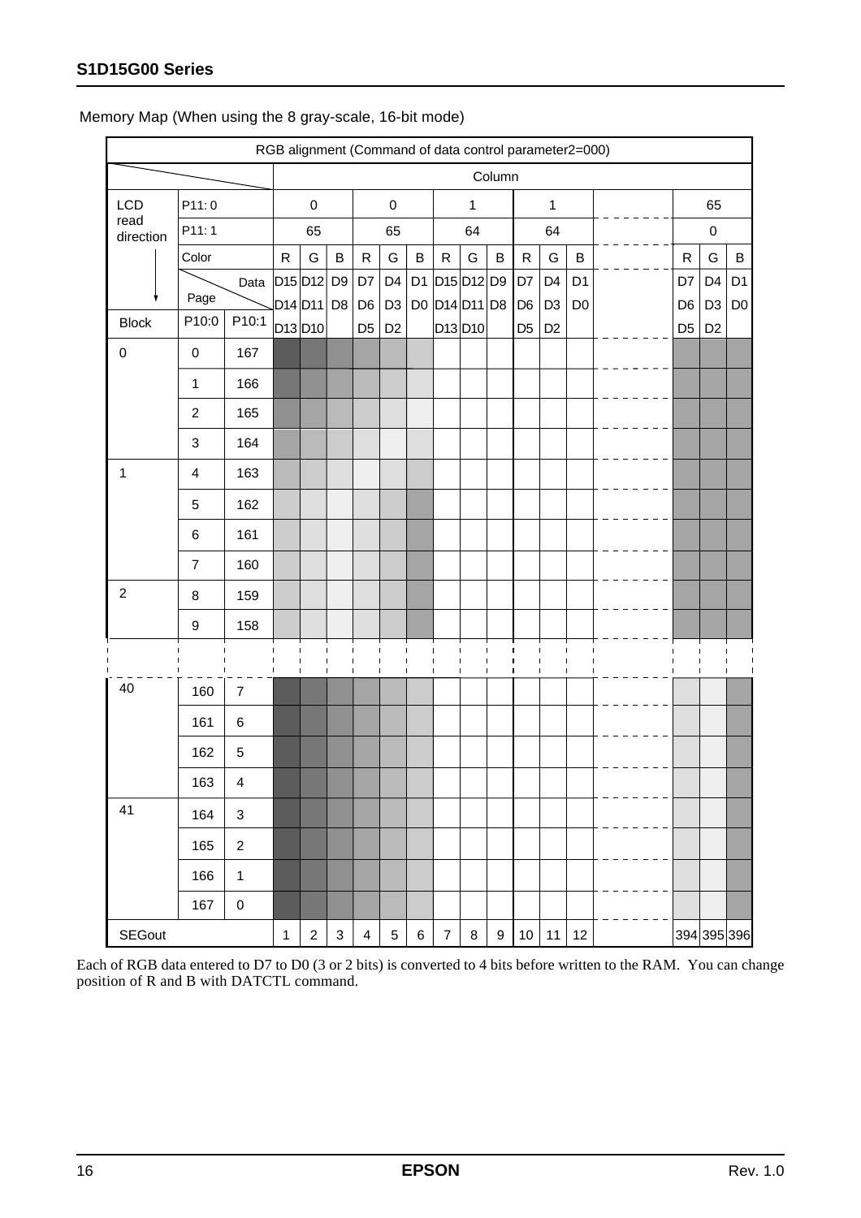Memory Map (When using the 8 gray-scale, 16-bit mode)

| RGB alignment (Command of data control parameter2=000) | | | | | | | | | | | | | | | | | | | |
|---|---|---|---|---|---|---|---|---|---|---|---|---|---|---|---|---|---|---|---|
| | | | Column | | | | | | | | | | | | | | | | |
| LCD read direction | P11: 0 | | 0 | | | 0 | | | 1 | | | 1 | | | | 65 | | |
| | P11: 1 | | 65 | | | 65 | | | 64 | | | 64 | | | | 0 | | |
| | Color | | R | G | B | R | G | B | R | G | B | R | G | B | | R | G | B |
| | Page | Data | D15 D14 D13 | D12 D11 D10 | D9 D8 | D7 D6 D5 | D4 D3 D2 | D1 D0 | D15 D14 D13 | D12 D11 D10 | D9 D8 | D7 D6 D5 | D4 D3 D2 | D1 D0 | | D7 D6 D5 | D4 D3 D2 | D1 D0 |
| Block | P10:0 | P10:1 | | | | | | | | | | | | | | | | |
| 0 | 0 | 167 | | | | | | | | | | | | | | | | |
| | 1 | 166 | | | | | | | | | | | | | | | | |
| | 2 | 165 | | | | | | | | | | | | | | | | |
| | 3 | 164 | | | | | | | | | | | | | | | | |
| 1 | 4 | 163 | | | | | | | | | | | | | | | | |
| | 5 | 162 | | | | | | | | | | | | | | | | |
| | 6 | 161 | | | | | | | | | | | | | | | | |
| | 7 | 160 | | | | | | | | | | | | | | | | |
| 2 | 8 | 159 | | | | | | | | | | | | | | | | |
| | 9 | 158 | | | | | | | | | | | | | | | | |
| | | | | | | | | | | | | | | | | | | |
| 40 | 160 | 7 | | | | | | | | | | | | | | | | |
| | 161 | 6 | | | | | | | | | | | | | | | | |
| | 162 | 5 | | | | | | | | | | | | | | | | |
| | 163 | 4 | | | | | | | | | | | | | | | | |
| 41 | 164 | 3 | | | | | | | | | | | | | | | | |
| | 165 | 2 | | | | | | | | | | | | | | | | |
| | 166 | 1 | | | | | | | | | | | | | | | | |
| | 167 | 0 | | | | | | | | | | | | | | | | |
| SEGout | | | 1 | 2 | 3 | 4 | 5 | 6 | 7 | 8 | 9 | 10 | 11 | 12 | | 394 | 395 | 396 |

Each of RGB data entered to D7 to D0 (3 or 2 bits) is converted to 4 bits before written to the RAM. You can change position of R and B with DATCTL command.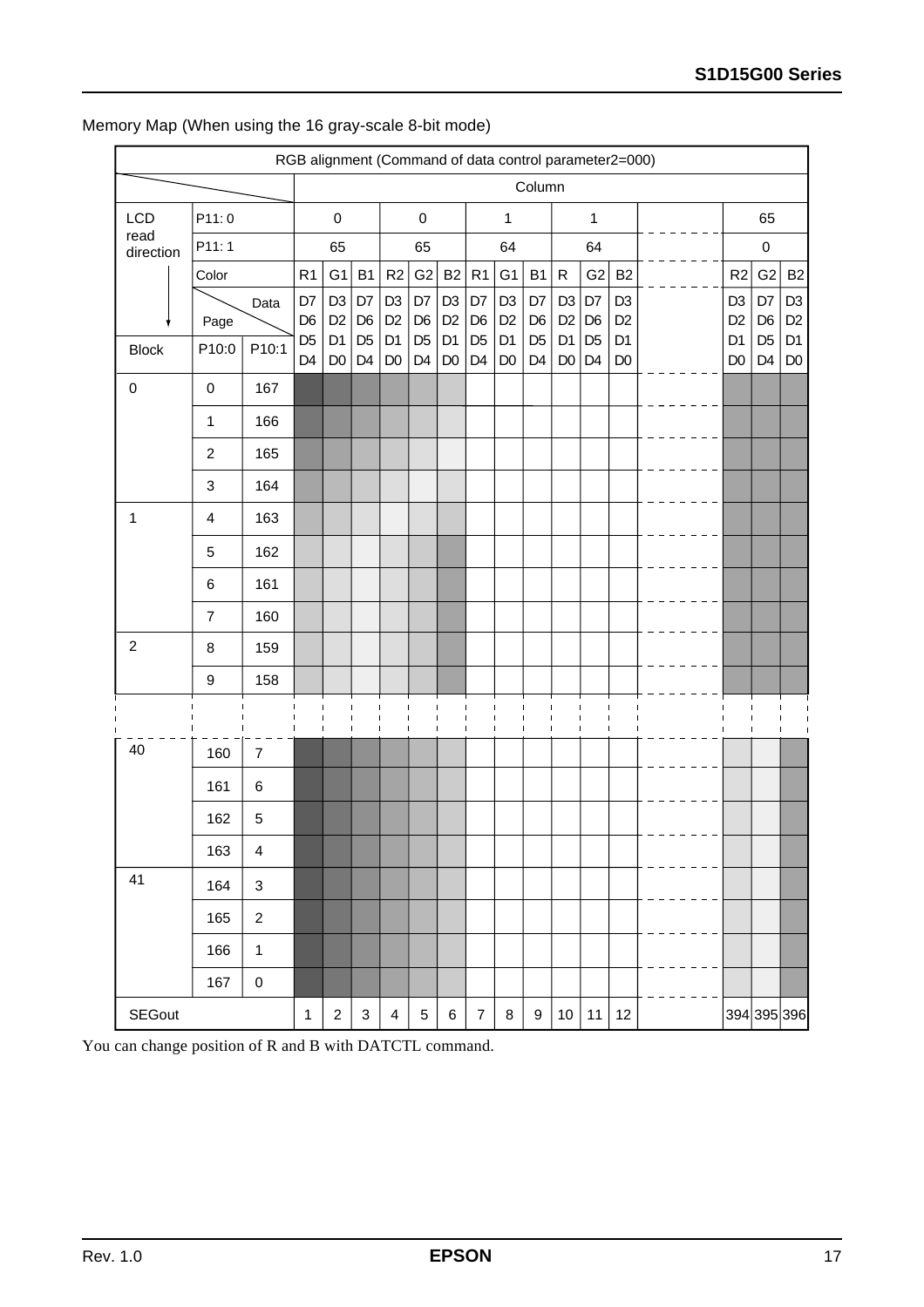Memory Map (When using the 16 gray-scale 8-bit mode)

| RGB alignment (Command of data control parameter2=000) | | | | | | | | | | | | | | | | | | |
|---|---|---|---|---|---|---|---|---|---|---|---|---|---|---|---|---|---|---|
| | | | Column | | | | | | | | | | | | | | | |
| LCD read direction | P11: 0 | | 0 | | | 0 | | | 1 | | | 1 | | | | 65 | | |
| | P11: 1 | | 65 | | | 65 | | | 64 | | | 64 | | | | 0 | | |
| | Color | | R1 | G1 | B1 | R2 | G2 | B2 | R1 | G1 | B1 | R | G2 | B2 | | R2 | G2 | B2 |
| | Page / Data | | D7 D6 D5 D4 | D3 D2 D1 D0 | D7 D6 D5 D4 | D3 D2 D1 D0 | D7 D6 D5 D4 | D3 D2 D1 D0 | D7 D6 D5 D4 | D3 D2 D1 D0 | D7 D6 D5 D4 | D3 D2 D1 D0 | D7 D6 D5 D4 | D3 D2 D1 D0 | | D3 D2 D1 D0 | D7 D6 D5 D4 | D3 D2 D1 D0 |
| Block | P10:0 | P10:1 | | | | | | | | | | | | | | | | |
| 0 | 0 | 167 | | | | | | | | | | | | | | | | |
| | 1 | 166 | | | | | | | | | | | | | | | | |
| | 2 | 165 | | | | | | | | | | | | | | | | |
| | 3 | 164 | | | | | | | | | | | | | | | | |
| 1 | 4 | 163 | | | | | | | | | | | | | | | | |
| | 5 | 162 | | | | | | | | | | | | | | | | |
| | 6 | 161 | | | | | | | | | | | | | | | | |
| | 7 | 160 | | | | | | | | | | | | | | | | |
| 2 | 8 | 159 | | | | | | | | | | | | | | | | |
| | 9 | 158 | | | | | | | | | | | | | | | | |
| ⋮ | ⋮ | ⋮ | | | | | | | | | | | | | | | | |
| 40 | 160 | 7 | | | | | | | | | | | | | | | | |
| | 161 | 6 | | | | | | | | | | | | | | | | |
| | 162 | 5 | | | | | | | | | | | | | | | | |
| | 163 | 4 | | | | | | | | | | | | | | | | |
| 41 | 164 | 3 | | | | | | | | | | | | | | | | |
| | 165 | 2 | | | | | | | | | | | | | | | | |
| | 166 | 1 | | | | | | | | | | | | | | | | |
| | 167 | 0 | | | | | | | | | | | | | | | | |
| SEGout | | | 1 | 2 | 3 | 4 | 5 | 6 | 7 | 8 | 9 | 10 | 11 | 12 | | 394 | 395 | 396 |

You can change position of R and B with DATCTL command.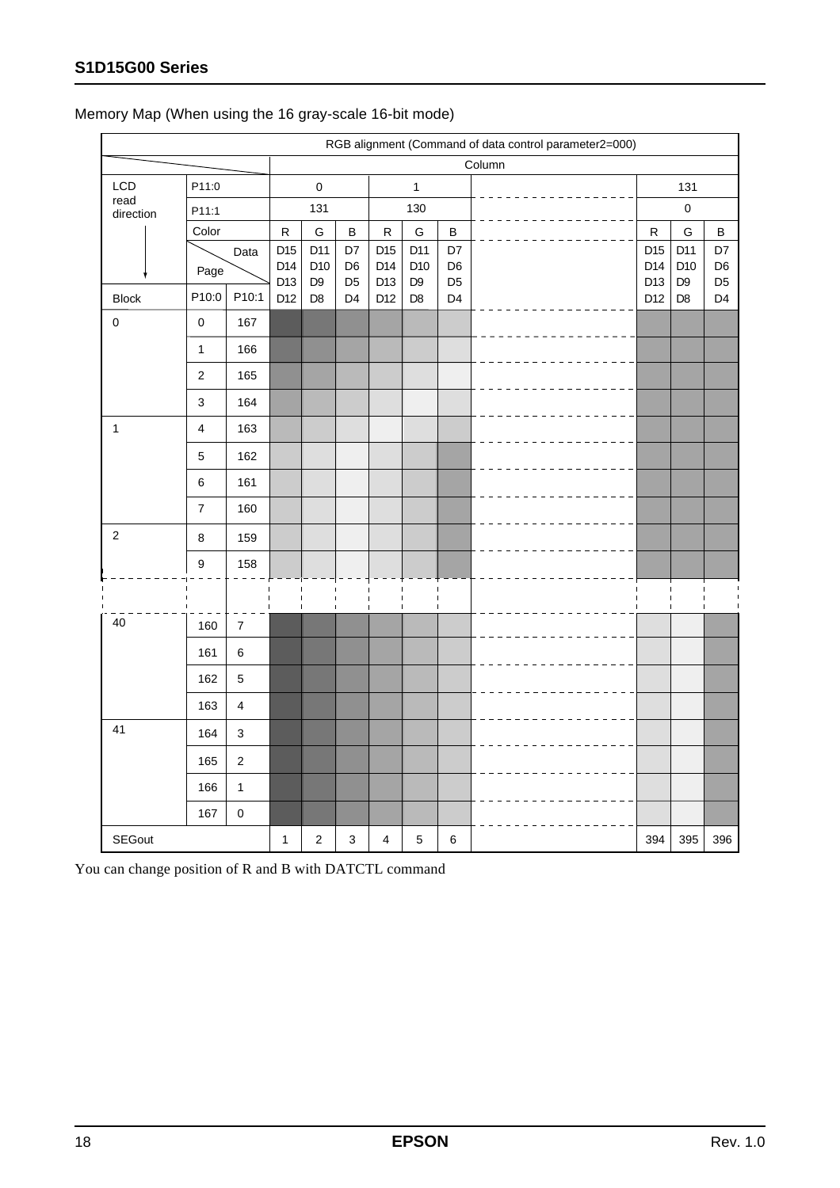Memory Map (When using the 16 gray-scale 16-bit mode)

| | | | RGB alignment (Command of data control parameter2=000) | | | | | | | | | |
|---|---|---|---|---|---|---|---|---|---|---|---|---|
| | | | Column | | | | | | | | | |
| LCD read direction | P11:0 | | 0 | | | 1 | | | | 131 | | |
| | P11:1 | | 131 | | | 130 | | | | 0 | | |
| | Color | | R | G | B | R | G | B | | R | G | B |
| | Page | Data | D15 D14 D13 | D11 D10 D9 | D7 D6 D5 | D15 D14 D13 | D11 D10 D9 | D7 D6 D5 | | D15 D14 D13 | D11 D10 D9 | D7 D6 D5 |
| Block | P10:0 | P10:1 | D12 | D8 | D4 | D12 | D8 | D4 | | D12 | D8 | D4 |
| 0 | 0 | 167 | | | | | | | | | | |
| | 1 | 166 | | | | | | | | | | |
| | 2 | 165 | | | | | | | | | | |
| | 3 | 164 | | | | | | | | | | |
| 1 | 4 | 163 | | | | | | | | | | |
| | 5 | 162 | | | | | | | | | | |
| | 6 | 161 | | | | | | | | | | |
| | 7 | 160 | | | | | | | | | | |
| 2 | 8 | 159 | | | | | | | | | | |
| | 9 | 158 | | | | | | | | | | |
| | | | | | | | | | | | | |
| 40 | 160 | 7 | | | | | | | | | | |
| | 161 | 6 | | | | | | | | | | |
| | 162 | 5 | | | | | | | | | | |
| | 163 | 4 | | | | | | | | | | |
| 41 | 164 | 3 | | | | | | | | | | |
| | 165 | 2 | | | | | | | | | | |
| | 166 | 1 | | | | | | | | | | |
| | 167 | 0 | | | | | | | | | | |
| SEGout | | | 1 | 2 | 3 | 4 | 5 | 6 | | 394 | 395 | 396 |

You can change position of R and B with DATCTL command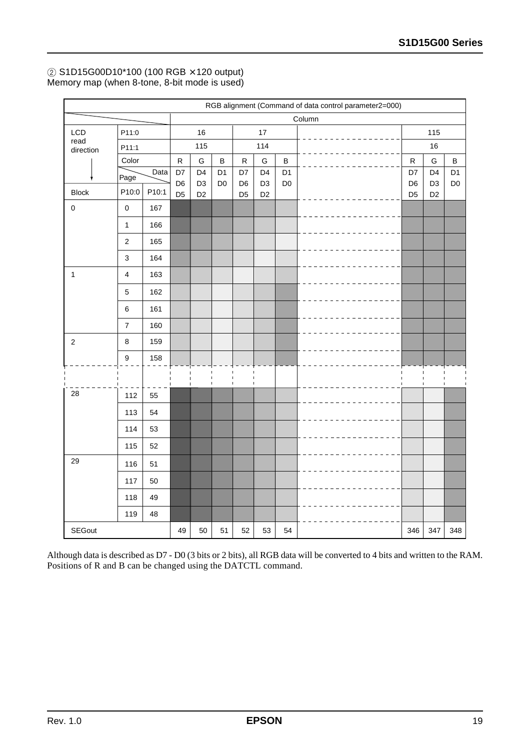② S1D15G00D10*100 (100 RGB ×120 output)
Memory map (when 8-tone, 8-bit mode is used)

| | | | RGB alignment (Command of data control parameter2=000) | | | | | | | | | |
|---|---|---|---|---|---|---|---|---|---|---|---|---|
| | | | Column | | | | | | | | | |
| LCD read direction | P11:0 | | 16 | | | 17 | | | | 115 | | |
| | P11:1 | | 115 | | | 114 | | | | 16 | | |
| | Color | | R | G | B | R | G | B | | R | G | B |
| | Page | Data | D7 D6 D5 | D4 D3 D2 | D1 D0 | D7 D6 D5 | D4 D3 D2 | D1 D0 | | D7 D6 D5 | D4 D3 D2 | D1 D0 |
| Block | P10:0 | P10:1 | | | | | | | | | | |
| 0 | 0 | 167 | | | | | | | | | | |
| | 1 | 166 | | | | | | | | | | |
| | 2 | 165 | | | | | | | | | | |
| | 3 | 164 | | | | | | | | | | |
| 1 | 4 | 163 | | | | | | | | | | |
| | 5 | 162 | | | | | | | | | | |
| | 6 | 161 | | | | | | | | | | |
| | 7 | 160 | | | | | | | | | | |
| 2 | 8 | 159 | | | | | | | | | | |
| | 9 | 158 | | | | | | | | | | |
| | | | | | | | | | | | | |
| 28 | 112 | 55 | | | | | | | | | | |
| | 113 | 54 | | | | | | | | | | |
| | 114 | 53 | | | | | | | | | | |
| | 115 | 52 | | | | | | | | | | |
| 29 | 116 | 51 | | | | | | | | | | |
| | 117 | 50 | | | | | | | | | | |
| | 118 | 49 | | | | | | | | | | |
| | 119 | 48 | | | | | | | | | | |
| SEGout | | | 49 | 50 | 51 | 52 | 53 | 54 | | 346 | 347 | 348 |

Although data is described as D7 - D0 (3 bits or 2 bits), all RGB data will be converted to 4 bits and written to the RAM. Positions of R and B can be changed using the DATCTL command.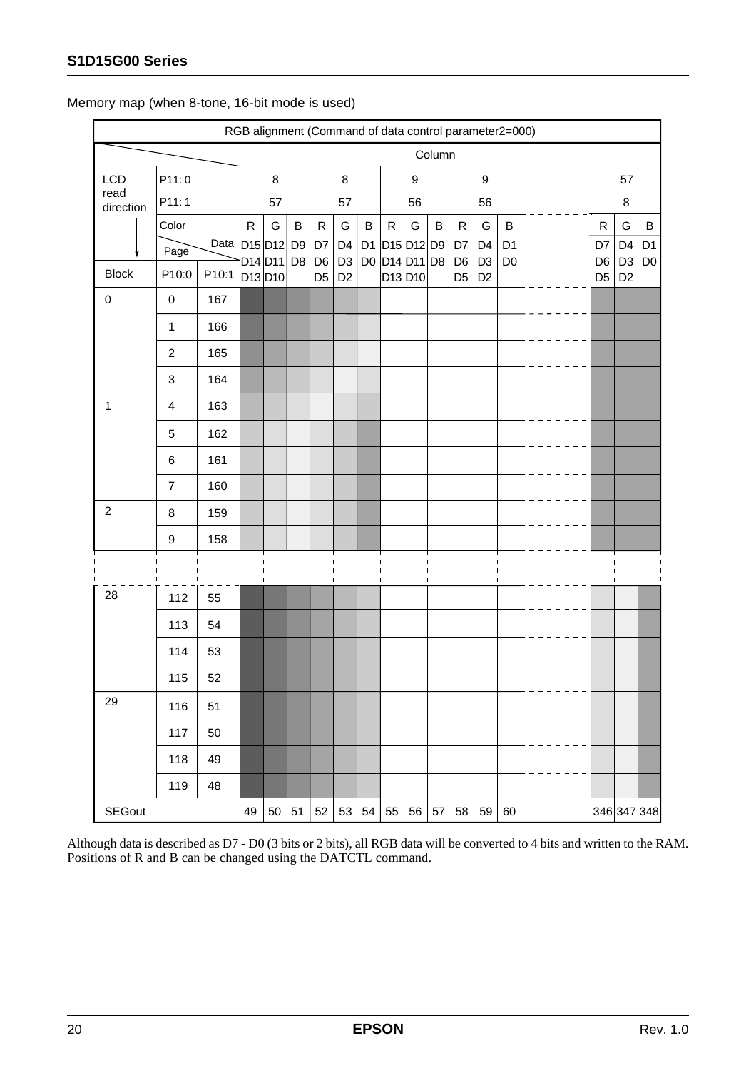Memory map (when 8-tone, 16-bit mode is used)

| RGB alignment (Command of data control parameter2=000) | | | | | | | | | | | | | | | | | | |
|---|---|---|---|---|---|---|---|---|---|---|---|---|---|---|---|---|---|---|
| | | | Column | | | | | | | | | | | | | | | |
| LCD read direction | P11: 0 | | 8 | | | 8 | | | 9 | | | 9 | | | | 57 | | |
| | P11: 1 | | 57 | | | 57 | | | 56 | | | 56 | | | | 8 | | |
| | Color | | R | G | B | R | G | B | R | G | B | R | G | B | | R | G | B |
| | Page | Data | D15 D14 D13 | D12 D11 D10 | D9 D8 | D7 D6 D5 | D4 D3 D2 | D1 D0 | D15 D14 D13 | D12 D11 D10 | D9 D8 | D7 D6 D5 | D4 D3 D2 | D1 D0 | | D7 D6 D5 | D4 D3 D2 | D1 D0 |
| Block | P10:0 | P10:1 | | | | | | | | | | | | | | | | |
| 0 | 0 | 167 | | | | | | | | | | | | | | | | |
| | 1 | 166 | | | | | | | | | | | | | | | | |
| | 2 | 165 | | | | | | | | | | | | | | | | |
| | 3 | 164 | | | | | | | | | | | | | | | | |
| 1 | 4 | 163 | | | | | | | | | | | | | | | | |
| | 5 | 162 | | | | | | | | | | | | | | | | |
| | 6 | 161 | | | | | | | | | | | | | | | | |
| | 7 | 160 | | | | | | | | | | | | | | | | |
| 2 | 8 | 159 | | | | | | | | | | | | | | | | |
| | 9 | 158 | | | | | | | | | | | | | | | | |
| | | | | | | | | | | | | | | | | | | |
| 28 | 112 | 55 | | | | | | | | | | | | | | | | |
| | 113 | 54 | | | | | | | | | | | | | | | | |
| | 114 | 53 | | | | | | | | | | | | | | | | |
| | 115 | 52 | | | | | | | | | | | | | | | | |
| 29 | 116 | 51 | | | | | | | | | | | | | | | | |
| | 117 | 50 | | | | | | | | | | | | | | | | |
| | 118 | 49 | | | | | | | | | | | | | | | | |
| | 119 | 48 | | | | | | | | | | | | | | | | |
| SEGout | | | 49 | 50 | 51 | 52 | 53 | 54 | 55 | 56 | 57 | 58 | 59 | 60 | | 346 | 347 | 348 |

Although data is described as D7 - D0 (3 bits or 2 bits), all RGB data will be converted to 4 bits and written to the RAM. Positions of R and B can be changed using the DATCTL command.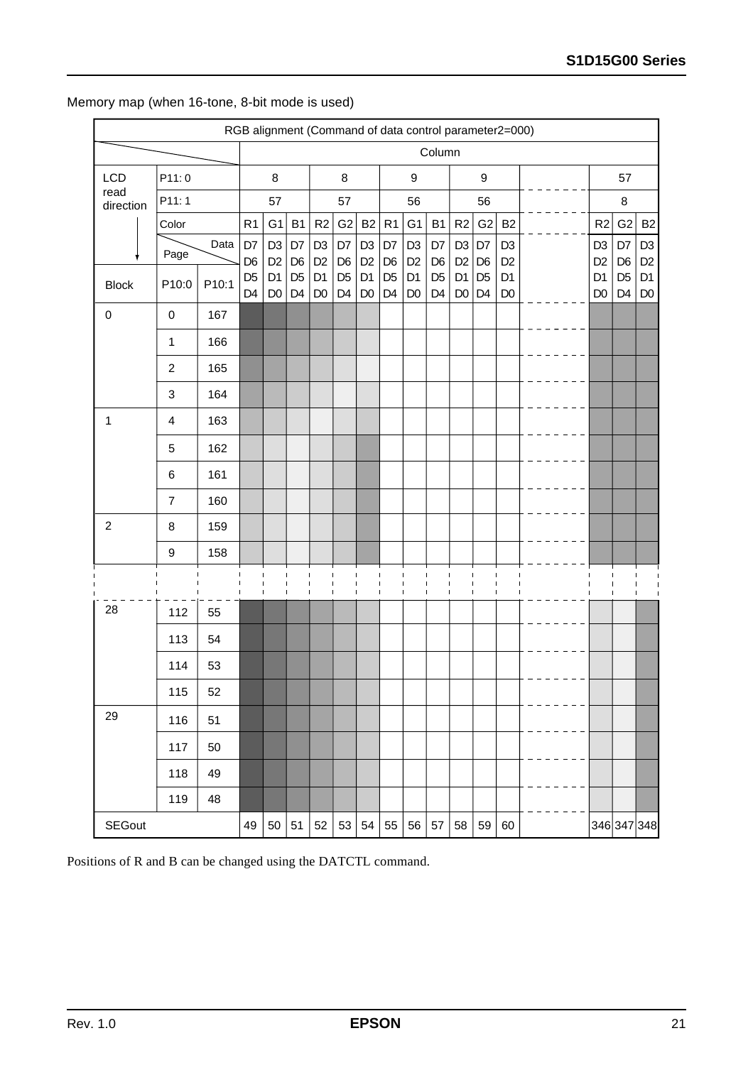Memory map (when 16-tone, 8-bit mode is used)

| RGB alignment (Command of data control parameter2=000) | | | | | | | | | | | | | | | | | | |
|---|---|---|---|---|---|---|---|---|---|---|---|---|---|---|---|---|---|---|
| | | | Column | | | | | | | | | | | | | | | |
| LCD read direction | P11: 0 | | 8 | | | 8 | | | 9 | | | 9 | | | | 57 | | |
| | P11: 1 | | 57 | | | 57 | | | 56 | | | 56 | | | | 8 | | |
| | Color | | R1 | G1 | B1 | R2 | G2 | B2 | R1 | G1 | B1 | R2 | G2 | B2 | | R2 | G2 | B2 |
| | Page \ Data | | D7 D6 D5 D4 | D3 D2 D1 D0 | D7 D6 D5 D4 | D3 D2 D1 D0 | D7 D6 D5 D4 | D3 D2 D1 D0 | D7 D6 D5 D4 | D3 D2 D1 D0 | D7 D6 D5 D4 | D3 D2 D1 D0 | D7 D6 D5 D4 | D3 D2 D1 D0 | | D3 D2 D1 D0 | D7 D6 D5 D4 | D3 D2 D1 D0 |
| Block | P10:0 | P10:1 | | | | | | | | | | | | | | | | |
| 0 | 0 | 167 | | | | | | | | | | | | | | | | |
| | 1 | 166 | | | | | | | | | | | | | | | | |
| | 2 | 165 | | | | | | | | | | | | | | | | |
| | 3 | 164 | | | | | | | | | | | | | | | | |
| 1 | 4 | 163 | | | | | | | | | | | | | | | | |
| | 5 | 162 | | | | | | | | | | | | | | | | |
| | 6 | 161 | | | | | | | | | | | | | | | | |
| | 7 | 160 | | | | | | | | | | | | | | | | |
| 2 | 8 | 159 | | | | | | | | | | | | | | | | |
| | 9 | 158 | | | | | | | | | | | | | | | | |
| | | | | | | | | | | | | | | | | | | |
| 28 | 112 | 55 | | | | | | | | | | | | | | | | |
| | 113 | 54 | | | | | | | | | | | | | | | | |
| | 114 | 53 | | | | | | | | | | | | | | | | |
| | 115 | 52 | | | | | | | | | | | | | | | | |
| 29 | 116 | 51 | | | | | | | | | | | | | | | | |
| | 117 | 50 | | | | | | | | | | | | | | | | |
| | 118 | 49 | | | | | | | | | | | | | | | | |
| | 119 | 48 | | | | | | | | | | | | | | | | |
| SEGout | | | 49 | 50 | 51 | 52 | 53 | 54 | 55 | 56 | 57 | 58 | 59 | 60 | | 346 | 347 | 348 |

Positions of R and B can be changed using the DATCTL command.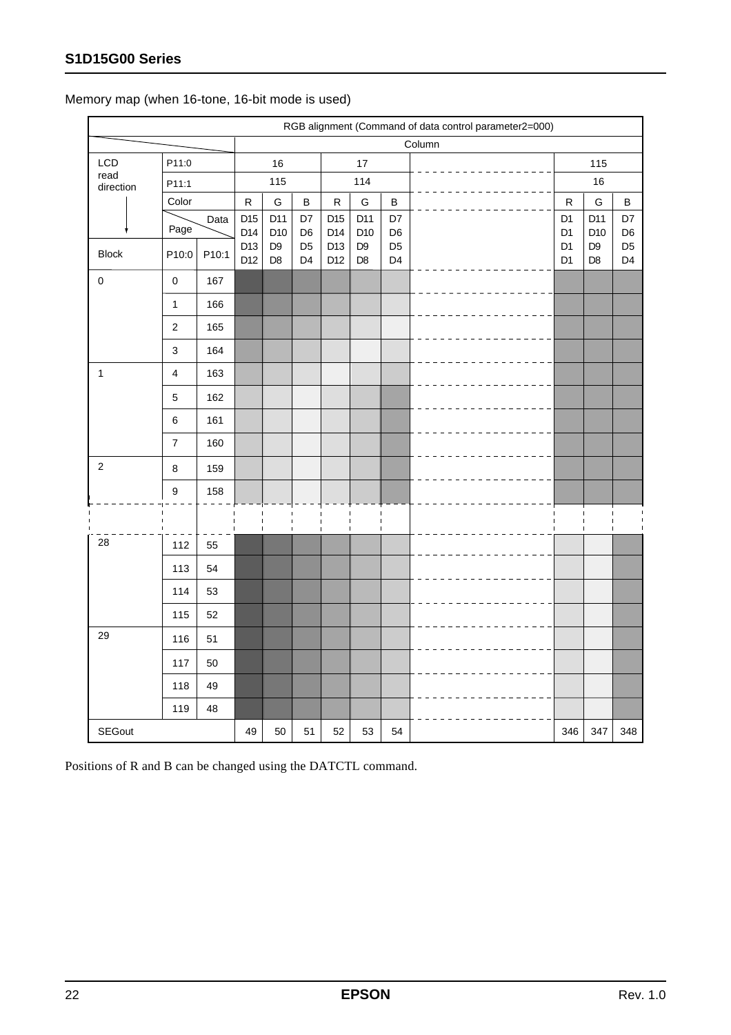Memory map (when 16-tone, 16-bit mode is used)

| | | | RGB alignment (Command of data control parameter2=000) | | | | | | | | | |
|---|---|---|---|---|---|---|---|---|---|---|---|---|
| | | | Column | | | | | | | | | |
| LCD read direction | P11:0 | | 16 | | | 17 | | | | 115 | | |
| | P11:1 | | 115 | | | 114 | | | | 16 | | |
| | Color | | R | G | B | R | G | B | | R | G | B |
| | Page | Data | D15 D14 D13 D12 | D11 D10 D9 D8 | D7 D6 D5 D4 | D15 D14 D13 D12 | D11 D10 D9 D8 | D7 D6 D5 D4 | | D1 D1 D1 D1 | D11 D10 D9 D8 | D7 D6 D5 D4 |
| Block | P10:0 | P10:1 | | | | | | | | | | |
| 0 | 0 | 167 | | | | | | | | | | |
| | 1 | 166 | | | | | | | | | | |
| | 2 | 165 | | | | | | | | | | |
| | 3 | 164 | | | | | | | | | | |
| 1 | 4 | 163 | | | | | | | | | | |
| | 5 | 162 | | | | | | | | | | |
| | 6 | 161 | | | | | | | | | | |
| | 7 | 160 | | | | | | | | | | |
| 2 | 8 | 159 | | | | | | | | | | |
| | 9 | 158 | | | | | | | | | | |
| | | | | | | | | | | | | |
| 28 | 112 | 55 | | | | | | | | | | |
| | 113 | 54 | | | | | | | | | | |
| | 114 | 53 | | | | | | | | | | |
| | 115 | 52 | | | | | | | | | | |
| 29 | 116 | 51 | | | | | | | | | | |
| | 117 | 50 | | | | | | | | | | |
| | 118 | 49 | | | | | | | | | | |
| | 119 | 48 | | | | | | | | | | |
| SEGout | | | 49 | 50 | 51 | 52 | 53 | 54 | | 346 | 347 | 348 |

Positions of R and B can be changed using the DATCTL command.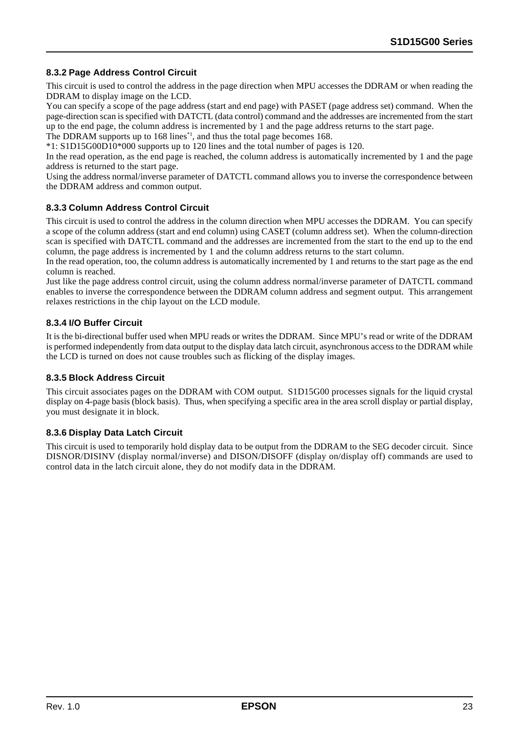### 8.3.2 Page Address Control Circuit

This circuit is used to control the address in the page direction when MPU accesses the DDRAM or when reading the DDRAM to display image on the LCD.

You can specify a scope of the page address (start and end page) with PASET (page address set) command. When the page-direction scan is specified with DATCTL (data control) command and the addresses are incremented from the start up to the end page, the column address is incremented by 1 and the page address returns to the start page.

The DDRAM supports up to 168 lines[*1], and thus the total page becomes 168.

*1: S1D15G00D10*000 supports up to 120 lines and the total number of pages is 120.

In the read operation, as the end page is reached, the column address is automatically incremented by 1 and the page address is returned to the start page.

Using the address normal/inverse parameter of DATCTL command allows you to inverse the correspondence between the DDRAM address and common output.

### 8.3.3 Column Address Control Circuit

This circuit is used to control the address in the column direction when MPU accesses the DDRAM. You can specify a scope of the column address (start and end column) using CASET (column address set). When the column-direction scan is specified with DATCTL command and the addresses are incremented from the start to the end up to the end column, the page address is incremented by 1 and the column address returns to the start column.

In the read operation, too, the column address is automatically incremented by 1 and returns to the start page as the end column is reached.

Just like the page address control circuit, using the column address normal/inverse parameter of DATCTL command enables to inverse the correspondence between the DDRAM column address and segment output. This arrangement relaxes restrictions in the chip layout on the LCD module.

### 8.3.4 I/O Buffer Circuit

It is the bi-directional buffer used when MPU reads or writes the DDRAM. Since MPU's read or write of the DDRAM is performed independently from data output to the display data latch circuit, asynchronous access to the DDRAM while the LCD is turned on does not cause troubles such as flicking of the display images.

### 8.3.5 Block Address Circuit

This circuit associates pages on the DDRAM with COM output. S1D15G00 processes signals for the liquid crystal display on 4-page basis (block basis). Thus, when specifying a specific area in the area scroll display or partial display, you must designate it in block.

### 8.3.6 Display Data Latch Circuit

This circuit is used to temporarily hold display data to be output from the DDRAM to the SEG decoder circuit. Since DISNOR/DISINV (display normal/inverse) and DISON/DISOFF (display on/display off) commands are used to control data in the latch circuit alone, they do not modify data in the DDRAM.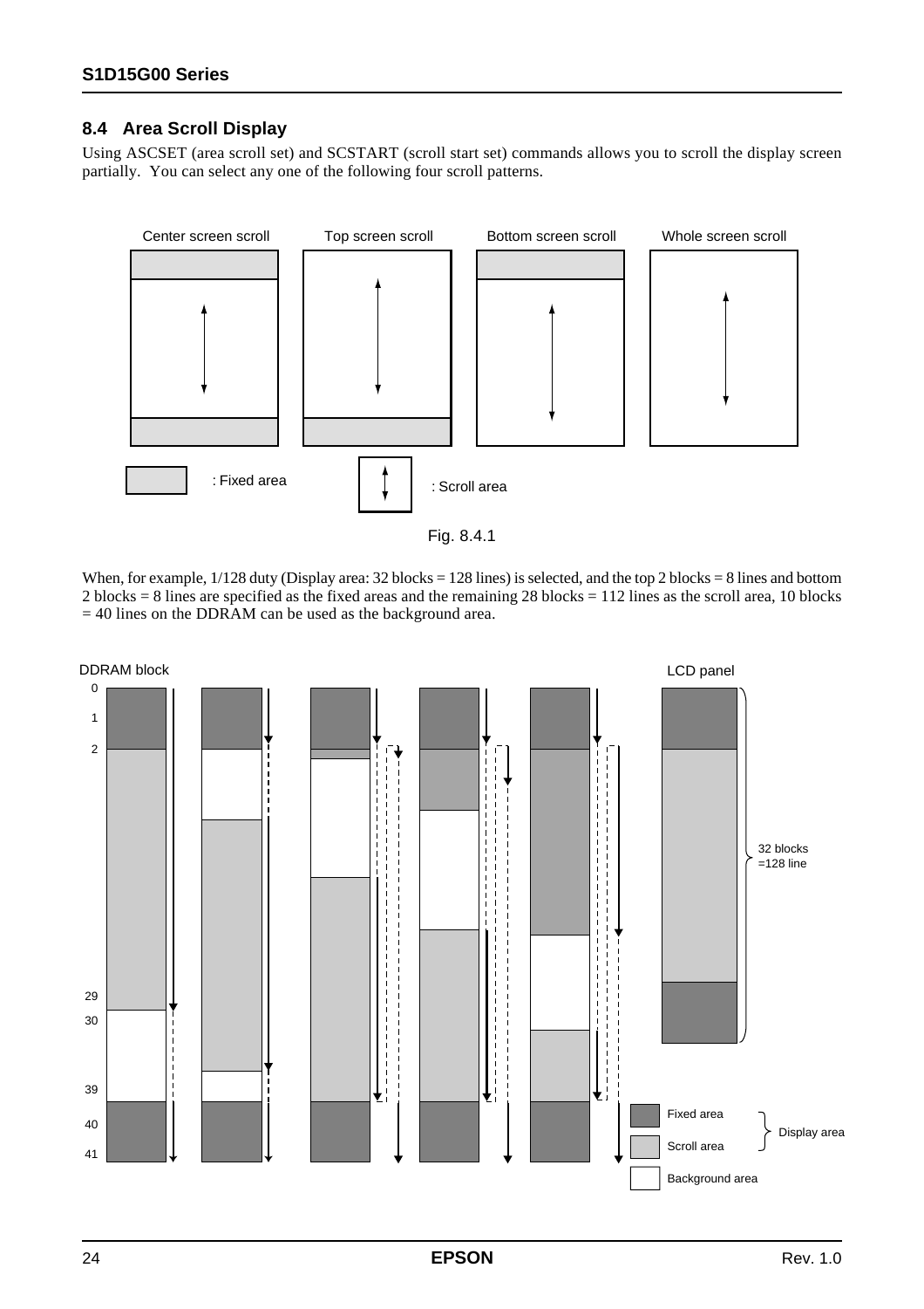## 8.4 Area Scroll Display

Using ASCSET (area scroll set) and SCSTART (scroll start set) commands allows you to scroll the display screen partially. You can select any one of the following four scroll patterns.

Center screen scroll | Top screen scroll | Bottom screen scroll | Whole screen scroll

: Fixed area : Scroll area

Fig. 8.4.1

When, for example, 1/128 duty (Display area: 32 blocks = 128 lines) is selected, and the top 2 blocks = 8 lines and bottom 2 blocks = 8 lines are specified as the fixed areas and the remaining 28 blocks = 112 lines as the scroll area, 10 blocks = 40 lines on the DDRAM can be used as the background area.

DDRAM block: 0, 1, 2, 29, 30, 39, 40, 41

LCD panel: 32 blocks =128 line

Fixed area, Scroll area: Display area

Background area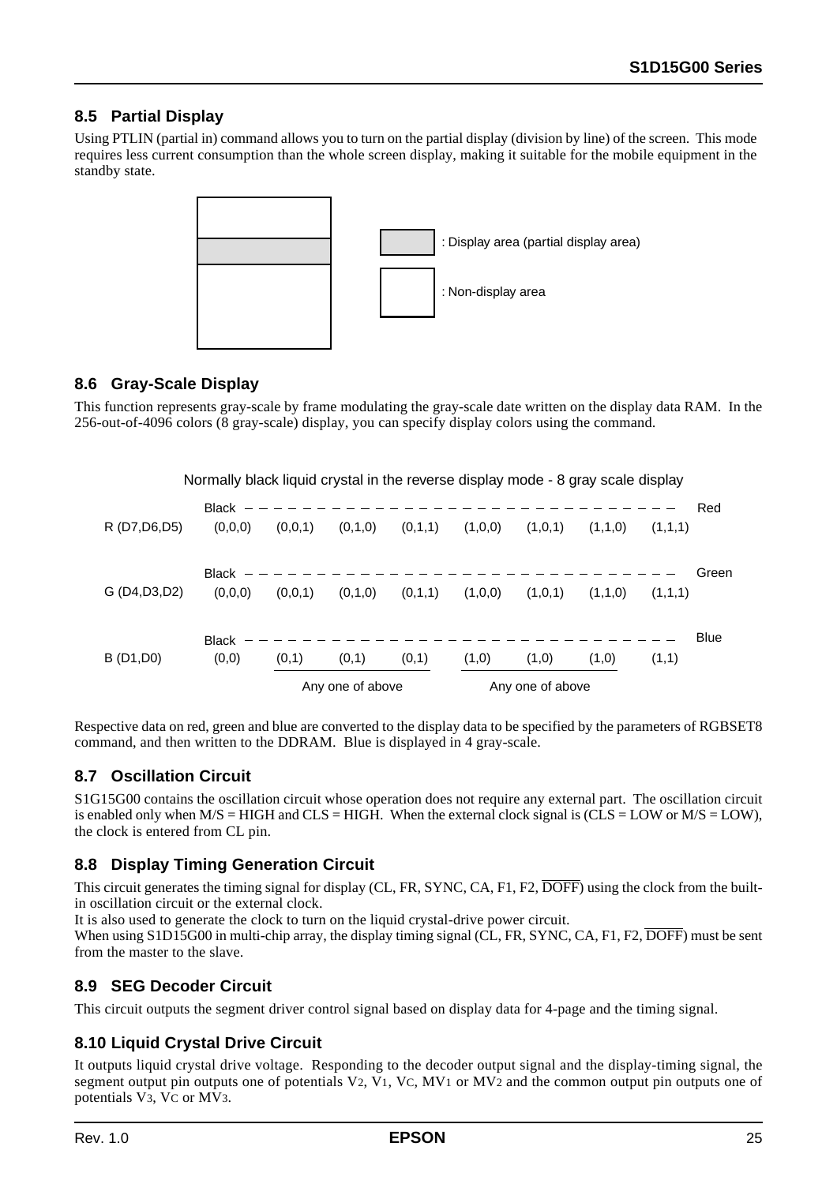### 8.5 Partial Display

Using PTLIN (partial in) command allows you to turn on the partial display (division by line) of the screen. This mode requires less current consumption than the whole screen display, making it suitable for the mobile equipment in the standby state.

: Display area (partial display area)

: Non-display area

### 8.6 Gray-Scale Display

This function represents gray-scale by frame modulating the gray-scale date written on the display data RAM. In the 256-out-of-4096 colors (8 gray-scale) display, you can specify display colors using the command.

Normally black liquid crystal in the reverse display mode - 8 gray scale display

| | Black | | | | | | | Red |
|---|---|---|---|---|---|---|---|---|
| R (D7,D6,D5) | (0,0,0) | (0,0,1) | (0,1,0) | (0,1,1) | (1,0,0) | (1,0,1) | (1,1,0) | (1,1,1) |

| | Black | | | | | | | Green |
|---|---|---|---|---|---|---|---|---|
| G (D4,D3,D2) | (0,0,0) | (0,0,1) | (0,1,0) | (0,1,1) | (1,0,0) | (1,0,1) | (1,1,0) | (1,1,1) |

| | Black | | | | | | | Blue |
|---|---|---|---|---|---|---|---|---|
| B (D1,D0) | (0,0) | (0,1) | (0,1) | (0,1) | (1,0) | (1,0) | (1,0) | (1,1) |
| | | Any one of above | | | Any one of above | | | |

Respective data on red, green and blue are converted to the display data to be specified by the parameters of RGBSET8 command, and then written to the DDRAM. Blue is displayed in 4 gray-scale.

### 8.7 Oscillation Circuit

S1G15G00 contains the oscillation circuit whose operation does not require any external part. The oscillation circuit is enabled only when M/S = HIGH and CLS = HIGH. When the external clock signal is (CLS = LOW or M/S = LOW), the clock is entered from CL pin.

### 8.8 Display Timing Generation Circuit

This circuit generates the timing signal for display (CL, FR, SYNC, CA, F1, F2, $\overline{\text{DOFF}}$) using the clock from the built-in oscillation circuit or the external clock.

It is also used to generate the clock to turn on the liquid crystal-drive power circuit.

When using S1D15G00 in multi-chip array, the display timing signal (CL, FR, SYNC, CA, F1, F2, $\overline{\text{DOFF}}$) must be sent from the master to the slave.

### 8.9 SEG Decoder Circuit

This circuit outputs the segment driver control signal based on display data for 4-page and the timing signal.

### 8.10 Liquid Crystal Drive Circuit

It outputs liquid crystal drive voltage. Responding to the decoder output signal and the display-timing signal, the segment output pin outputs one of potentials $V_2$, $V_1$, $V_C$, $MV_1$ or $MV_2$ and the common output pin outputs one of potentials $V_3$, $V_C$ or $MV_3$.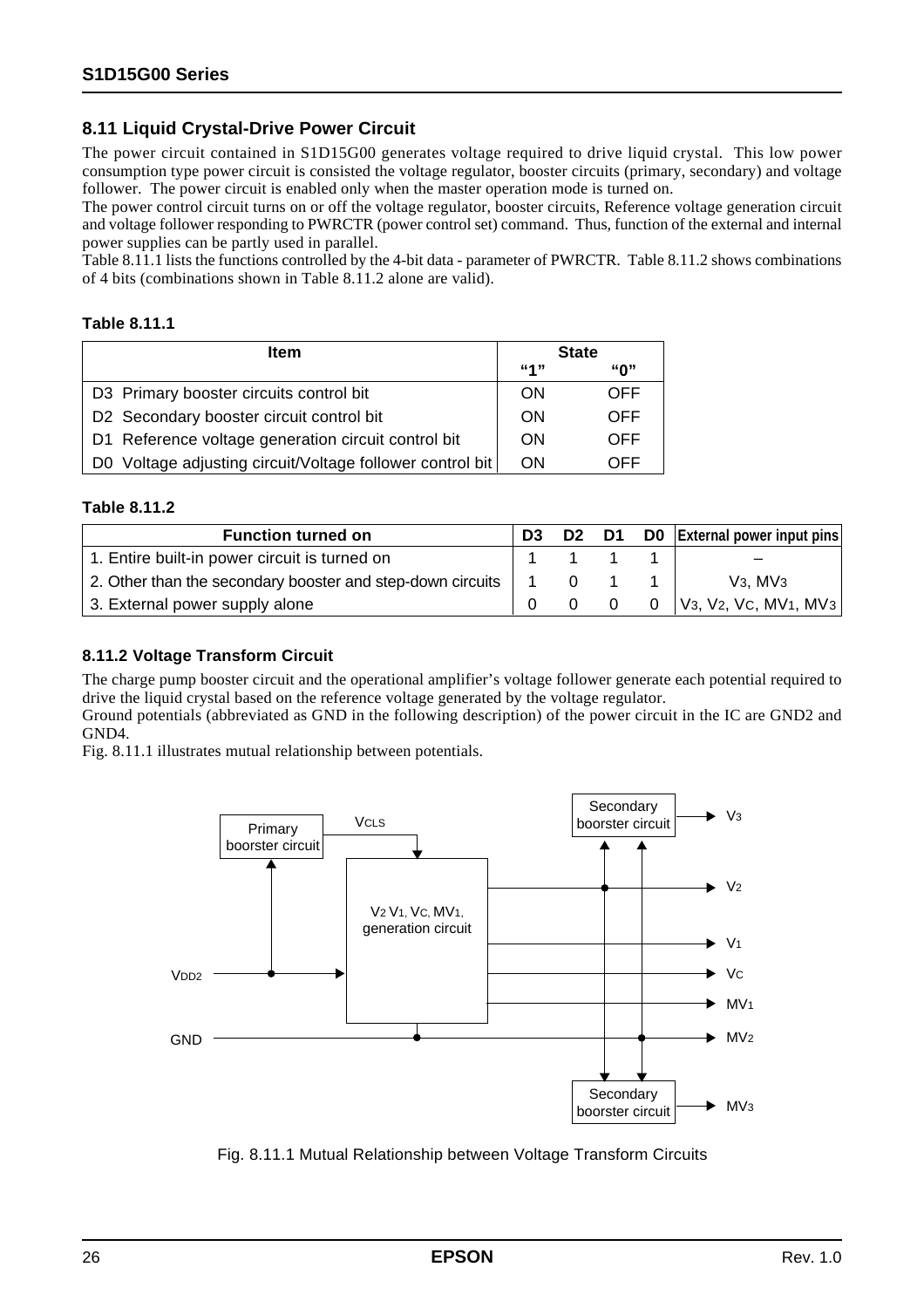## 8.11 Liquid Crystal-Drive Power Circuit

The power circuit contained in S1D15G00 generates voltage required to drive liquid crystal. This low power consumption type power circuit is consisted the voltage regulator, booster circuits (primary, secondary) and voltage follower. The power circuit is enabled only when the master operation mode is turned on.
The power control circuit turns on or off the voltage regulator, booster circuits, Reference voltage generation circuit and voltage follower responding to PWRCTR (power control set) command. Thus, function of the external and internal power supplies can be partly used in parallel.
Table 8.11.1 lists the functions controlled by the 4-bit data - parameter of PWRCTR. Table 8.11.2 shows combinations of 4 bits (combinations shown in Table 8.11.2 alone are valid).

**Table 8.11.1**

| Item | State | |
|---|---|---|
| | "1" | "0" |
| D3 Primary booster circuits control bit | ON | OFF |
| D2 Secondary booster circuit control bit | ON | OFF |
| D1 Reference voltage generation circuit control bit | ON | OFF |
| D0 Voltage adjusting circuit/Voltage follower control bit | ON | OFF |

**Table 8.11.2**

| Function turned on | D3 | D2 | D1 | D0 | External power input pins |
|---|---|---|---|---|---|
| 1. Entire built-in power circuit is turned on | 1 | 1 | 1 | 1 | – |
| 2. Other than the secondary booster and step-down circuits | 1 | 0 | 1 | 1 | $V_3$, $MV_3$ |
| 3. External power supply alone | 0 | 0 | 0 | 0 | $V_3$, $V_2$, $V_C$, $MV_1$, $MV_3$ |

### 8.11.2 Voltage Transform Circuit

The charge pump booster circuit and the operational amplifier's voltage follower generate each potential required to drive the liquid crystal based on the reference voltage generated by the voltage regulator.
Ground potentials (abbreviated as GND in the following description) of the power circuit in the IC are GND2 and GND4.
Fig. 8.11.1 illustrates mutual relationship between potentials.

Fig. 8.11.1 Mutual Relationship between Voltage Transform Circuits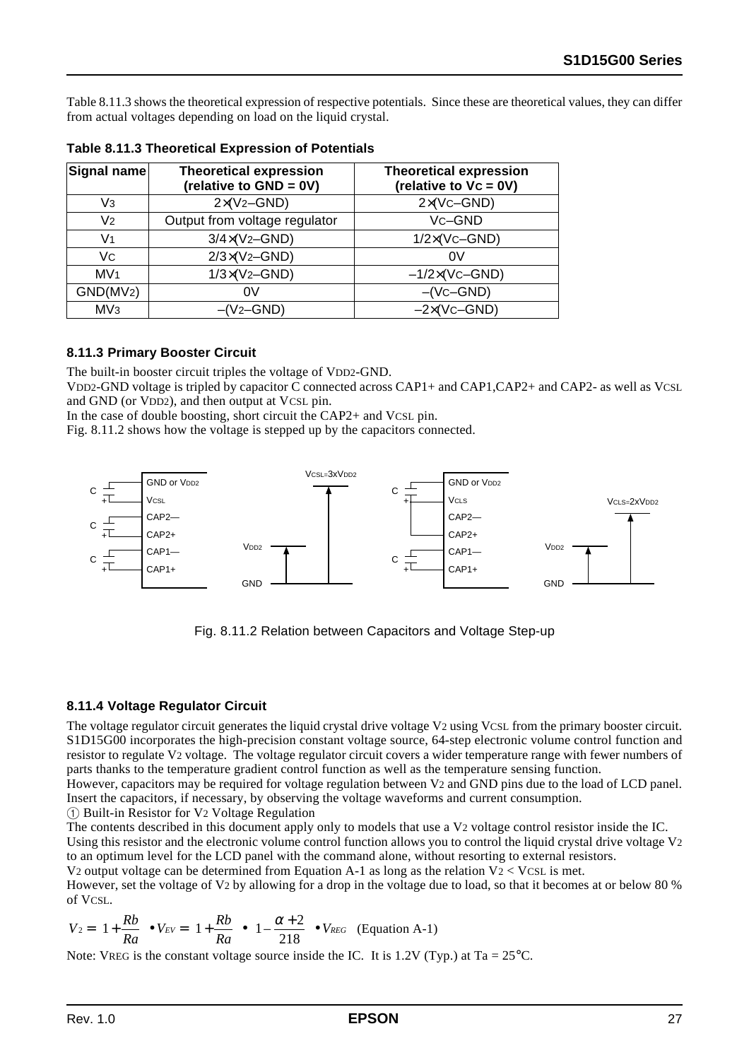Table 8.11.3 shows the theoretical expression of respective potentials. Since these are theoretical values, they can differ from actual voltages depending on load on the liquid crystal.

**Table 8.11.3 Theoretical Expression of Potentials**

| Signal name | Theoretical expression (relative to GND = 0V) | Theoretical expression (relative to VC = 0V) |
|---|---|---|
| $V_3$ | $2\times(V_2–GND)$ | $2\times(V_C–GND)$ |
| $V_2$ | Output from voltage regulator | $V_C–GND$ |
| $V_1$ | $3/4\times(V_2–GND)$ | $1/2\times(V_C–GND)$ |
| $V_C$ | $2/3\times(V_2–GND)$ | 0V |
| $MV_1$ | $1/3\times(V_2–GND)$ | $–1/2\times(V_C–GND)$ |
| GND($MV_2$) | 0V | $–(V_C–GND)$ |
| $MV_3$ | $–(V_2–GND)$ | $–2\times(V_C–GND)$ |

### 8.11.3 Primary Booster Circuit

The built-in booster circuit triples the voltage of $V_{DD2}$-GND.

$V_{DD2}$-GND voltage is tripled by capacitor C connected across CAP1+ and CAP1,CAP2+ and CAP2- as well as $V_{CSL}$ and GND (or $V_{DD2}$), and then output at $V_{CSL}$ pin.

In the case of double boosting, short circuit the CAP2+ and $V_{CSL}$ pin.

Fig. 8.11.2 shows how the voltage is stepped up by the capacitors connected.

Fig. 8.11.2 Relation between Capacitors and Voltage Step-up

### 8.11.4 Voltage Regulator Circuit

The voltage regulator circuit generates the liquid crystal drive voltage $V_2$ using $V_{CSL}$ from the primary booster circuit. S1D15G00 incorporates the high-precision constant voltage source, 64-step electronic volume control function and resistor to regulate $V_2$ voltage. The voltage regulator circuit covers a wider temperature range with fewer numbers of parts thanks to the temperature gradient control function as well as the temperature sensing function.

However, capacitors may be required for voltage regulation between $V_2$ and GND pins due to the load of LCD panel. Insert the capacitors, if necessary, by observing the voltage waveforms and current consumption.

① Built-in Resistor for $V_2$ Voltage Regulation

The contents described in this document apply only to models that use a $V_2$ voltage control resistor inside the IC.

Using this resistor and the electronic volume control function allows you to control the liquid crystal drive voltage $V_2$ to an optimum level for the LCD panel with the command alone, without resorting to external resistors.

$V_2$ output voltage can be determined from Equation A-1 as long as the relation $V_2 < V_{CSL}$ is met.

However, set the voltage of $V_2$ by allowing for a drop in the voltage due to load, so that it becomes at or below 80 % of $V_{CSL}$.

$$V_2 = \left(1+\frac{Rb}{Ra}\right)\cdot V_{EV} = \left(1+\frac{Rb}{Ra}\right)\cdot\left(1-\frac{\alpha+2}{218}\right)\cdot V_{REG} \quad \text{(Equation A-1)}$$

Note: $V_{REG}$ is the constant voltage source inside the IC. It is 1.2V (Typ.) at Ta = 25°C.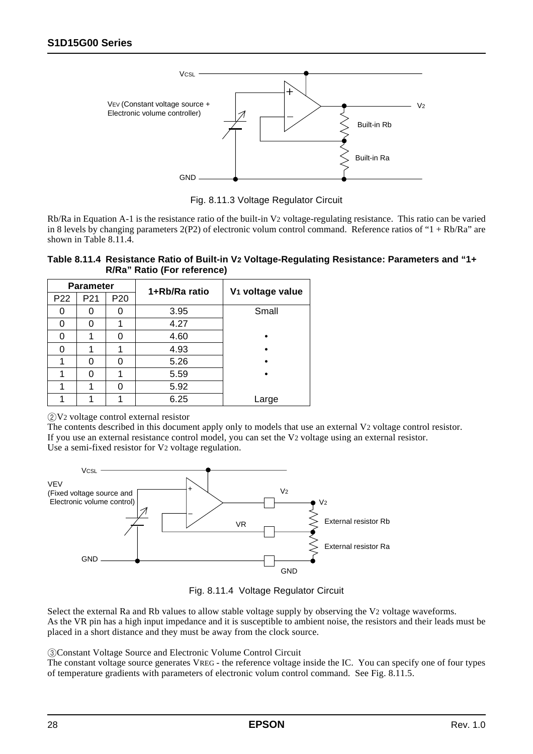Fig. 8.11.3 Voltage Regulator Circuit

Rb/Ra in Equation A-1 is the resistance ratio of the built-in $V_2$ voltage-regulating resistance. This ratio can be varied in 8 levels by changing parameters 2(P2) of electronic volum control command. Reference ratios of "1 + Rb/Ra" are shown in Table 8.11.4.

**Table 8.11.4 Resistance Ratio of Built-in $V_2$ Voltage-Regulating Resistance: Parameters and "1+ R/Ra" Ratio (For reference)**

| Parameter | | | 1+Rb/Ra ratio | $V_1$ voltage value |
|---|---|---|---|---|
| P22 | P21 | P20 | | |
| 0 | 0 | 0 | 3.95 | Small |
| 0 | 0 | 1 | 4.27 | |
| 0 | 1 | 0 | 4.60 | • |
| 0 | 1 | 1 | 4.93 | • |
| 1 | 0 | 0 | 5.26 | • |
| 1 | 0 | 1 | 5.59 | • |
| 1 | 1 | 0 | 5.92 | |
| 1 | 1 | 1 | 6.25 | Large |

②$V_2$ voltage control external resistor

The contents described in this document apply only to models that use an external $V_2$ voltage control resistor.
If you use an external resistance control model, you can set the $V_2$ voltage using an external resistor.
Use a semi-fixed resistor for $V_2$ voltage regulation.

Fig. 8.11.4 Voltage Regulator Circuit

Select the external Ra and Rb values to allow stable voltage supply by observing the $V_2$ voltage waveforms.
As the VR pin has a high input impedance and it is susceptible to ambient noise, the resistors and their leads must be placed in a short distance and they must be away from the clock source.

③Constant Voltage Source and Electronic Volume Control Circuit

The constant voltage source generates $V_{REG}$ - the reference voltage inside the IC. You can specify one of four types of temperature gradients with parameters of electronic volum control command. See Fig. 8.11.5.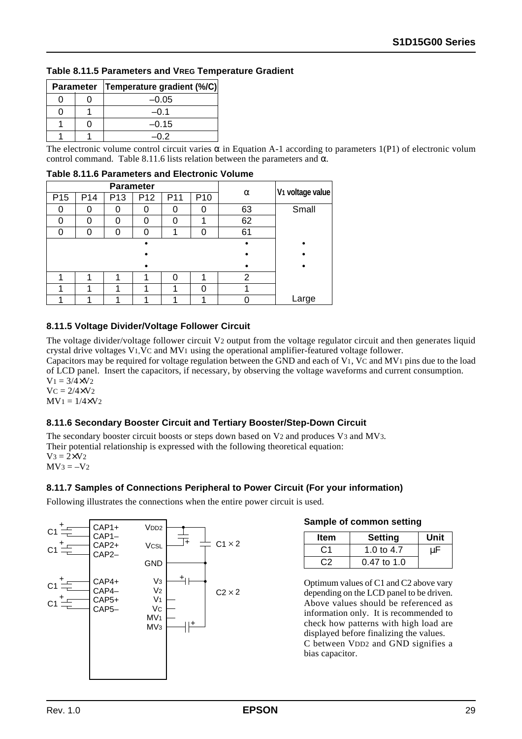**Table 8.11.5 Parameters and VREG Temperature Gradient**

| Parameter | | Temperature gradient (%/C) |
|---|---|---|
| 0 | 0 | –0.05 |
| 0 | 1 | –0.1 |
| 1 | 0 | –0.15 |
| 1 | 1 | –0.2 |

The electronic volume control circuit varies α in Equation A-1 according to parameters 1(P1) of electronic volum control command. Table 8.11.6 lists relation between the parameters and α.

**Table 8.11.6 Parameters and Electronic Volume**

| Parameter | | | | | | α | $V_1$ voltage value |
|---|---|---|---|---|---|---|---|
| P15 | P14 | P13 | P12 | P11 | P10 | | |
| 0 | 0 | 0 | 0 | 0 | 0 | 63 | Small |
| 0 | 0 | 0 | 0 | 0 | 1 | 62 | |
| 0 | 0 | 0 | 0 | 1 | 0 | 61 | |
| | | | • | | | • | • |
| | | | • | | | • | • |
| | | | • | | | • | • |
| 1 | 1 | 1 | 1 | 0 | 1 | 2 | |
| 1 | 1 | 1 | 1 | 1 | 0 | 1 | |
| 1 | 1 | 1 | 1 | 1 | 1 | 0 | Large |

### 8.11.5 Voltage Divider/Voltage Follower Circuit

The voltage divider/voltage follower circuit $V_2$ output from the voltage regulator circuit and then generates liquid crystal drive voltages $V_1$, $V_C$ and $MV_1$ using the operational amplifier-featured voltage follower.

Capacitors may be required for voltage regulation between the GND and each of $V_1$, $V_C$ and $MV_1$ pins due to the load of LCD panel. Insert the capacitors, if necessary, by observing the voltage waveforms and current consumption.

$V_1 = 3/4 \times V_2$

$V_C = 2/4 \times V_2$

$MV_1 = 1/4 \times V_2$

### 8.11.6 Secondary Booster Circuit and Tertiary Booster/Step-Down Circuit

The secondary booster circuit boosts or steps down based on $V_2$ and produces $V_3$ and $MV_3$.
Their potential relationship is expressed with the following theoretical equation:

$V_3 = 2 \times V_2$

$MV_3 = -V_2$

### 8.11.7 Samples of Connections Peripheral to Power Circuit (For your information)

Following illustrates the connections when the entire power circuit is used.

C1 — CAP1+ / CAP1–; C1 — CAP2+ / CAP2–; C1 — CAP4+ / CAP4–; C1 — CAP5+ / CAP5–
$V_{DD2}$, $V_{CSL}$: C1 × 2; GND; $V_3$, $V_2$, $V_1$, $V_C$, $MV_1$, $MV_3$: C2 × 2

**Sample of common setting**

| Item | Setting | Unit |
|---|---|---|
| C1 | 1.0 to 4.7 | μF |
| C2 | 0.47 to 1.0 | |

Optimum values of C1 and C2 above vary depending on the LCD panel to be driven. Above values should be referenced as information only. It is recommended to check how patterns with high load are displayed before finalizing the values.
C between $V_{DD2}$ and GND signifies a bias capacitor.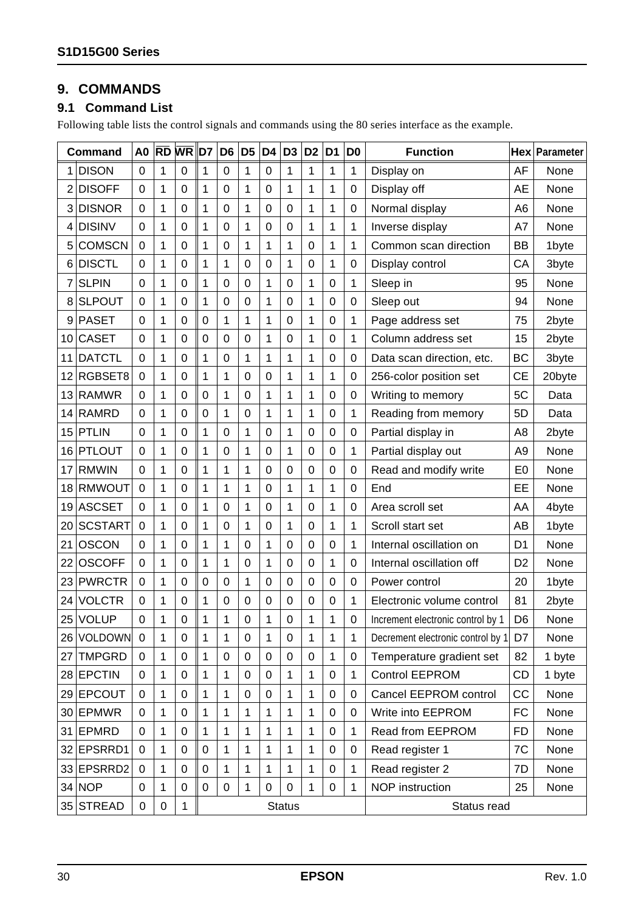## 9. COMMANDS

### 9.1 Command List

Following table lists the control signals and commands using the 80 series interface as the example.

| | Command | A0 | RD | WR | D7 | D6 | D5 | D4 | D3 | D2 | D1 | D0 | Function | Hex | Parameter |
|---|---|---|---|---|---|---|---|---|---|---|---|---|---|---|---|
| 1 | DISON | 0 | 1 | 0 | 1 | 0 | 1 | 0 | 1 | 1 | 1 | 1 | Display on | AF | None |
| 2 | DISOFF | 0 | 1 | 0 | 1 | 0 | 1 | 0 | 1 | 1 | 1 | 0 | Display off | AE | None |
| 3 | DISNOR | 0 | 1 | 0 | 1 | 0 | 1 | 0 | 0 | 1 | 1 | 0 | Normal display | A6 | None |
| 4 | DISINV | 0 | 1 | 0 | 1 | 0 | 1 | 0 | 0 | 1 | 1 | 1 | Inverse display | A7 | None |
| 5 | COMSCN | 0 | 1 | 0 | 1 | 0 | 1 | 1 | 1 | 0 | 1 | 1 | Common scan direction | BB | 1byte |
| 6 | DISCTL | 0 | 1 | 0 | 1 | 1 | 0 | 0 | 1 | 0 | 1 | 0 | Display control | CA | 3byte |
| 7 | SLPIN | 0 | 1 | 0 | 1 | 0 | 0 | 1 | 0 | 1 | 0 | 1 | Sleep in | 95 | None |
| 8 | SLPOUT | 0 | 1 | 0 | 1 | 0 | 0 | 1 | 0 | 1 | 0 | 0 | Sleep out | 94 | None |
| 9 | PASET | 0 | 1 | 0 | 0 | 1 | 1 | 1 | 0 | 1 | 0 | 1 | Page address set | 75 | 2byte |
| 10 | CASET | 0 | 1 | 0 | 0 | 0 | 0 | 1 | 0 | 1 | 0 | 1 | Column address set | 15 | 2byte |
| 11 | DATCTL | 0 | 1 | 0 | 1 | 0 | 1 | 1 | 1 | 1 | 0 | 0 | Data scan direction, etc. | BC | 3byte |
| 12 | RGBSET8 | 0 | 1 | 0 | 1 | 1 | 0 | 0 | 1 | 1 | 1 | 0 | 256-color position set | CE | 20byte |
| 13 | RAMWR | 0 | 1 | 0 | 0 | 1 | 0 | 1 | 1 | 1 | 0 | 0 | Writing to memory | 5C | Data |
| 14 | RAMRD | 0 | 1 | 0 | 0 | 1 | 0 | 1 | 1 | 1 | 0 | 1 | Reading from memory | 5D | Data |
| 15 | PTLIN | 0 | 1 | 0 | 1 | 0 | 1 | 0 | 1 | 0 | 0 | 0 | Partial display in | A8 | 2byte |
| 16 | PTLOUT | 0 | 1 | 0 | 1 | 0 | 1 | 0 | 1 | 0 | 0 | 1 | Partial display out | A9 | None |
| 17 | RMWIN | 0 | 1 | 0 | 1 | 1 | 1 | 0 | 0 | 0 | 0 | 0 | Read and modify write | E0 | None |
| 18 | RMWOUT | 0 | 1 | 0 | 1 | 1 | 1 | 0 | 1 | 1 | 1 | 0 | End | EE | None |
| 19 | ASCSET | 0 | 1 | 0 | 1 | 0 | 1 | 0 | 1 | 0 | 1 | 0 | Area scroll set | AA | 4byte |
| 20 | SCSTART | 0 | 1 | 0 | 1 | 0 | 1 | 0 | 1 | 0 | 1 | 1 | Scroll start set | AB | 1byte |
| 21 | OSCON | 0 | 1 | 0 | 1 | 1 | 0 | 1 | 0 | 0 | 0 | 1 | Internal oscillation on | D1 | None |
| 22 | OSCOFF | 0 | 1 | 0 | 1 | 1 | 0 | 1 | 0 | 0 | 1 | 0 | Internal oscillation off | D2 | None |
| 23 | PWRCTR | 0 | 1 | 0 | 0 | 0 | 1 | 0 | 0 | 0 | 0 | 0 | Power control | 20 | 1byte |
| 24 | VOLCTR | 0 | 1 | 0 | 1 | 0 | 0 | 0 | 0 | 0 | 0 | 1 | Electronic volume control | 81 | 2byte |
| 25 | VOLUP | 0 | 1 | 0 | 1 | 1 | 0 | 1 | 0 | 1 | 1 | 0 | Increment electronic control by 1 | D6 | None |
| 26 | VOLDOWN | 0 | 1 | 0 | 1 | 1 | 0 | 1 | 0 | 1 | 1 | 1 | Decrement electronic control by 1 | D7 | None |
| 27 | TMPGRD | 0 | 1 | 0 | 1 | 0 | 0 | 0 | 0 | 0 | 1 | 0 | Temperature gradient set | 82 | 1 byte |
| 28 | EPCTIN | 0 | 1 | 0 | 1 | 1 | 0 | 0 | 1 | 1 | 0 | 1 | Control EEPROM | CD | 1 byte |
| 29 | EPCOUT | 0 | 1 | 0 | 1 | 1 | 0 | 0 | 1 | 1 | 0 | 0 | Cancel EEPROM control | CC | None |
| 30 | EPMWR | 0 | 1 | 0 | 1 | 1 | 1 | 1 | 1 | 1 | 0 | 0 | Write into EEPROM | FC | None |
| 31 | EPMRD | 0 | 1 | 0 | 1 | 1 | 1 | 1 | 1 | 1 | 0 | 1 | Read from EEPROM | FD | None |
| 32 | EPSRRD1 | 0 | 1 | 0 | 0 | 1 | 1 | 1 | 1 | 1 | 0 | 0 | Read register 1 | 7C | None |
| 33 | EPSRRD2 | 0 | 1 | 0 | 0 | 1 | 1 | 1 | 1 | 1 | 0 | 1 | Read register 2 | 7D | None |
| 34 | NOP | 0 | 1 | 0 | 0 | 0 | 1 | 0 | 0 | 1 | 0 | 1 | NOP instruction | 25 | None |
| 35 | STREAD | 0 | 0 | 1 | Status | | | | | | | | Status read | | |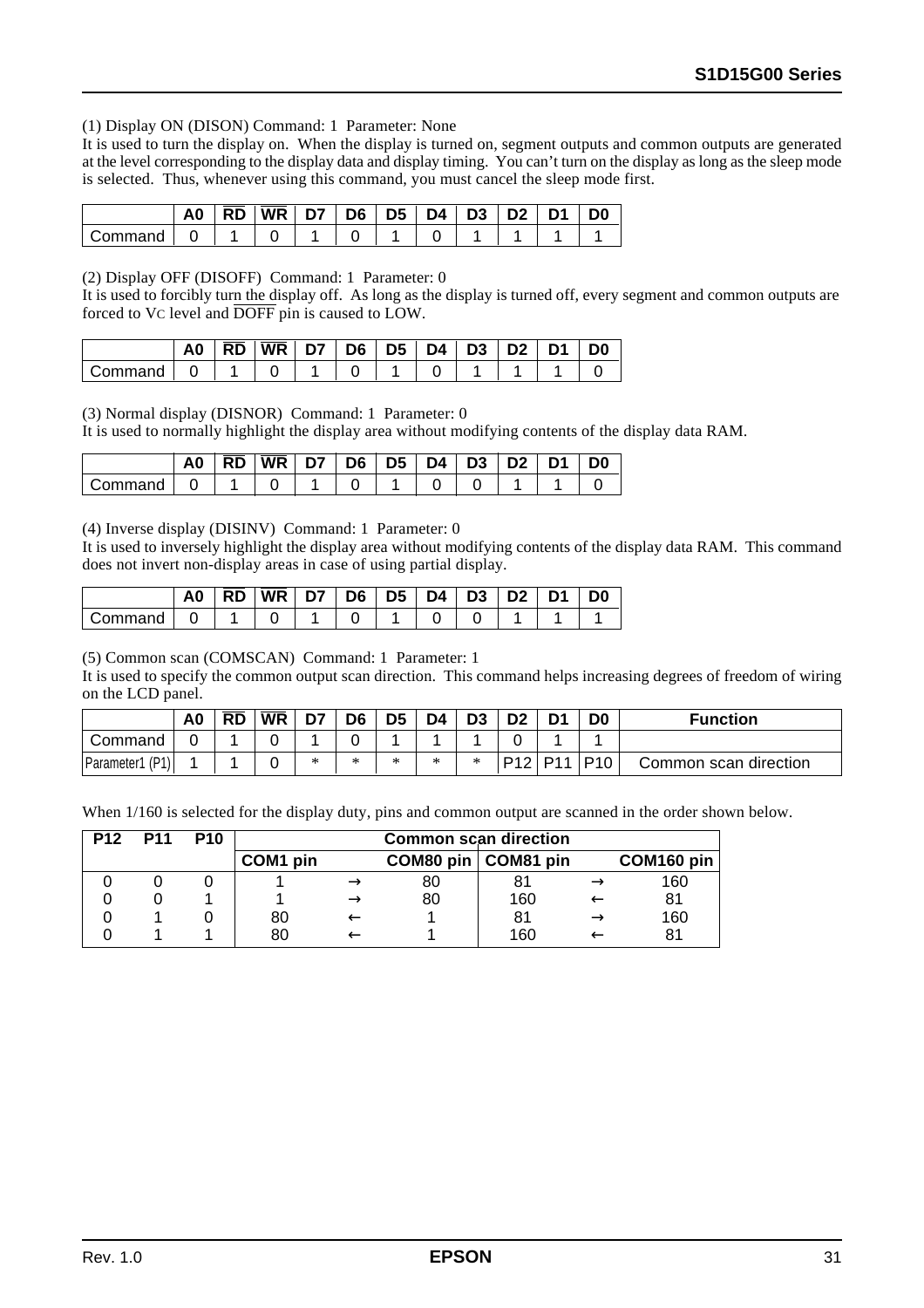(1) Display ON (DISON) Command: 1 Parameter: None

It is used to turn the display on. When the display is turned on, segment outputs and common outputs are generated at the level corresponding to the display data and display timing. You can't turn on the display as long as the sleep mode is selected. Thus, whenever using this command, you must cancel the sleep mode first.

| | A0 | RD | WR | D7 | D6 | D5 | D4 | D3 | D2 | D1 | D0 |
|---|---|---|---|---|---|---|---|---|---|---|---|
| Command | 0 | 1 | 0 | 1 | 0 | 1 | 0 | 1 | 1 | 1 | 1 |

(2) Display OFF (DISOFF) Command: 1 Parameter: 0

It is used to forcibly turn the display off. As long as the display is turned off, every segment and common outputs are forced to VC level and DOFF pin is caused to LOW.

| | A0 | RD | WR | D7 | D6 | D5 | D4 | D3 | D2 | D1 | D0 |
|---|---|---|---|---|---|---|---|---|---|---|---|
| Command | 0 | 1 | 0 | 1 | 0 | 1 | 0 | 1 | 1 | 1 | 0 |

(3) Normal display (DISNOR) Command: 1 Parameter: 0

It is used to normally highlight the display area without modifying contents of the display data RAM.

| | A0 | RD | WR | D7 | D6 | D5 | D4 | D3 | D2 | D1 | D0 |
|---|---|---|---|---|---|---|---|---|---|---|---|
| Command | 0 | 1 | 0 | 1 | 0 | 1 | 0 | 0 | 1 | 1 | 0 |

(4) Inverse display (DISINV) Command: 1 Parameter: 0

It is used to inversely highlight the display area without modifying contents of the display data RAM. This command does not invert non-display areas in case of using partial display.

| | A0 | RD | WR | D7 | D6 | D5 | D4 | D3 | D2 | D1 | D0 |
|---|---|---|---|---|---|---|---|---|---|---|---|
| Command | 0 | 1 | 0 | 1 | 0 | 1 | 0 | 0 | 1 | 1 | 1 |

(5) Common scan (COMSCAN) Command: 1 Parameter: 1

It is used to specify the common output scan direction. This command helps increasing degrees of freedom of wiring on the LCD panel.

| | A0 | RD | WR | D7 | D6 | D5 | D4 | D3 | D2 | D1 | D0 | Function |
|---|---|---|---|---|---|---|---|---|---|---|---|---|
| Command | 0 | 1 | 0 | 1 | 0 | 1 | 1 | 1 | 0 | 1 | 1 | |
| Parameter1 (P1) | 1 | 1 | 0 | * | * | * | * | * | P12 | P11 | P10 | Common scan direction |

When 1/160 is selected for the display duty, pins and common output are scanned in the order shown below.

| P12 | P11 | P10 | Common scan direction | | | | | |
|---|---|---|---|---|---|---|---|---|
| | | | COM1 pin | | COM80 pin | COM81 pin | | COM160 pin |
| 0 | 0 | 0 | 1 | → | 80 | 81 | → | 160 |
| 0 | 0 | 1 | 1 | → | 80 | 160 | ← | 81 |
| 0 | 1 | 0 | 80 | ← | 1 | 81 | → | 160 |
| 0 | 1 | 1 | 80 | ← | 1 | 160 | ← | 81 |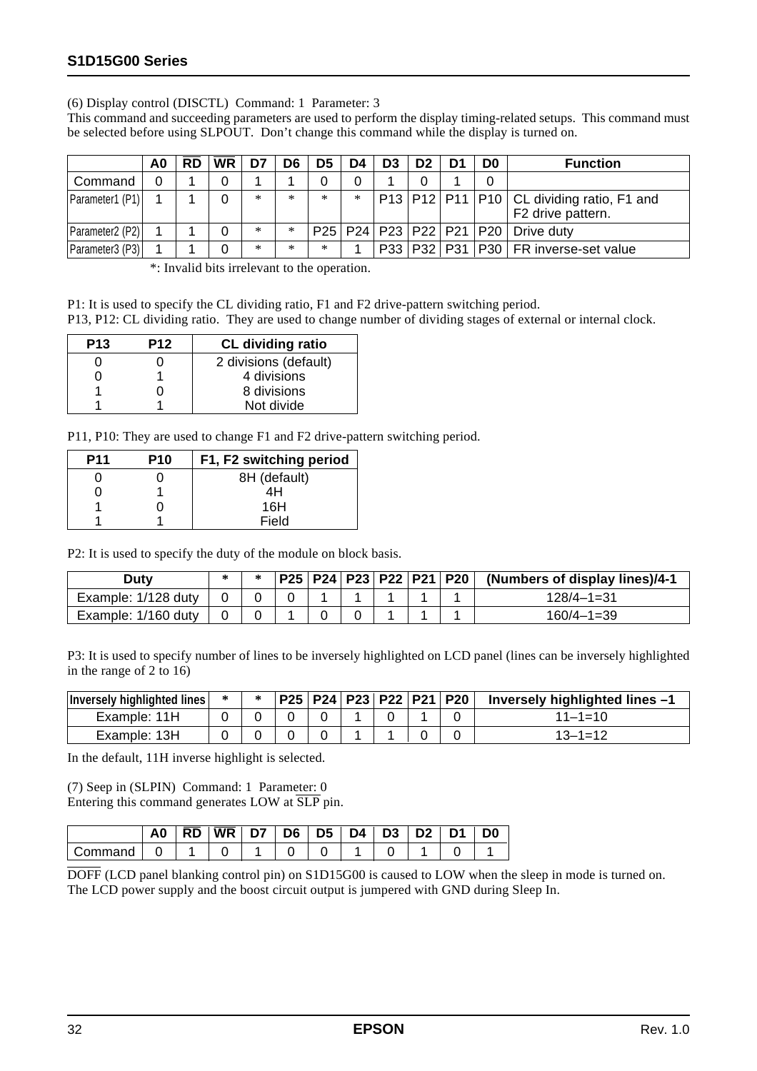(6) Display control (DISCTL) Command: 1 Parameter: 3

This command and succeeding parameters are used to perform the display timing-related setups. This command must be selected before using SLPOUT. Don't change this command while the display is turned on.

| | A0 | $\overline{RD}$ | $\overline{WR}$ | D7 | D6 | D5 | D4 | D3 | D2 | D1 | D0 | Function |
|---|---|---|---|---|---|---|---|---|---|---|---|---|
| Command | 0 | 1 | 0 | 1 | 1 | 0 | 0 | 1 | 0 | 1 | 0 | |
| Parameter1 (P1) | 1 | 1 | 0 | * | * | * | * | P13 | P12 | P11 | P10 | CL dividing ratio, F1 and F2 drive pattern. |
| Parameter2 (P2) | 1 | 1 | 0 | * | * | P25 | P24 | P23 | P22 | P21 | P20 | Drive duty |
| Parameter3 (P3) | 1 | 1 | 0 | * | * | * | 1 | P33 | P32 | P31 | P30 | FR inverse-set value |

*: Invalid bits irrelevant to the operation.

P1: It is used to specify the CL dividing ratio, F1 and F2 drive-pattern switching period.

P13, P12: CL dividing ratio. They are used to change number of dividing stages of external or internal clock.

| P13 | P12 | CL dividing ratio |
|---|---|---|
| 0 | 0 | 2 divisions (default) |
| 0 | 1 | 4 divisions |
| 1 | 0 | 8 divisions |
| 1 | 1 | Not divide |

P11, P10: They are used to change F1 and F2 drive-pattern switching period.

| P11 | P10 | F1, F2 switching period |
|---|---|---|
| 0 | 0 | 8H (default) |
| 0 | 1 | 4H |
| 1 | 0 | 16H |
| 1 | 1 | Field |

P2: It is used to specify the duty of the module on block basis.

| Duty | * | * | P25 | P24 | P23 | P22 | P21 | P20 | (Numbers of display lines)/4-1 |
|---|---|---|---|---|---|---|---|---|---|
| Example: 1/128 duty | 0 | 0 | 0 | 1 | 1 | 1 | 1 | 1 | 128/4–1=31 |
| Example: 1/160 duty | 0 | 0 | 1 | 0 | 0 | 1 | 1 | 1 | 160/4–1=39 |

P3: It is used to specify number of lines to be inversely highlighted on LCD panel (lines can be inversely highlighted in the range of 2 to 16)

| Inversely highlighted lines | * | * | P25 | P24 | P23 | P22 | P21 | P20 | Inversely highlighted lines –1 |
|---|---|---|---|---|---|---|---|---|---|
| Example: 11H | 0 | 0 | 0 | 0 | 1 | 0 | 1 | 0 | 11–1=10 |
| Example: 13H | 0 | 0 | 0 | 0 | 1 | 1 | 0 | 0 | 13–1=12 |

In the default, 11H inverse highlight is selected.

(7) Seep in (SLPIN) Command: 1 Parameter: 0

Entering this command generates LOW at $\overline{SLP}$ pin.

| | A0 | $\overline{RD}$ | $\overline{WR}$ | D7 | D6 | D5 | D4 | D3 | D2 | D1 | D0 |
|---|---|---|---|---|---|---|---|---|---|---|---|
| Command | 0 | 1 | 0 | 1 | 0 | 0 | 1 | 0 | 1 | 0 | 1 |

$\overline{DOFF}$ (LCD panel blanking control pin) on S1D15G00 is caused to LOW when the sleep in mode is turned on. The LCD power supply and the boost circuit output is jumpered with GND during Sleep In.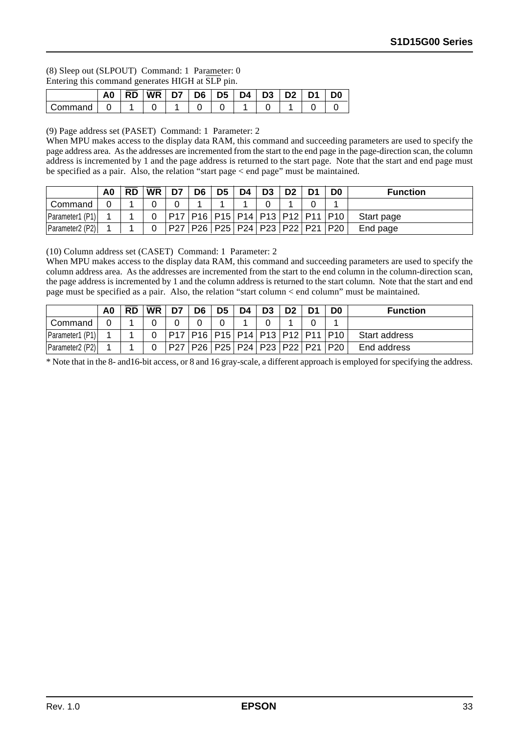(8) Sleep out (SLPOUT) Command: 1 Parameter: 0
Entering this command generates HIGH at SLP pin.

| | A0 | RD | WR | D7 | D6 | D5 | D4 | D3 | D2 | D1 | D0 |
|---|---|---|---|---|---|---|---|---|---|---|---|
| Command | 0 | 1 | 0 | 1 | 0 | 0 | 1 | 0 | 1 | 0 | 0 |

(9) Page address set (PASET) Command: 1 Parameter: 2
When MPU makes access to the display data RAM, this command and succeeding parameters are used to specify the page address area. As the addresses are incremented from the start to the end page in the page-direction scan, the column address is incremented by 1 and the page address is returned to the start page. Note that the start and end page must be specified as a pair. Also, the relation "start page < end page" must be maintained.

| | A0 | RD | WR | D7 | D6 | D5 | D4 | D3 | D2 | D1 | D0 | Function |
|---|---|---|---|---|---|---|---|---|---|---|---|---|
| Command | 0 | 1 | 0 | 0 | 1 | 1 | 1 | 0 | 1 | 0 | 1 | |
| Parameter1 (P1) | 1 | 1 | 0 | P17 | P16 | P15 | P14 | P13 | P12 | P11 | P10 | Start page |
| Parameter2 (P2) | 1 | 1 | 0 | P27 | P26 | P25 | P24 | P23 | P22 | P21 | P20 | End page |

(10) Column address set (CASET) Command: 1 Parameter: 2
When MPU makes access to the display data RAM, this command and succeeding parameters are used to specify the column address area. As the addresses are incremented from the start to the end column in the column-direction scan, the page address is incremented by 1 and the column address is returned to the start column. Note that the start and end page must be specified as a pair. Also, the relation "start column < end column" must be maintained.

| | A0 | RD | WR | D7 | D6 | D5 | D4 | D3 | D2 | D1 | D0 | Function |
|---|---|---|---|---|---|---|---|---|---|---|---|---|
| Command | 0 | 1 | 0 | 0 | 0 | 0 | 1 | 0 | 1 | 0 | 1 | |
| Parameter1 (P1) | 1 | 1 | 0 | P17 | P16 | P15 | P14 | P13 | P12 | P11 | P10 | Start address |
| Parameter2 (P2) | 1 | 1 | 0 | P27 | P26 | P25 | P24 | P23 | P22 | P21 | P20 | End address |

* Note that in the 8- and16-bit access, or 8 and 16 gray-scale, a different approach is employed for specifying the address.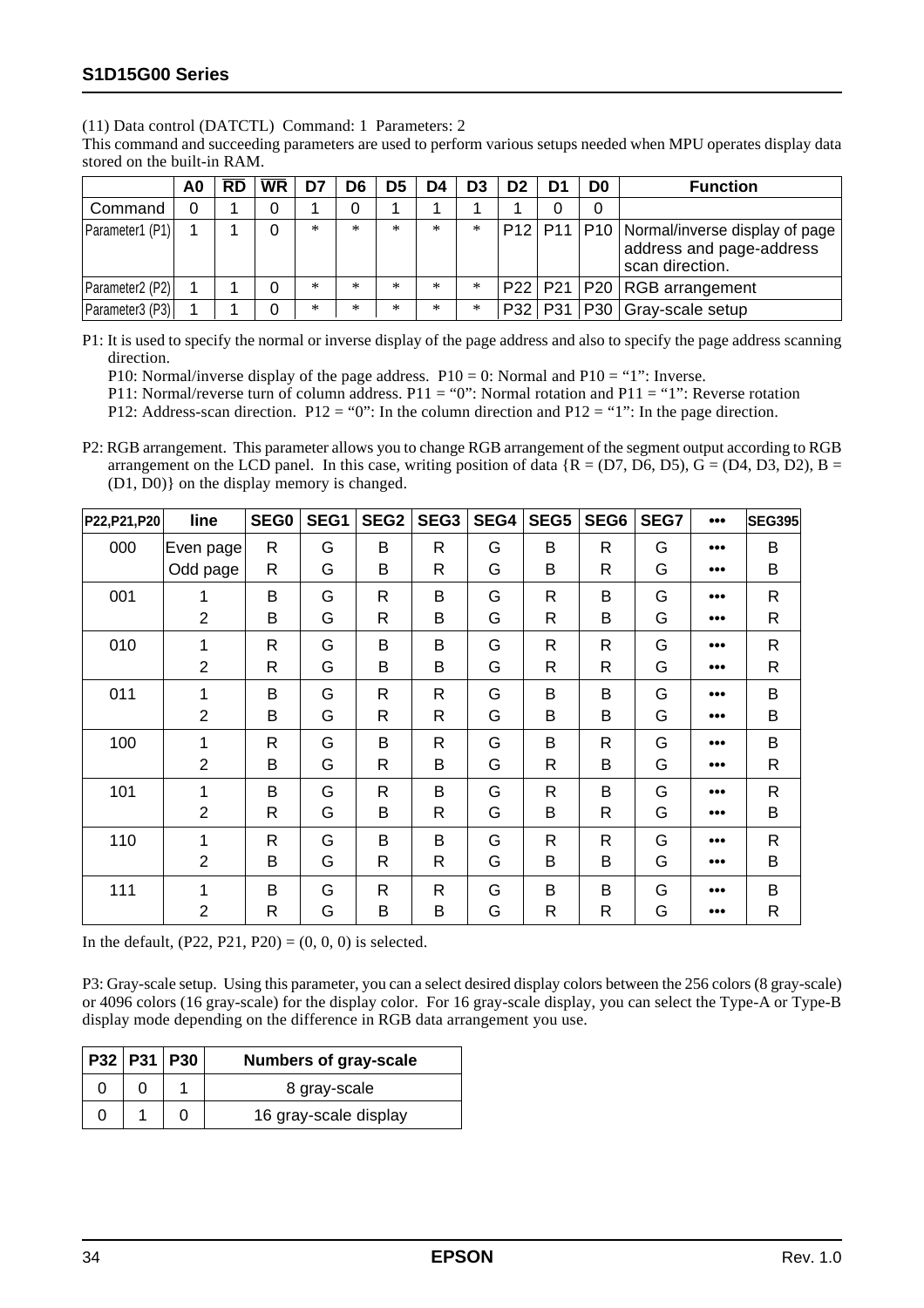(11) Data control (DATCTL) Command: 1 Parameters: 2

This command and succeeding parameters are used to perform various setups needed when MPU operates display data stored on the built-in RAM.

| | A0 | $\overline{RD}$ | $\overline{WR}$ | D7 | D6 | D5 | D4 | D3 | D2 | D1 | D0 | Function |
|---|---|---|---|---|---|---|---|---|---|---|---|---|
| Command | 0 | 1 | 0 | 1 | 0 | 1 | 1 | 1 | 1 | 0 | 0 | |
| Parameter1 (P1) | 1 | 1 | 0 | * | * | * | * | * | P12 | P11 | P10 | Normal/inverse display of page address and page-address scan direction. |
| Parameter2 (P2) | 1 | 1 | 0 | * | * | * | * | * | P22 | P21 | P20 | RGB arrangement |
| Parameter3 (P3) | 1 | 1 | 0 | * | * | * | * | * | P32 | P31 | P30 | Gray-scale setup |

P1: It is used to specify the normal or inverse display of the page address and also to specify the page address scanning direction.

P10: Normal/inverse display of the page address. P10 = 0: Normal and P10 = "1": Inverse.

P11: Normal/reverse turn of column address. P11 = "0": Normal rotation and P11 = "1": Reverse rotation

P12: Address-scan direction. P12 = "0": In the column direction and P12 = "1": In the page direction.

P2: RGB arrangement. This parameter allows you to change RGB arrangement of the segment output according to RGB arrangement on the LCD panel. In this case, writing position of data {R = (D7, D6, D5), G = (D4, D3, D2), B = (D1, D0)} on the display memory is changed.

| P22,P21,P20 | line | SEG0 | SEG1 | SEG2 | SEG3 | SEG4 | SEG5 | SEG6 | SEG7 | ••• | SEG395 |
|---|---|---|---|---|---|---|---|---|---|---|---|
| 000 | Even page | R | G | B | R | G | B | R | G | ••• | B |
| | Odd page | R | G | B | R | G | B | R | G | ••• | B |
| 001 | 1 | B | G | R | B | G | R | B | G | ••• | R |
| | 2 | B | G | R | B | G | R | B | G | ••• | R |
| 010 | 1 | R | G | B | B | G | R | R | G | ••• | R |
| | 2 | R | G | B | B | G | R | R | G | ••• | R |
| 011 | 1 | B | G | R | R | G | B | B | G | ••• | B |
| | 2 | B | G | R | R | G | B | B | G | ••• | B |
| 100 | 1 | R | G | B | R | G | B | R | G | ••• | B |
| | 2 | B | G | R | B | G | R | B | G | ••• | R |
| 101 | 1 | B | G | R | B | G | R | B | G | ••• | R |
| | 2 | R | G | B | R | G | B | R | G | ••• | B |
| 110 | 1 | R | G | B | B | G | R | R | G | ••• | R |
| | 2 | B | G | R | R | G | B | B | G | ••• | B |
| 111 | 1 | B | G | R | R | G | B | B | G | ••• | B |
| | 2 | R | G | B | B | G | R | R | G | ••• | R |

In the default, (P22, P21, P20) = (0, 0, 0) is selected.

P3: Gray-scale setup. Using this parameter, you can a select desired display colors between the 256 colors (8 gray-scale) or 4096 colors (16 gray-scale) for the display color. For 16 gray-scale display, you can select the Type-A or Type-B display mode depending on the difference in RGB data arrangement you use.

| P32 | P31 | P30 | Numbers of gray-scale |
|---|---|---|---|
| 0 | 0 | 1 | 8 gray-scale |
| 0 | 1 | 0 | 16 gray-scale display |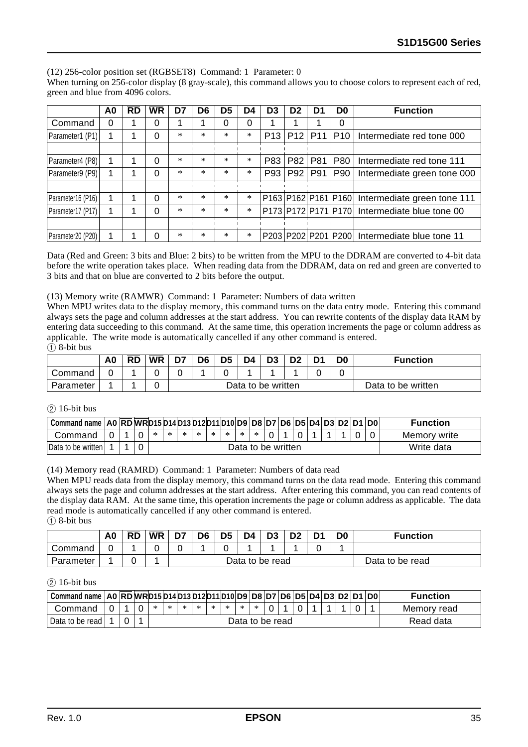(12) 256-color position set (RGBSET8) Command: 1 Parameter: 0

When turning on 256-color display (8 gray-scale), this command allows you to choose colors to represent each of red, green and blue from 4096 colors.

| | A0 | RD | WR | D7 | D6 | D5 | D4 | D3 | D2 | D1 | D0 | Function |
|---|---|---|---|---|---|---|---|---|---|---|---|---|
| Command | 0 | 1 | 0 | 1 | 1 | 0 | 0 | 1 | 1 | 1 | 0 | |
| Parameter1 (P1) | 1 | 1 | 0 | * | * | * | * | P13 | P12 | P11 | P10 | Intermediate red tone 000 |
| | | | | | | | | | | | | |
| Parameter4 (P8) | 1 | 1 | 0 | * | * | * | * | P83 | P82 | P81 | P80 | Intermediate red tone 111 |
| Parameter9 (P9) | 1 | 1 | 0 | * | * | * | * | P93 | P92 | P91 | P90 | Intermediate green tone 000 |
| | | | | | | | | | | | | |
| Parameter16 (P16) | 1 | 1 | 0 | * | * | * | * | P163 | P162 | P161 | P160 | Intermediate green tone 111 |
| Parameter17 (P17) | 1 | 1 | 0 | * | * | * | * | P173 | P172 | P171 | P170 | Intermediate blue tone 00 |
| | | | | | | | | | | | | |
| Parameter20 (P20) | 1 | 1 | 0 | * | * | * | * | P203 | P202 | P201 | P200 | Intermediate blue tone 11 |

Data (Red and Green: 3 bits and Blue: 2 bits) to be written from the MPU to the DDRAM are converted to 4-bit data before the write operation takes place. When reading data from the DDRAM, data on red and green are converted to 3 bits and that on blue are converted to 2 bits before the output.

(13) Memory write (RAMWR) Command: 1 Parameter: Numbers of data written

When MPU writes data to the display memory, this command turns on the data entry mode. Entering this command always sets the page and column addresses at the start address. You can rewrite contents of the display data RAM by entering data succeeding to this command. At the same time, this operation increments the page or column address as applicable. The write mode is automatically cancelled if any other command is entered.

① 8-bit bus

| | A0 | RD | WR | D7 | D6 | D5 | D4 | D3 | D2 | D1 | D0 | Function |
|---|---|---|---|---|---|---|---|---|---|---|---|---|
| Command | 0 | 1 | 0 | 0 | 1 | 0 | 1 | 1 | 1 | 0 | 0 | |
| Parameter | 1 | 1 | 0 | Data to be written | | | | | | | | Data to be written |

② 16-bit bus

| Command name | A0 | RD | WR | D15 | D14 | D13 | D12 | D11 | D10 | D9 | D8 | D7 | D6 | D5 | D4 | D3 | D2 | D1 | D0 | Function |
|---|---|---|---|---|---|---|---|---|---|---|---|---|---|---|---|---|---|---|---|---|
| Command | 0 | 1 | 0 | * | * | * | * | * | * | * | * | 0 | 1 | 0 | 1 | 1 | 1 | 0 | 0 | Memory write |
| Data to be written | 1 | 1 | 0 | Data to be written | | | | | | | | | | | | | | | | Write data |

(14) Memory read (RAMRD) Command: 1 Parameter: Numbers of data read

When MPU reads data from the display memory, this command turns on the data read mode. Entering this command always sets the page and column addresses at the start address. After entering this command, you can read contents of the display data RAM. At the same time, this operation increments the page or column address as applicable. The data read mode is automatically cancelled if any other command is entered.

① 8-bit bus

| | A0 | RD | WR | D7 | D6 | D5 | D4 | D3 | D2 | D1 | D0 | Function |
|---|---|---|---|---|---|---|---|---|---|---|---|---|
| Command | 0 | 1 | 0 | 0 | 1 | 0 | 1 | 1 | 1 | 0 | 1 | |
| Parameter | 1 | 0 | 1 | Data to be read | | | | | | | | Data to be read |

② 16-bit bus

| Command name | A0 | RD | WR | D15 | D14 | D13 | D12 | D11 | D10 | D9 | D8 | D7 | D6 | D5 | D4 | D3 | D2 | D1 | D0 | Function |
|---|---|---|---|---|---|---|---|---|---|---|---|---|---|---|---|---|---|---|---|---|
| Command | 0 | 1 | 0 | * | * | * | * | * | * | * | * | 0 | 1 | 0 | 1 | 1 | 1 | 0 | 1 | Memory read |
| Data to be read | 1 | 0 | 1 | Data to be read | | | | | | | | | | | | | | | | Read data |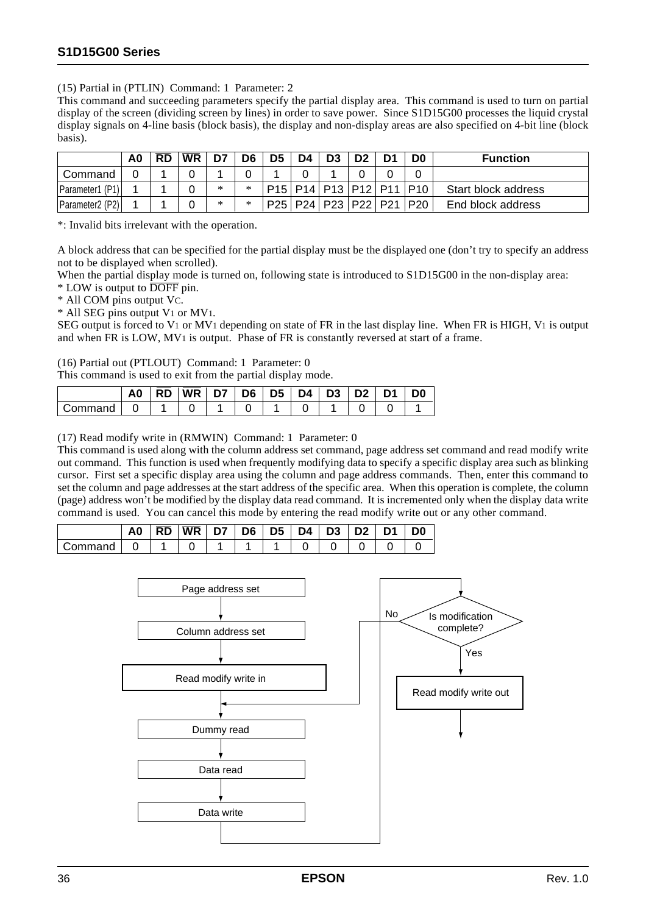(15) Partial in (PTLIN) Command: 1 Parameter: 2

This command and succeeding parameters specify the partial display area. This command is used to turn on partial display of the screen (dividing screen by lines) in order to save power. Since S1D15G00 processes the liquid crystal display signals on 4-line basis (block basis), the display and non-display areas are also specified on 4-bit line (block basis).

| | A0 | $\overline{RD}$ | $\overline{WR}$ | D7 | D6 | D5 | D4 | D3 | D2 | D1 | D0 | Function |
|---|---|---|---|---|---|---|---|---|---|---|---|---|
| Command | 0 | 1 | 0 | 1 | 0 | 1 | 0 | 1 | 0 | 0 | 0 | |
| Parameter1 (P1) | 1 | 1 | 0 | * | * | P15 | P14 | P13 | P12 | P11 | P10 | Start block address |
| Parameter2 (P2) | 1 | 1 | 0 | * | * | P25 | P24 | P23 | P22 | P21 | P20 | End block address |

*: Invalid bits irrelevant with the operation.

A block address that can be specified for the partial display must be the displayed one (don't try to specify an address not to be displayed when scrolled).

When the partial display mode is turned on, following state is introduced to S1D15G00 in the non-display area:

* LOW is output to $\overline{DOFF}$ pin.
* All COM pins output $V_C$.
* All SEG pins output $V_1$ or $MV_1$.

SEG output is forced to $V_1$ or $MV_1$ depending on state of FR in the last display line. When FR is HIGH, $V_1$ is output and when FR is LOW, $MV_1$ is output. Phase of FR is constantly reversed at start of a frame.

(16) Partial out (PTLOUT) Command: 1 Parameter: 0

This command is used to exit from the partial display mode.

| | A0 | $\overline{RD}$ | $\overline{WR}$ | D7 | D6 | D5 | D4 | D3 | D2 | D1 | D0 |
|---|---|---|---|---|---|---|---|---|---|---|---|
| Command | 0 | 1 | 0 | 1 | 0 | 1 | 0 | 1 | 0 | 0 | 1 |

(17) Read modify write in (RMWIN) Command: 1 Parameter: 0

This command is used along with the column address set command, page address set command and read modify write out command. This function is used when frequently modifying data to specify a specific display area such as blinking cursor. First set a specific display area using the column and page address commands. Then, enter this command to set the column and page addresses at the start address of the specific area. When this operation is complete, the column (page) address won't be modified by the display data read command. It is incremented only when the display data write command is used. You can cancel this mode by entering the read modify write out or any other command.

| | A0 | $\overline{RD}$ | $\overline{WR}$ | D7 | D6 | D5 | D4 | D3 | D2 | D1 | D0 |
|---|---|---|---|---|---|---|---|---|---|---|---|
| Command | 0 | 1 | 0 | 1 | 1 | 1 | 0 | 0 | 0 | 0 | 0 |

Page address set → Column address set → Read modify write in → Dummy read → Data read → Data write → Is modification complete? (No: return to Dummy read; Yes: Read modify write out)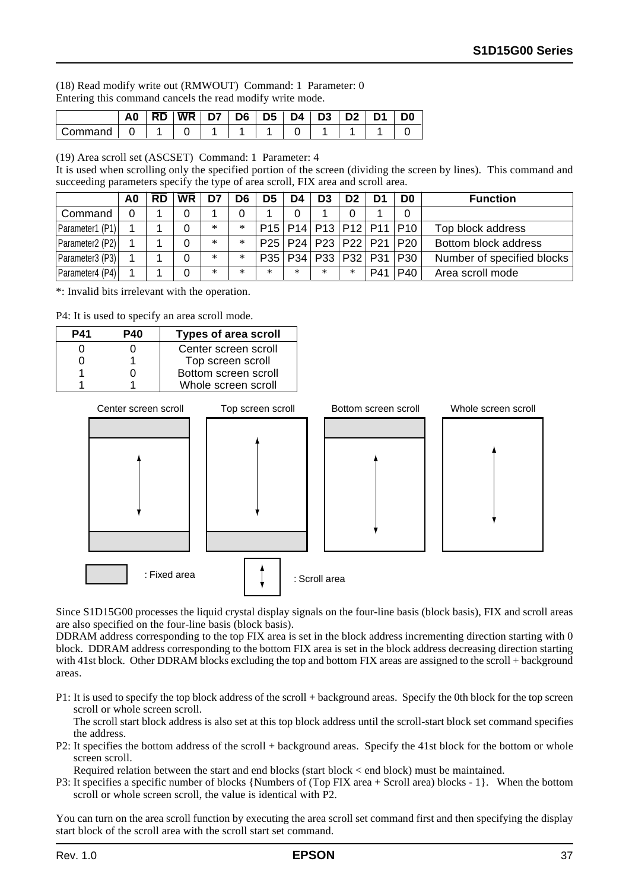(18) Read modify write out (RMWOUT) Command: 1 Parameter: 0
Entering this command cancels the read modify write mode.

| | A0 | RD | WR | D7 | D6 | D5 | D4 | D3 | D2 | D1 | D0 |
|---|---|---|---|---|---|---|---|---|---|---|---|
| Command | 0 | 1 | 0 | 1 | 1 | 1 | 0 | 1 | 1 | 1 | 0 |

(19) Area scroll set (ASCSET) Command: 1 Parameter: 4
It is used when scrolling only the specified portion of the screen (dividing the screen by lines). This command and succeeding parameters specify the type of area scroll, FIX area and scroll area.

| | A0 | RD | WR | D7 | D6 | D5 | D4 | D3 | D2 | D1 | D0 | Function |
|---|---|---|---|---|---|---|---|---|---|---|---|---|
| Command | 0 | 1 | 0 | 1 | 0 | 1 | 0 | 1 | 0 | 1 | 0 | |
| Parameter1 (P1) | 1 | 1 | 0 | * | * | P15 | P14 | P13 | P12 | P11 | P10 | Top block address |
| Parameter2 (P2) | 1 | 1 | 0 | * | * | P25 | P24 | P23 | P22 | P21 | P20 | Bottom block address |
| Parameter3 (P3) | 1 | 1 | 0 | * | * | P35 | P34 | P33 | P32 | P31 | P30 | Number of specified blocks |
| Parameter4 (P4) | 1 | 1 | 0 | * | * | * | * | * | * | P41 | P40 | Area scroll mode |

*: Invalid bits irrelevant with the operation.

P4: It is used to specify an area scroll mode.

| P41 | P40 | Types of area scroll |
|---|---|---|
| 0 | 0 | Center screen scroll |
| 0 | 1 | Top screen scroll |
| 1 | 0 | Bottom screen scroll |
| 1 | 1 | Whole screen scroll |

Center screen scroll &nbsp;&nbsp; Top screen scroll &nbsp;&nbsp; Bottom screen scroll &nbsp;&nbsp; Whole screen scroll

: Fixed area &nbsp;&nbsp; : Scroll area

Since S1D15G00 processes the liquid crystal display signals on the four-line basis (block basis), FIX and scroll areas are also specified on the four-line basis (block basis).
DDRAM address corresponding to the top FIX area is set in the block address incrementing direction starting with 0 block. DDRAM address corresponding to the bottom FIX area is set in the block address decreasing direction starting with 41st block. Other DDRAM blocks excluding the top and bottom FIX areas are assigned to the scroll + background areas.

P1: It is used to specify the top block address of the scroll + background areas. Specify the 0th block for the top screen scroll or whole screen scroll.
The scroll start block address is also set at this top block address until the scroll-start block set command specifies the address.

P2: It specifies the bottom address of the scroll + background areas. Specify the 41st block for the bottom or whole screen scroll.
Required relation between the start and end blocks (start block < end block) must be maintained.

P3: It specifies a specific number of blocks {Numbers of (Top FIX area + Scroll area) blocks - 1}. When the bottom scroll or whole screen scroll, the value is identical with P2.

You can turn on the area scroll function by executing the area scroll set command first and then specifying the display start block of the scroll area with the scroll start set command.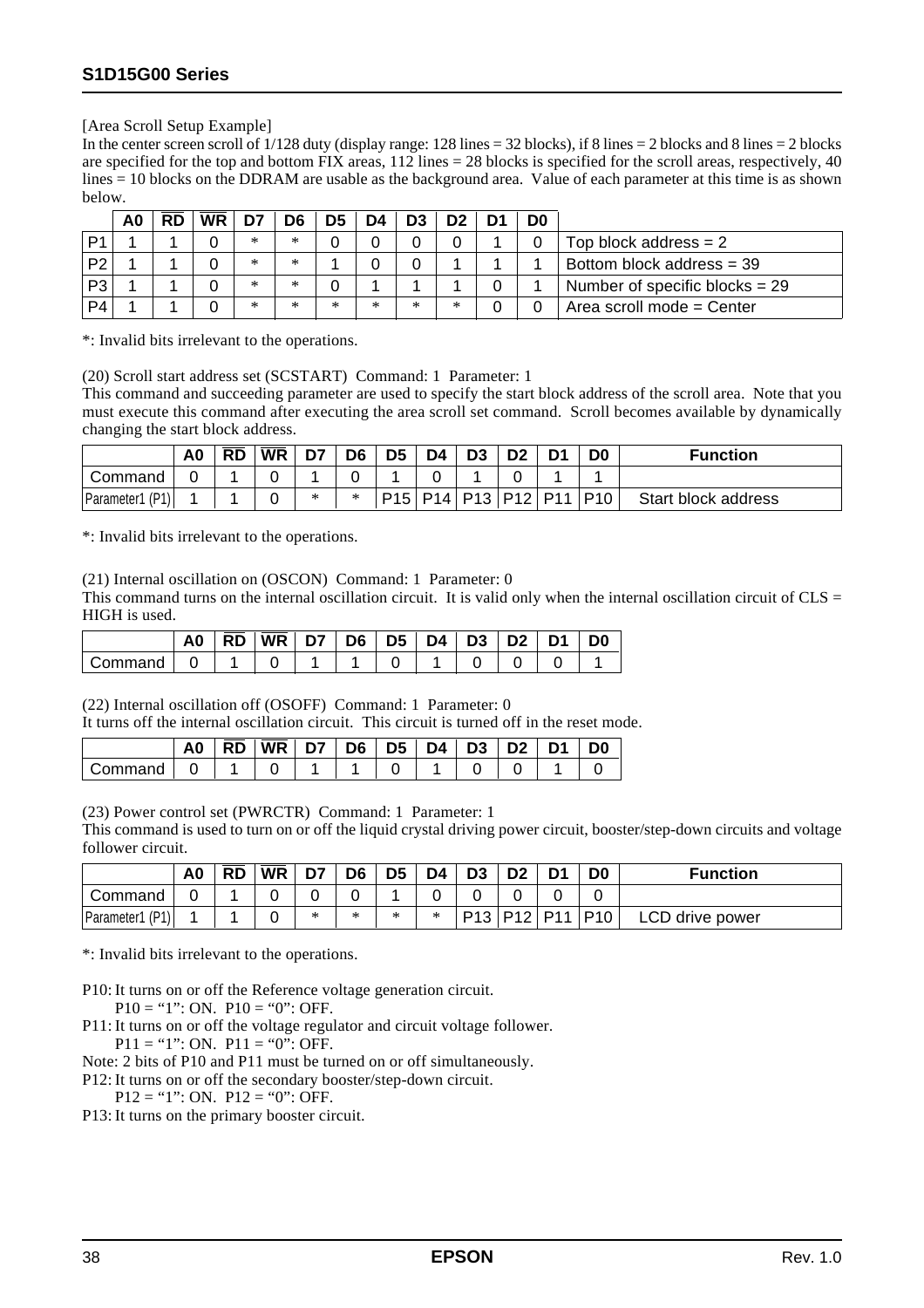[Area Scroll Setup Example]

In the center screen scroll of 1/128 duty (display range: 128 lines = 32 blocks), if 8 lines = 2 blocks and 8 lines = 2 blocks are specified for the top and bottom FIX areas, 112 lines = 28 blocks is specified for the scroll areas, respectively, 40 lines = 10 blocks on the DDRAM are usable as the background area. Value of each parameter at this time is as shown below.

| | A0 | RD | WR | D7 | D6 | D5 | D4 | D3 | D2 | D1 | D0 | |
|---|---|---|---|---|---|---|---|---|---|---|---|---|
| P1 | 1 | 1 | 0 | * | * | 0 | 0 | 0 | 0 | 1 | 0 | Top block address = 2 |
| P2 | 1 | 1 | 0 | * | * | 1 | 0 | 0 | 1 | 1 | 1 | Bottom block address = 39 |
| P3 | 1 | 1 | 0 | * | * | 0 | 1 | 1 | 1 | 0 | 1 | Number of specific blocks = 29 |
| P4 | 1 | 1 | 0 | * | * | * | * | * | * | 0 | 0 | Area scroll mode = Center |

*: Invalid bits irrelevant to the operations.

(20) Scroll start address set (SCSTART) Command: 1 Parameter: 1

This command and succeeding parameter are used to specify the start block address of the scroll area. Note that you must execute this command after executing the area scroll set command. Scroll becomes available by dynamically changing the start block address.

| | A0 | RD | WR | D7 | D6 | D5 | D4 | D3 | D2 | D1 | D0 | Function |
|---|---|---|---|---|---|---|---|---|---|---|---|---|
| Command | 0 | 1 | 0 | 1 | 0 | 1 | 0 | 1 | 0 | 1 | 1 | |
| Parameter1 (P1) | 1 | 1 | 0 | * | * | P15 | P14 | P13 | P12 | P11 | P10 | Start block address |

*: Invalid bits irrelevant to the operations.

(21) Internal oscillation on (OSCON) Command: 1 Parameter: 0

This command turns on the internal oscillation circuit. It is valid only when the internal oscillation circuit of CLS = HIGH is used.

| | A0 | RD | WR | D7 | D6 | D5 | D4 | D3 | D2 | D1 | D0 |
|---|---|---|---|---|---|---|---|---|---|---|---|
| Command | 0 | 1 | 0 | 1 | 1 | 0 | 1 | 0 | 0 | 0 | 1 |

(22) Internal oscillation off (OSOFF) Command: 1 Parameter: 0

It turns off the internal oscillation circuit. This circuit is turned off in the reset mode.

| | A0 | RD | WR | D7 | D6 | D5 | D4 | D3 | D2 | D1 | D0 |
|---|---|---|---|---|---|---|---|---|---|---|---|
| Command | 0 | 1 | 0 | 1 | 1 | 0 | 1 | 0 | 0 | 1 | 0 |

(23) Power control set (PWRCTR) Command: 1 Parameter: 1

This command is used to turn on or off the liquid crystal driving power circuit, booster/step-down circuits and voltage follower circuit.

| | A0 | RD | WR | D7 | D6 | D5 | D4 | D3 | D2 | D1 | D0 | Function |
|---|---|---|---|---|---|---|---|---|---|---|---|---|
| Command | 0 | 1 | 0 | 0 | 0 | 1 | 0 | 0 | 0 | 0 | 0 | |
| Parameter1 (P1) | 1 | 1 | 0 | * | * | * | * | P13 | P12 | P11 | P10 | LCD drive power |

*: Invalid bits irrelevant to the operations.

P10: It turns on or off the Reference voltage generation circuit.
 P10 = "1": ON. P10 = "0": OFF.
P11: It turns on or off the voltage regulator and circuit voltage follower.
 P11 = "1": ON. P11 = "0": OFF.
Note: 2 bits of P10 and P11 must be turned on or off simultaneously.
P12: It turns on or off the secondary booster/step-down circuit.
 P12 = "1": ON. P12 = "0": OFF.
P13: It turns on the primary booster circuit.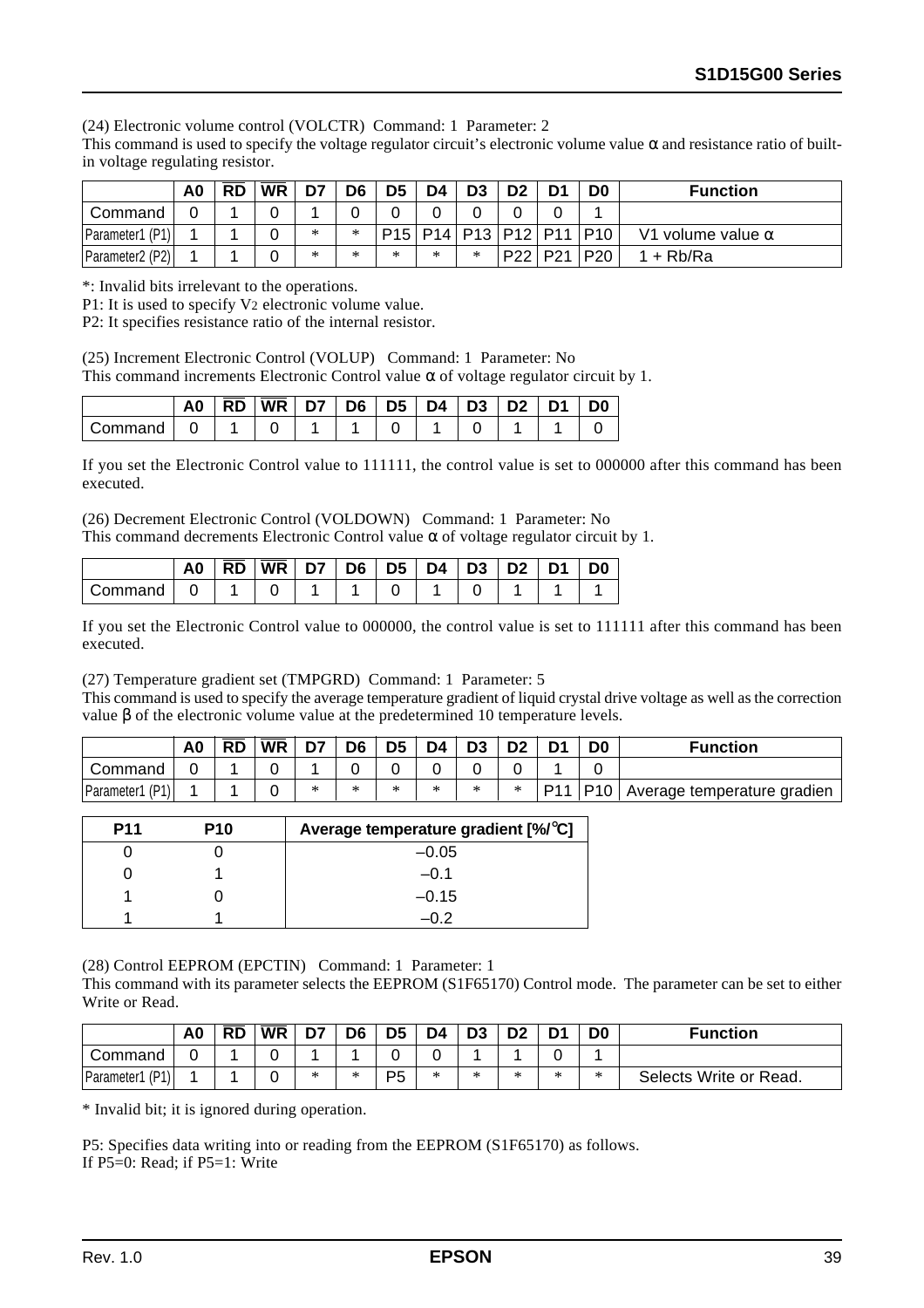(24) Electronic volume control (VOLCTR) Command: 1 Parameter: 2

This command is used to specify the voltage regulator circuit's electronic volume value α and resistance ratio of built-in voltage regulating resistor.

| | A0 | RD | WR | D7 | D6 | D5 | D4 | D3 | D2 | D1 | D0 | Function |
|---|---|---|---|---|---|---|---|---|---|---|---|---|
| Command | 0 | 1 | 0 | 1 | 0 | 0 | 0 | 0 | 0 | 0 | 1 | |
| Parameter1 (P1) | 1 | 1 | 0 | * | * | P15 | P14 | P13 | P12 | P11 | P10 | V1 volume value α |
| Parameter2 (P2) | 1 | 1 | 0 | * | * | * | * | * | P22 | P21 | P20 | 1 + Rb/Ra |

*: Invalid bits irrelevant to the operations.

P1: It is used to specify $V_2$ electronic volume value.

P2: It specifies resistance ratio of the internal resistor.

(25) Increment Electronic Control (VOLUP) Command: 1 Parameter: No

This command increments Electronic Control value α of voltage regulator circuit by 1.

| | A0 | RD | WR | D7 | D6 | D5 | D4 | D3 | D2 | D1 | D0 |
|---|---|---|---|---|---|---|---|---|---|---|---|
| Command | 0 | 1 | 0 | 1 | 1 | 0 | 1 | 0 | 1 | 1 | 0 |

If you set the Electronic Control value to 111111, the control value is set to 000000 after this command has been executed.

(26) Decrement Electronic Control (VOLDOWN) Command: 1 Parameter: No

This command decrements Electronic Control value α of voltage regulator circuit by 1.

| | A0 | RD | WR | D7 | D6 | D5 | D4 | D3 | D2 | D1 | D0 |
|---|---|---|---|---|---|---|---|---|---|---|---|
| Command | 0 | 1 | 0 | 1 | 1 | 0 | 1 | 0 | 1 | 1 | 1 |

If you set the Electronic Control value to 000000, the control value is set to 111111 after this command has been executed.

(27) Temperature gradient set (TMPGRD) Command: 1 Parameter: 5

This command is used to specify the average temperature gradient of liquid crystal drive voltage as well as the correction value β of the electronic volume value at the predetermined 10 temperature levels.

| | A0 | RD | WR | D7 | D6 | D5 | D4 | D3 | D2 | D1 | D0 | Function |
|---|---|---|---|---|---|---|---|---|---|---|---|---|
| Command | 0 | 1 | 0 | 1 | 0 | 0 | 0 | 0 | 0 | 1 | 0 | |
| Parameter1 (P1) | 1 | 1 | 0 | * | * | * | * | * | * | P11 | P10 | Average temperature gradien |

| P11 | P10 | Average temperature gradient [%/°C] |
|---|---|---|
| 0 | 0 | –0.05 |
| 0 | 1 | –0.1 |
| 1 | 0 | –0.15 |
| 1 | 1 | –0.2 |

(28) Control EEPROM (EPCTIN) Command: 1 Parameter: 1

This command with its parameter selects the EEPROM (S1F65170) Control mode. The parameter can be set to either Write or Read.

| | A0 | RD | WR | D7 | D6 | D5 | D4 | D3 | D2 | D1 | D0 | Function |
|---|---|---|---|---|---|---|---|---|---|---|---|---|
| Command | 0 | 1 | 0 | 1 | 1 | 0 | 0 | 1 | 1 | 0 | 1 | |
| Parameter1 (P1) | 1 | 1 | 0 | * | * | P5 | * | * | * | * | * | Selects Write or Read. |

* Invalid bit; it is ignored during operation.

P5: Specifies data writing into or reading from the EEPROM (S1F65170) as follows.
If P5=0: Read; if P5=1: Write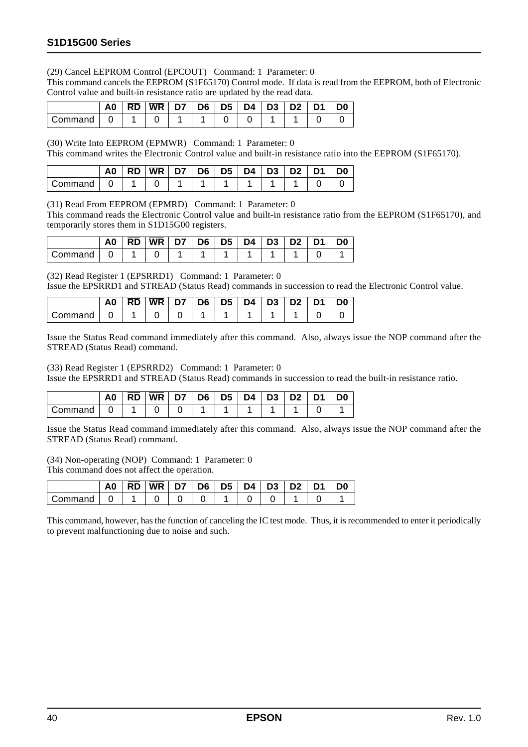(29) Cancel EEPROM Control (EPCOUT)   Command: 1  Parameter: 0
This command cancels the EEPROM (S1F65170) Control mode. If data is read from the EEPROM, both of Electronic Control value and built-in resistance ratio are updated by the read data.

| | A0 | RD | WR | D7 | D6 | D5 | D4 | D3 | D2 | D1 | D0 |
|---|---|---|---|---|---|---|---|---|---|---|---|
| Command | 0 | 1 | 0 | 1 | 1 | 0 | 0 | 1 | 1 | 0 | 0 |

(30) Write Into EEPROM (EPMWR)   Command: 1  Parameter: 0
This command writes the Electronic Control value and built-in resistance ratio into the EEPROM (S1F65170).

| | A0 | RD | WR | D7 | D6 | D5 | D4 | D3 | D2 | D1 | D0 |
|---|---|---|---|---|---|---|---|---|---|---|---|
| Command | 0 | 1 | 0 | 1 | 1 | 1 | 1 | 1 | 1 | 0 | 0 |

(31) Read From EEPROM (EPMRD)   Command: 1  Parameter: 0
This command reads the Electronic Control value and built-in resistance ratio from the EEPROM (S1F65170), and temporarily stores them in S1D15G00 registers.

| | A0 | RD | WR | D7 | D6 | D5 | D4 | D3 | D2 | D1 | D0 |
|---|---|---|---|---|---|---|---|---|---|---|---|
| Command | 0 | 1 | 0 | 1 | 1 | 1 | 1 | 1 | 1 | 0 | 1 |

(32) Read Register 1 (EPSRRD1)   Command: 1  Parameter: 0
Issue the EPSRRD1 and STREAD (Status Read) commands in succession to read the Electronic Control value.

| | A0 | RD | WR | D7 | D6 | D5 | D4 | D3 | D2 | D1 | D0 |
|---|---|---|---|---|---|---|---|---|---|---|---|
| Command | 0 | 1 | 0 | 0 | 1 | 1 | 1 | 1 | 1 | 0 | 0 |

Issue the Status Read command immediately after this command. Also, always issue the NOP command after the STREAD (Status Read) command.

(33) Read Register 1 (EPSRRD2)   Command: 1  Parameter: 0
Issue the EPSRRD1 and STREAD (Status Read) commands in succession to read the built-in resistance ratio.

| | A0 | RD | WR | D7 | D6 | D5 | D4 | D3 | D2 | D1 | D0 |
|---|---|---|---|---|---|---|---|---|---|---|---|
| Command | 0 | 1 | 0 | 0 | 1 | 1 | 1 | 1 | 1 | 0 | 1 |

Issue the Status Read command immediately after this command. Also, always issue the NOP command after the STREAD (Status Read) command.

(34) Non-operating (NOP)  Command: 1  Parameter: 0
This command does not affect the operation.

| | A0 | RD | WR | D7 | D6 | D5 | D4 | D3 | D2 | D1 | D0 |
|---|---|---|---|---|---|---|---|---|---|---|---|
| Command | 0 | 1 | 0 | 0 | 0 | 1 | 0 | 0 | 1 | 0 | 1 |

This command, however, has the function of canceling the IC test mode. Thus, it is recommended to enter it periodically to prevent malfunctioning due to noise and such.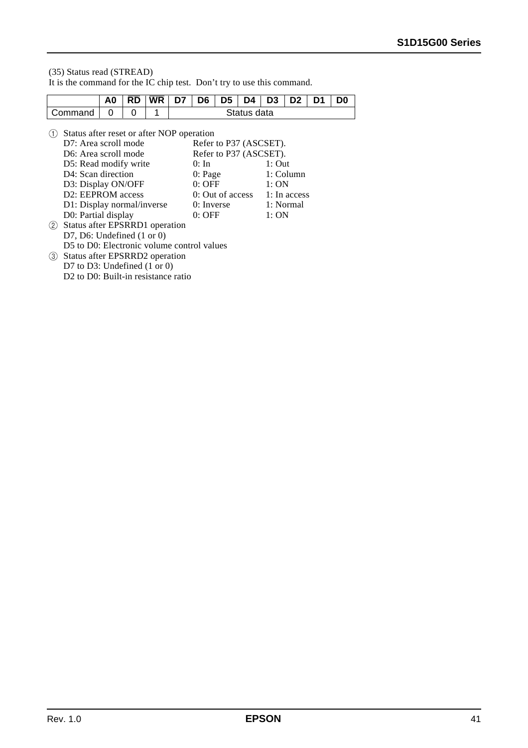(35) Status read (STREAD)

It is the command for the IC chip test. Don't try to use this command.

| | A0 | $\overline{RD}$ | $\overline{WR}$ | D7 | D6 | D5 | D4 | D3 | D2 | D1 | D0 |
|---|---|---|---|---|---|---|---|---|---|---|---|
| Command | 0 | 0 | 1 | Status data | | | | | | | |

① Status after reset or after NOP operation

| | | |
|---|---|---|
| D7: Area scroll mode | Refer to P37 (ASCSET). | |
| D6: Area scroll mode | Refer to P37 (ASCSET). | |
| D5: Read modify write | 0: In | 1: Out |
| D4: Scan direction | 0: Page | 1: Column |
| D3: Display ON/OFF | 0: OFF | 1: ON |
| D2: EEPROM access | 0: Out of access | 1: In access |
| D1: Display normal/inverse | 0: Inverse | 1: Normal |
| D0: Partial display | 0: OFF | 1: ON |

② Status after EPSRRD1 operation
  D7, D6: Undefined (1 or 0)
  D5 to D0: Electronic volume control values

③ Status after EPSRRD2 operation
  D7 to D3: Undefined (1 or 0)
  D2 to D0: Built-in resistance ratio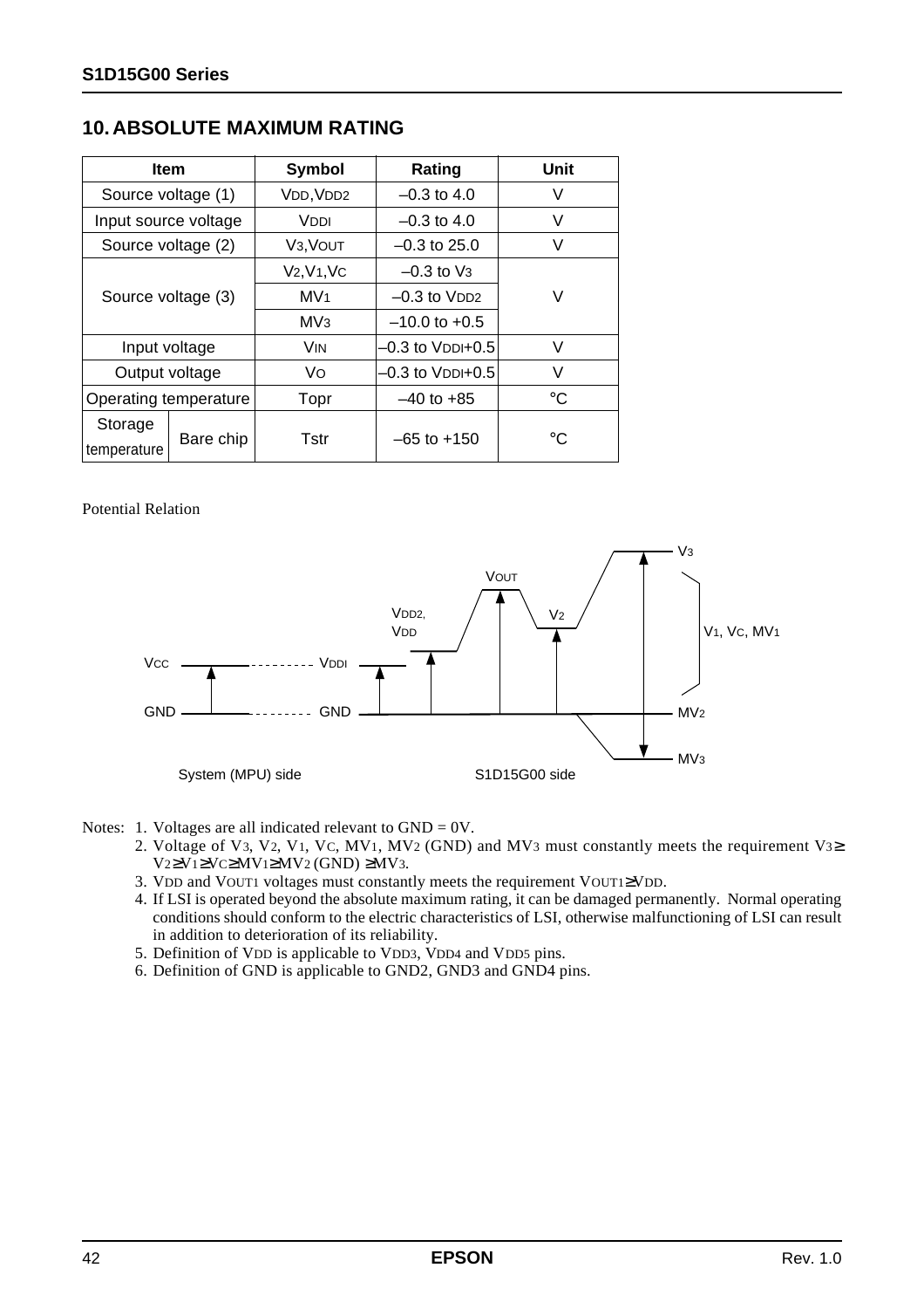## 10. ABSOLUTE MAXIMUM RATING

| Item | | Symbol | Rating | Unit |
|---|---|---|---|---|
| Source voltage (1) | | $V_{DD}$, $V_{DD2}$ | –0.3 to 4.0 | V |
| Input source voltage | | $V_{DDI}$ | –0.3 to 4.0 | V |
| Source voltage (2) | | $V_3$, $V_{OUT}$ | –0.3 to 25.0 | V |
| Source voltage (3) | | $V_2$, $V_1$, $V_C$ | –0.3 to $V_3$ | V |
| | | $MV_1$ | –0.3 to $V_{DD2}$ | |
| | | $MV_3$ | –10.0 to +0.5 | |
| Input voltage | | $V_{IN}$ | –0.3 to $V_{DDI}$+0.5 | V |
| Output voltage | | $V_O$ | –0.3 to $V_{DDI}$+0.5 | V |
| Operating temperature | | Topr | –40 to +85 | °C |
| Storage temperature | Bare chip | Tstr | –65 to +150 | °C |

Potential Relation

System (MPU) side: $V_{CC}$, GND

S1D15G00 side: $V_{DDI}$, GND, $V_{DD2}$, $V_{DD}$, $V_{OUT}$, $V_2$, $V_3$, $V_1$, $V_C$, $MV_1$, $MV_2$, $MV_3$

Notes: 1. Voltages are all indicated relevant to GND = 0V.

2. Voltage of $V_3$, $V_2$, $V_1$, $V_C$, $MV_1$, $MV_2$ (GND) and $MV_3$ must constantly meets the requirement $V_3 \geq V_2 \geq V_1 \geq V_C \geq MV_1 \geq MV_2$ (GND) $\geq MV_3$.

3. $V_{DD}$ and $V_{OUT1}$ voltages must constantly meets the requirement $V_{OUT1} \geq V_{DD}$.

4. If LSI is operated beyond the absolute maximum rating, it can be damaged permanently. Normal operating conditions should conform to the electric characteristics of LSI, otherwise malfunctioning of LSI can result in addition to deterioration of its reliability.

5. Definition of $V_{DD}$ is applicable to $V_{DD3}$, $V_{DD4}$ and $V_{DD5}$ pins.

6. Definition of GND is applicable to GND2, GND3 and GND4 pins.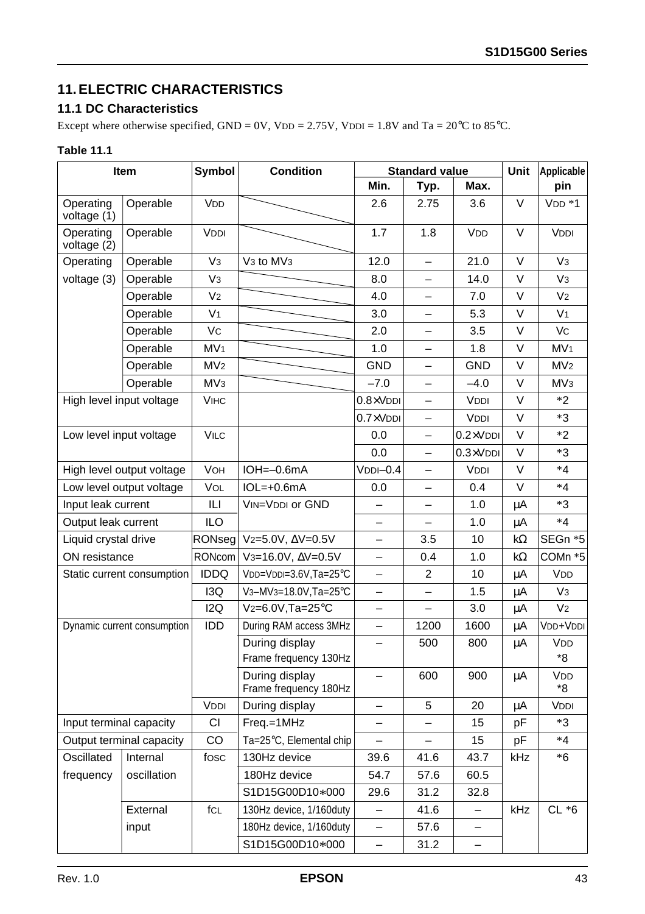## 11. ELECTRIC CHARACTERISTICS

### 11.1 DC Characteristics

Except where otherwise specified, GND = 0V, $V_{DD}$ = 2.75V, $V_{DDI}$ = 1.8V and Ta = 20°C to 85°C.

**Table 11.1**

| Item | | Symbol | Condition | Standard value | | | Unit | Applicable pin |
|---|---|---|---|---|---|---|---|---|
| | | | | Min. | Typ. | Max. | | |
| Operating voltage (1) | Operable | $V_{DD}$ | | 2.6 | 2.75 | 3.6 | V | $V_{DD}$ *1 |
| Operating voltage (2) | Operable | $V_{DDI}$ | | 1.7 | 1.8 | $V_{DD}$ | V | $V_{DDI}$ |
| Operating voltage (3) | Operable | $V_3$ | $V_3$ to $MV_3$ | 12.0 | – | 21.0 | V | $V_3$ |
| | Operable | $V_3$ | | 8.0 | – | 14.0 | V | $V_3$ |
| | Operable | $V_2$ | | 4.0 | – | 7.0 | V | $V_2$ |
| | Operable | $V_1$ | | 3.0 | – | 5.3 | V | $V_1$ |
| | Operable | $V_C$ | | 2.0 | – | 3.5 | V | $V_C$ |
| | Operable | $MV_1$ | | 1.0 | – | 1.8 | V | $MV_1$ |
| | Operable | $MV_2$ | | GND | – | GND | V | $MV_2$ |
| | Operable | $MV_3$ | | –7.0 | – | –4.0 | V | $MV_3$ |
| High level input voltage | | $V_{IHC}$ | | 0.8×$V_{DDI}$ | – | $V_{DDI}$ | V | *2 |
| | | | | 0.7×$V_{DDI}$ | – | $V_{DDI}$ | V | *3 |
| Low level input voltage | | $V_{ILC}$ | | 0.0 | – | 0.2×$V_{DDI}$ | V | *2 |
| | | | | 0.0 | – | 0.3×$V_{DDI}$ | V | *3 |
| High level output voltage | | $V_{OH}$ | IOH=–0.6mA | $V_{DDI}$–0.4 | – | $V_{DDI}$ | V | *4 |
| Low level output voltage | | $V_{OL}$ | IOL=+0.6mA | 0.0 | – | 0.4 | V | *4 |
| Input leak current | | ILI | $V_{IN}$=$V_{DDI}$ or GND | – | – | 1.0 | μA | *3 |
| Output leak current | | ILO | | – | – | 1.0 | μA | *4 |
| Liquid crystal drive ON resistance | | RONseg | $V_2$=5.0V, ΔV=0.5V | – | 3.5 | 10 | kΩ | SEGn *5 |
| | | RONcom | $V_3$=16.0V, ΔV=0.5V | – | 0.4 | 1.0 | kΩ | COMn *5 |
| Static current consumption | | IDDQ | $V_{DD}$=$V_{DDI}$=3.6V,Ta=25°C | – | 2 | 10 | μA | $V_{DD}$ |
| | | I3Q | $V_3$–$MV_3$=18.0V,Ta=25°C | – | – | 1.5 | μA | $V_3$ |
| | | I2Q | $V_2$=6.0V,Ta=25°C | – | – | 3.0 | μA | $V_2$ |
| Dynamic current consumption | | IDD | During RAM access 3MHz | – | 1200 | 1600 | μA | $V_{DD}$+$V_{DDI}$ |
| | | | During display Frame frequency 130Hz | – | 500 | 800 | μA | $V_{DD}$ *8 |
| | | | During display Frame frequency 180Hz | – | 600 | 900 | μA | $V_{DD}$ *8 |
| | | $V_{DDI}$ | During display | – | 5 | 20 | μA | $V_{DDI}$ |
| Input terminal capacity | | CI | Freq.=1MHz | – | – | 15 | pF | *3 |
| Output terminal capacity | | CO | Ta=25°C, Elemental chip | – | – | 15 | pF | *4 |
| Oscillated frequency | Internal oscillation | $f_{OSC}$ | 130Hz device | 39.6 | 41.6 | 43.7 | kHz | *6 |
| | | | 180Hz device | 54.7 | 57.6 | 60.5 | | |
| | | | S1D15G00D10∗000 | 29.6 | 31.2 | 32.8 | | |
| | External input | $f_{CL}$ | 130Hz device, 1/160duty | – | 41.6 | – | kHz | CL *6 |
| | | | 180Hz device, 1/160duty | – | 57.6 | – | | |
| | | | S1D15G00D10∗000 | – | 31.2 | – | | |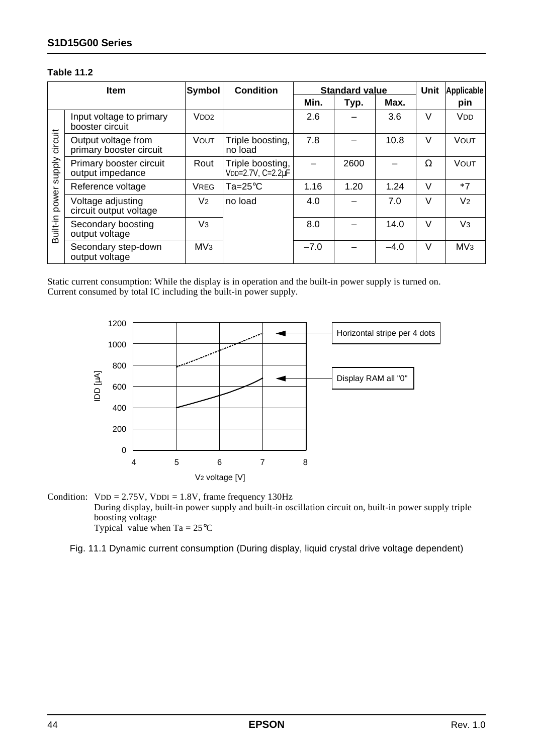**Table 11.2**

| Item | | Symbol | Condition | Standard value | | | Unit | Applicable pin |
|---|---|---|---|---|---|---|---|---|
| | | | | Min. | Typ. | Max. | | |
| Built-in power supply circuit | Input voltage to primary booster circuit | $V_{DD2}$ | | 2.6 | – | 3.6 | V | $V_{DD}$ |
| | Output voltage from primary booster circuit | $V_{OUT}$ | Triple boosting, no load | 7.8 | – | 10.8 | V | $V_{OUT}$ |
| | Primary booster circuit output impedance | Rout | Triple boosting, $V_{DD}$=2.7V, C=2.2μF | – | 2600 | – | Ω | $V_{OUT}$ |
| | Reference voltage | $V_{REG}$ | Ta=25°C | 1.16 | 1.20 | 1.24 | V | *7 |
| | Voltage adjusting circuit output voltage | $V_2$ | no load | 4.0 | – | 7.0 | V | $V_2$ |
| | Secondary boosting output voltage | $V_3$ | | 8.0 | – | 14.0 | V | $V_3$ |
| | Secondary step-down output voltage | $MV_3$ | | –7.0 | – | –4.0 | V | $MV_3$ |

Static current consumption: While the display is in operation and the built-in power supply is turned on.
Current consumed by total IC including the built-in power supply.

Condition: $V_{DD}$ = 2.75V, $V_{DDI}$ = 1.8V, frame frequency 130Hz
During display, built-in power supply and built-in oscillation circuit on, built-in power supply triple boosting voltage
Typical value when Ta = 25°C

Fig. 11.1 Dynamic current consumption (During display, liquid crystal drive voltage dependent)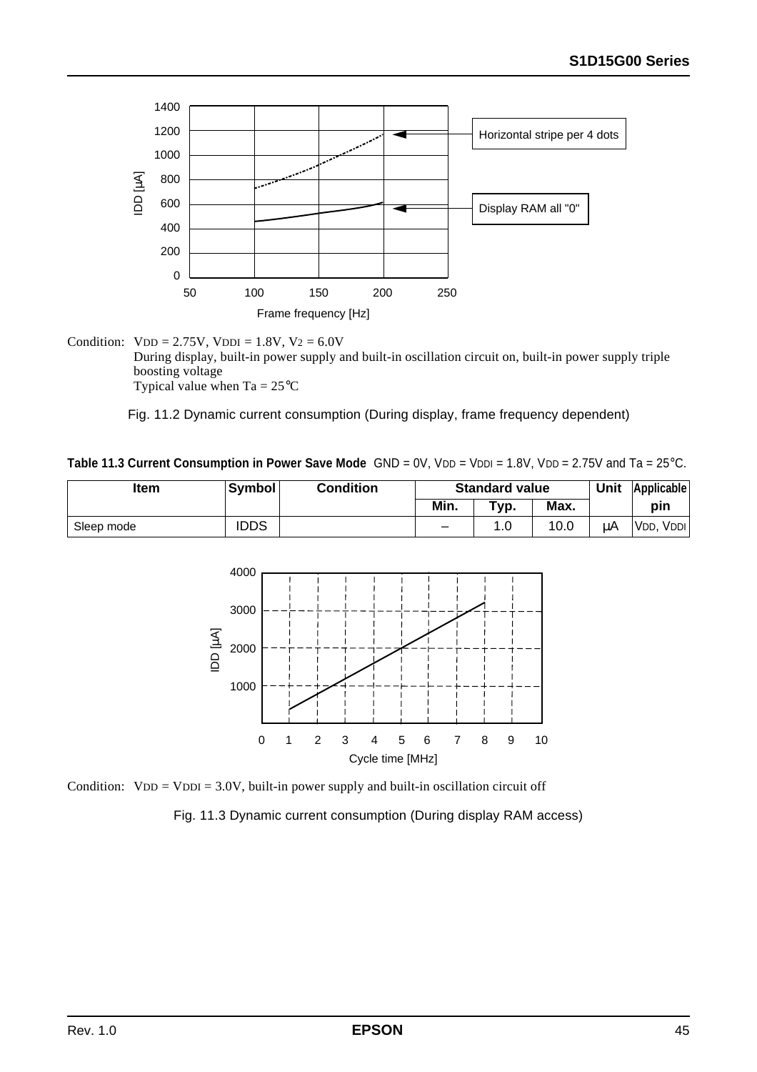Condition: $V_{DD}$ = 2.75V, $V_{DDI}$ = 1.8V, $V_2$ = 6.0V
During display, built-in power supply and built-in oscillation circuit on, built-in power supply triple boosting voltage
Typical value when Ta = 25°C

Fig. 11.2 Dynamic current consumption (During display, frame frequency dependent)

**Table 11.3 Current Consumption in Power Save Mode** GND = 0V, $V_{DD}$ = $V_{DDI}$ = 1.8V, $V_{DD}$ = 2.75V and Ta = 25°C.

| Item | Symbol | Condition | Standard value | | | Unit | Applicable pin |
|---|---|---|---|---|---|---|---|
| | | | Min. | Typ. | Max. | | |
| Sleep mode | IDDS | | – | 1.0 | 10.0 | μA | $V_{DD}$, $V_{DDI}$ |

Condition: $V_{DD}$ = $V_{DDI}$ = 3.0V, built-in power supply and built-in oscillation circuit off

Fig. 11.3 Dynamic current consumption (During display RAM access)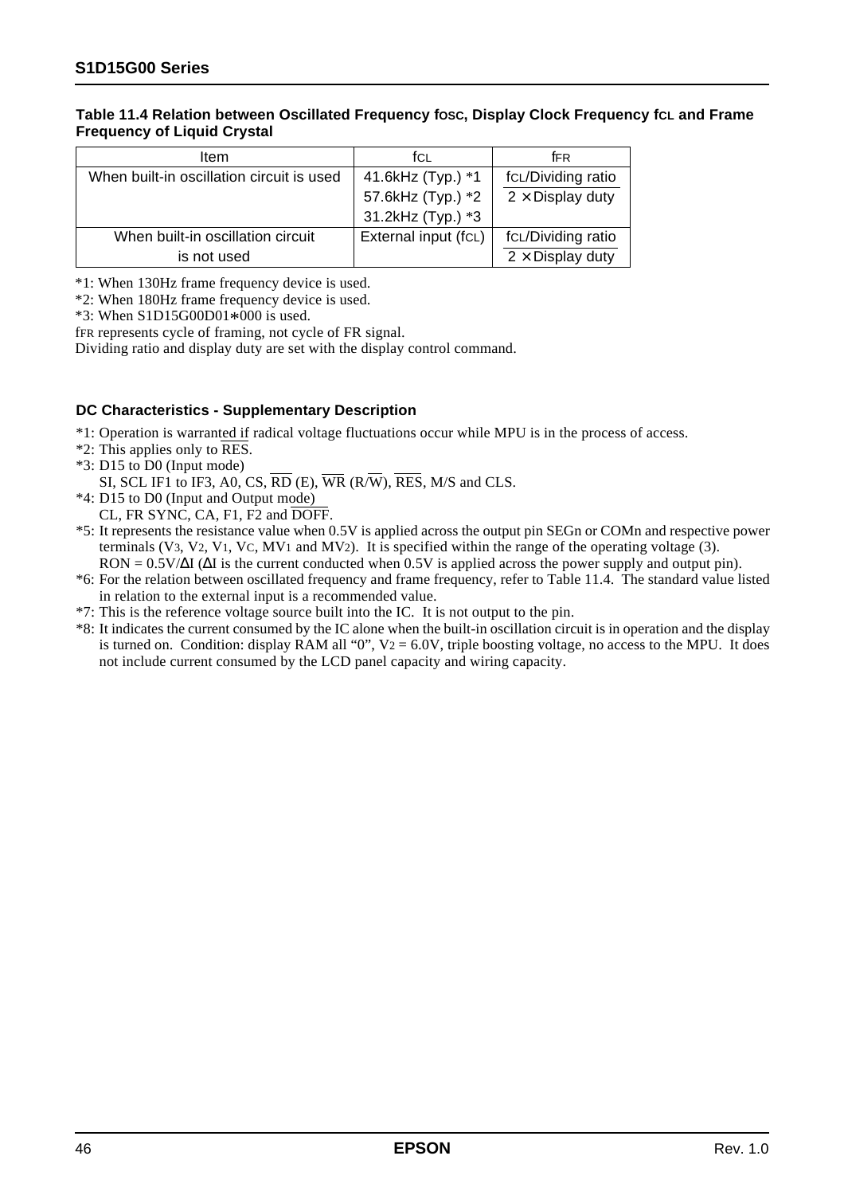**Table 11.4 Relation between Oscillated Frequency fOSC, Display Clock Frequency fCL and Frame Frequency of Liquid Crystal**

| Item | fCL | fFR |
|---|---|---|
| When built-in oscillation circuit is used | 41.6kHz (Typ.) *1<br>57.6kHz (Typ.) *2<br>31.2kHz (Typ.) *3 | $\frac{f_{CL}/\text{Dividing ratio}}{2 \times \text{Display duty}}$ |
| When built-in oscillation circuit is not used | External input (fCL) | $\frac{f_{CL}/\text{Dividing ratio}}{2 \times \text{Display duty}}$ |

*1: When 130Hz frame frequency device is used.
*2: When 180Hz frame frequency device is used.
*3: When S1D15G00D01∗000 is used.
fFR represents cycle of framing, not cycle of FR signal.
Dividing ratio and display duty are set with the display control command.

#### DC Characteristics - Supplementary Description

*1: Operation is warranted if radical voltage fluctuations occur while MPU is in the process of access.
*2: This applies only to $\overline{\text{RES}}$.
*3: D15 to D0 (Input mode)
SI, SCL IF1 to IF3, A0, CS, $\overline{\text{RD}}$ (E), $\overline{\text{WR}}$ (R/$\overline{\text{W}}$), $\overline{\text{RES}}$, M/S and CLS.
*4: D15 to D0 (Input and Output mode)
CL, FR SYNC, CA, F1, F2 and $\overline{\text{DOFF}}$.
*5: It represents the resistance value when 0.5V is applied across the output pin SEGn or COMn and respective power terminals ($V_3$, $V_2$, $V_1$, $V_C$, $MV_1$ and $MV_2$). It is specified within the range of the operating voltage (3).
RON = 0.5V/ΔI (ΔI is the current conducted when 0.5V is applied across the power supply and output pin).
*6: For the relation between oscillated frequency and frame frequency, refer to Table 11.4. The standard value listed in relation to the external input is a recommended value.
*7: This is the reference voltage source built into the IC. It is not output to the pin.
*8: It indicates the current consumed by the IC alone when the built-in oscillation circuit is in operation and the display is turned on. Condition: display RAM all "0", $V_2$ = 6.0V, triple boosting voltage, no access to the MPU. It does not include current consumed by the LCD panel capacity and wiring capacity.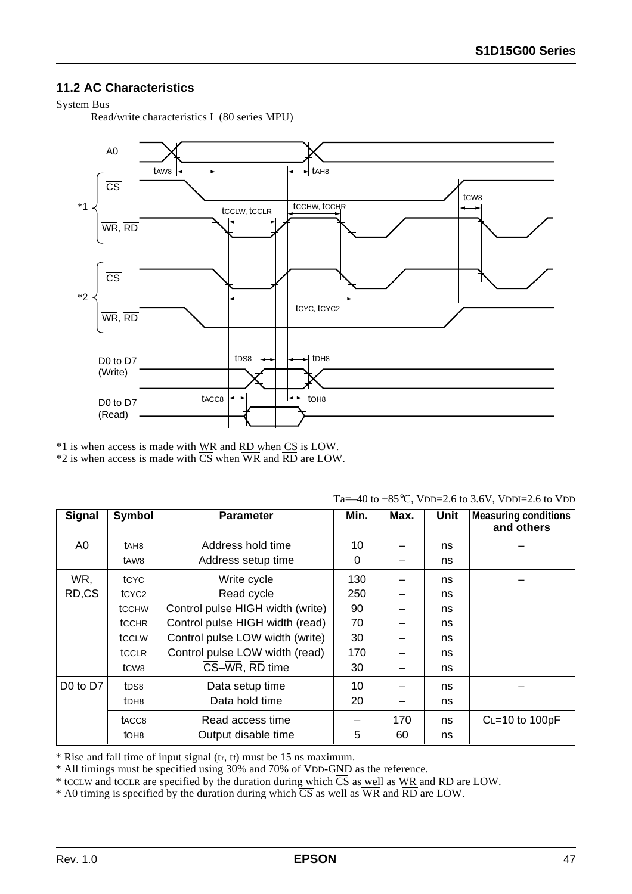### 11.2 AC Characteristics

System Bus

Read/write characteristics I (80 series MPU)

*1 is when access is made with $\overline{WR}$ and $\overline{RD}$ when $\overline{CS}$ is LOW.
*2 is when access is made with $\overline{CS}$ when $\overline{WR}$ and $\overline{RD}$ are LOW.

Ta=–40 to +85°C, VDD=2.6 to 3.6V, VDDI=2.6 to VDD

| Signal | Symbol | Parameter | Min. | Max. | Unit | Measuring conditions and others |
|---|---|---|---|---|---|---|
| A0 | $t_{AH8}$ | Address hold time | 10 | – | ns | – |
| | $t_{AW8}$ | Address setup time | 0 | – | ns | |
| $\overline{WR}$, $\overline{RD}$, $\overline{CS}$ | $t_{CYC}$ | Write cycle | 130 | – | ns | – |
| | $t_{CYC2}$ | Read cycle | 250 | – | ns | |
| | $t_{CCHW}$ | Control pulse HIGH width (write) | 90 | – | ns | |
| | $t_{CCHR}$ | Control pulse HIGH width (read) | 70 | – | ns | |
| | $t_{CCLW}$ | Control pulse LOW width (write) | 30 | – | ns | |
| | $t_{CCLR}$ | Control pulse LOW width (read) | 170 | – | ns | |
| | $t_{CW8}$ | $\overline{CS}$–$\overline{WR}$, $\overline{RD}$ time | 30 | – | ns | |
| D0 to D7 | $t_{DS8}$ | Data setup time | 10 | – | ns | – |
| | $t_{DH8}$ | Data hold time | 20 | – | ns | |
| | $t_{ACC8}$ | Read access time | – | 170 | ns | $C_L$=10 to 100pF |
| | $t_{OH8}$ | Output disable time | 5 | 60 | ns | |

* Rise and fall time of input signal ($t_r$, $t_f$) must be 15 ns maximum.
* All timings must be specified using 30% and 70% of VDD-GND as the reference.
* $t_{CCLW}$ and $t_{CCLR}$ are specified by the duration during which $\overline{CS}$ as well as $\overline{WR}$ and $\overline{RD}$ are LOW.
* A0 timing is specified by the duration during which $\overline{CS}$ as well as $\overline{WR}$ and $\overline{RD}$ are LOW.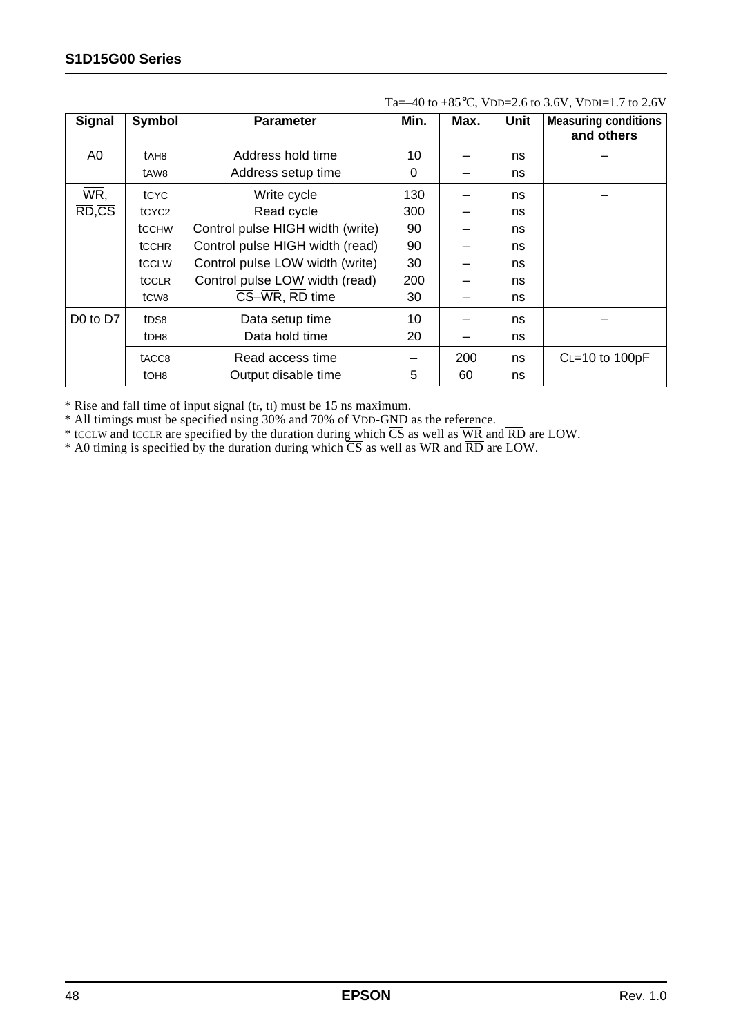Ta=–40 to +85°C, VDD=2.6 to 3.6V, VDDI=1.7 to 2.6V

| Signal | Symbol | Parameter | Min. | Max. | Unit | Measuring conditions and others |
|---|---|---|---|---|---|---|
| A0 | $t_{AH8}$ | Address hold time | 10 | – | ns | – |
| | $t_{AW8}$ | Address setup time | 0 | – | ns | |
| $\overline{WR}$, $\overline{RD}$, $\overline{CS}$ | $t_{CYC}$ | Write cycle | 130 | – | ns | – |
| | $t_{CYC2}$ | Read cycle | 300 | – | ns | |
| | $t_{CCHW}$ | Control pulse HIGH width (write) | 90 | – | ns | |
| | $t_{CCHR}$ | Control pulse HIGH width (read) | 90 | – | ns | |
| | $t_{CCLW}$ | Control pulse LOW width (write) | 30 | – | ns | |
| | $t_{CCLR}$ | Control pulse LOW width (read) | 200 | – | ns | |
| | $t_{CW8}$ | $\overline{CS}$–$\overline{WR}$, $\overline{RD}$ time | 30 | – | ns | |
| D0 to D7 | $t_{DS8}$ | Data setup time | 10 | – | ns | – |
| | $t_{DH8}$ | Data hold time | 20 | – | ns | |
| | $t_{ACC8}$ | Read access time | – | 200 | ns | $C_L$=10 to 100pF |
| | $t_{OH8}$ | Output disable time | 5 | 60 | ns | |

* Rise and fall time of input signal ($t_r$, $t_f$) must be 15 ns maximum.
* All timings must be specified using 30% and 70% of VDD-GND as the reference.
* $t_{CCLW}$ and $t_{CCLR}$ are specified by the duration during which $\overline{CS}$ as well as $\overline{WR}$ and $\overline{RD}$ are LOW.
* A0 timing is specified by the duration during which $\overline{CS}$ as well as $\overline{WR}$ and $\overline{RD}$ are LOW.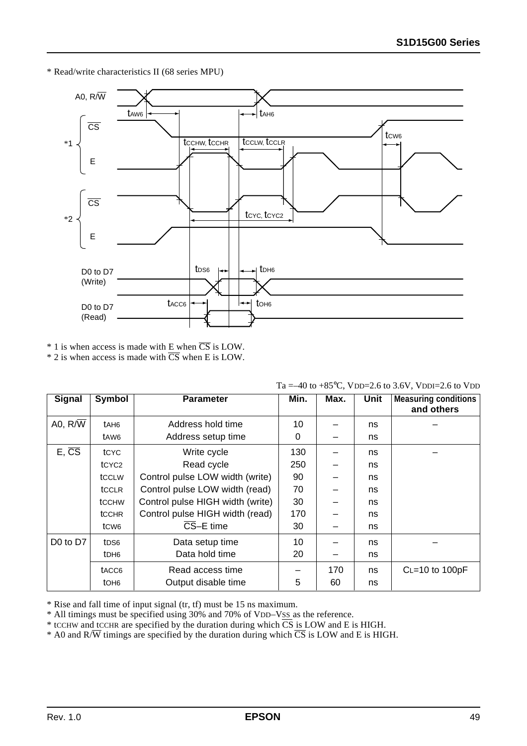* Read/write characteristics II (68 series MPU)

A0, R/$\overline{W}$

$t_{AW6}$ $t_{AH6}$

*1 $\overline{CS}$ / E

$t_{CCHW}$, $t_{CCHR}$ $t_{CCLW}$, $t_{CCLR}$ $t_{CW6}$

*2 $\overline{CS}$ / E

$t_{CYC}$, $t_{CYC2}$

D0 to D7 (Write) $t_{DS6}$ $t_{DH6}$

D0 to D7 (Read) $t_{ACC6}$ $t_{OH6}$

* 1 is when access is made with E when $\overline{CS}$ is LOW.
* 2 is when access is made with $\overline{CS}$ when E is LOW.

Ta =–40 to +85°C, VDD=2.6 to 3.6V, VDDI=2.6 to VDD

| Signal | Symbol | Parameter | Min. | Max. | Unit | Measuring conditions and others |
|---|---|---|---|---|---|---|
| A0, R/$\overline{W}$ | $t_{AH6}$ | Address hold time | 10 | – | ns | – |
| | $t_{AW6}$ | Address setup time | 0 | – | ns | |
| E, $\overline{CS}$ | $t_{CYC}$ | Write cycle | 130 | – | ns | – |
| | $t_{CYC2}$ | Read cycle | 250 | – | ns | |
| | $t_{CCLW}$ | Control pulse LOW width (write) | 90 | – | ns | |
| | $t_{CCLR}$ | Control pulse LOW width (read) | 70 | – | ns | |
| | $t_{CCHW}$ | Control pulse HIGH width (write) | 30 | – | ns | |
| | $t_{CCHR}$ | Control pulse HIGH width (read) | 170 | – | ns | |
| | $t_{CW6}$ | $\overline{CS}$–E time | 30 | – | ns | |
| D0 to D7 | $t_{DS6}$ | Data setup time | 10 | – | ns | – |
| | $t_{DH6}$ | Data hold time | 20 | – | ns | |
| | $t_{ACC6}$ | Read access time | – | 170 | ns | CL=10 to 100pF |
| | $t_{OH6}$ | Output disable time | 5 | 60 | ns | |

* Rise and fall time of input signal (tr, tf) must be 15 ns maximum.
* All timings must be specified using 30% and 70% of VDD–VSS as the reference.
* $t_{CCHW}$ and $t_{CCHR}$ are specified by the duration during which $\overline{CS}$ is LOW and E is HIGH.
* A0 and R/$\overline{W}$ timings are specified by the duration during which $\overline{CS}$ is LOW and E is HIGH.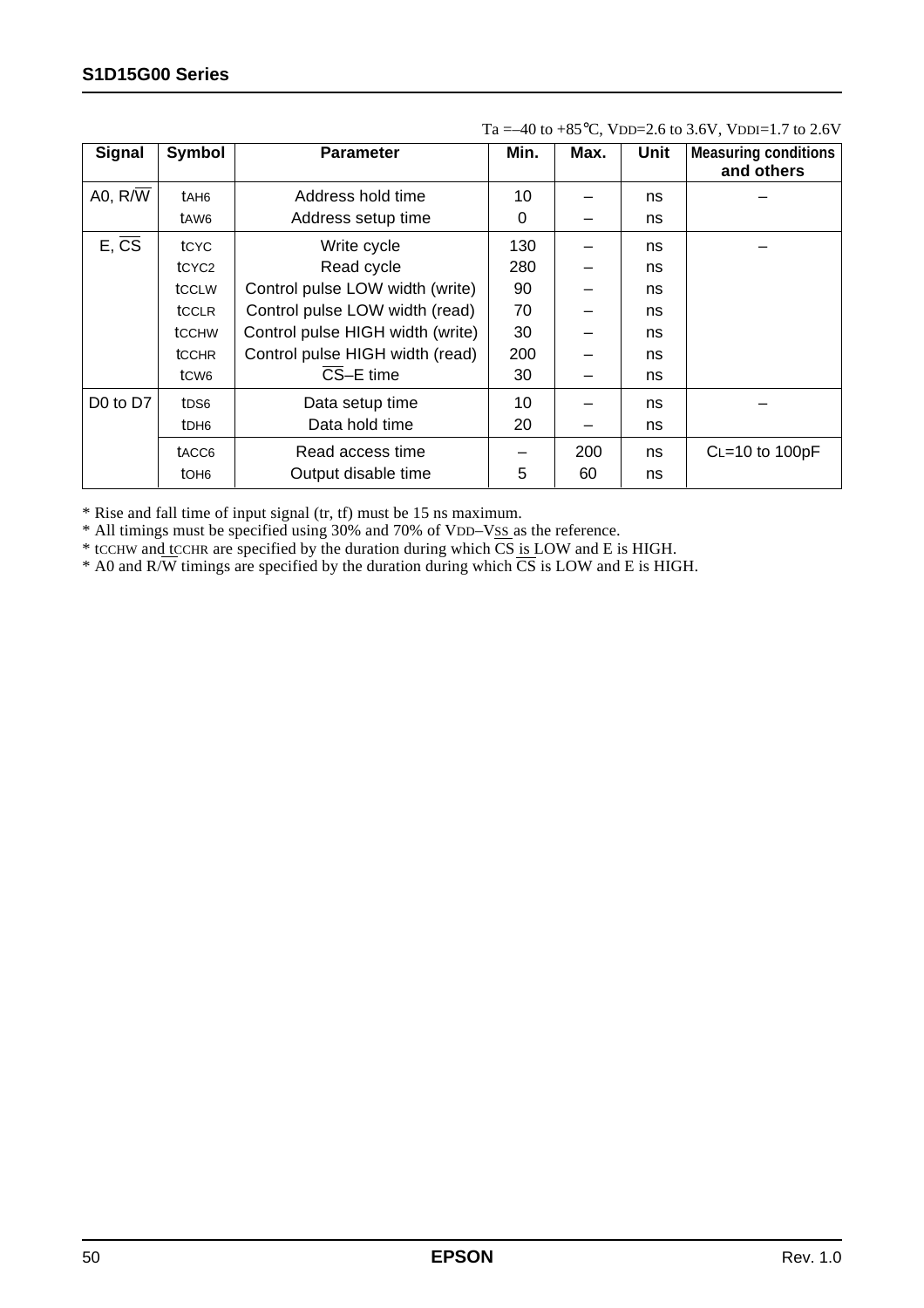Ta =–40 to +85°C, VDD=2.6 to 3.6V, VDDI=1.7 to 2.6V

| Signal | Symbol | Parameter | Min. | Max. | Unit | Measuring conditions and others |
|---|---|---|---|---|---|---|
| A0, R/$\overline{W}$ | $t_{AH6}$ | Address hold time | 10 | – | ns | – |
| | $t_{AW6}$ | Address setup time | 0 | – | ns | |
| E, $\overline{CS}$ | $t_{CYC}$ | Write cycle | 130 | – | ns | – |
| | $t_{CYC2}$ | Read cycle | 280 | – | ns | |
| | $t_{CCLW}$ | Control pulse LOW width (write) | 90 | – | ns | |
| | $t_{CCLR}$ | Control pulse LOW width (read) | 70 | – | ns | |
| | $t_{CCHW}$ | Control pulse HIGH width (write) | 30 | – | ns | |
| | $t_{CCHR}$ | Control pulse HIGH width (read) | 200 | – | ns | |
| | $t_{CW6}$ | $\overline{CS}$–E time | 30 | – | ns | |
| D0 to D7 | $t_{DS6}$ | Data setup time | 10 | – | ns | – |
| | $t_{DH6}$ | Data hold time | 20 | – | ns | |
| | $t_{ACC6}$ | Read access time | – | 200 | ns | $C_L$=10 to 100pF |
| | $t_{OH6}$ | Output disable time | 5 | 60 | ns | |

* Rise and fall time of input signal (tr, tf) must be 15 ns maximum.
* All timings must be specified using 30% and 70% of VDD–VSS as the reference.
* $t_{CCHW}$ and $t_{CCHR}$ are specified by the duration during which $\overline{CS}$ is LOW and E is HIGH.
* A0 and R/$\overline{W}$ timings are specified by the duration during which $\overline{CS}$ is LOW and E is HIGH.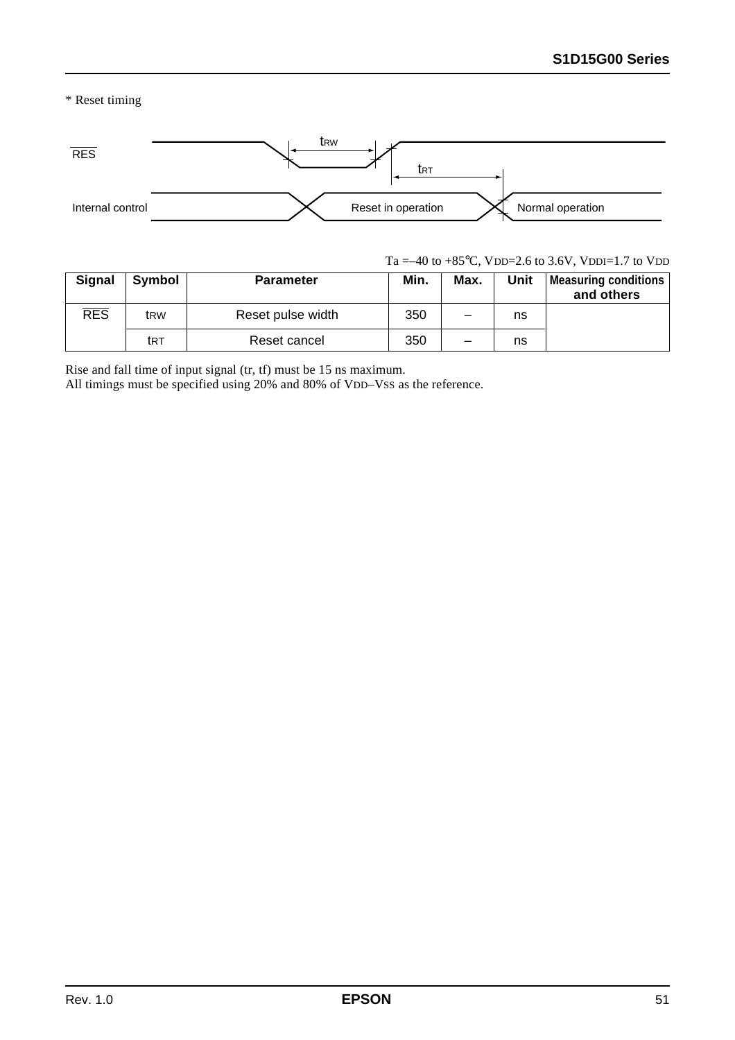\* Reset timing

Ta =–40 to +85°C, $V_{DD}$=2.6 to 3.6V, $V_{DDI}$=1.7 to $V_{DD}$

| Signal | Symbol | Parameter | Min. | Max. | Unit | Measuring conditions and others |
|---|---|---|---|---|---|---|
| $\overline{RES}$ | $t_{RW}$ | Reset pulse width | 350 | – | ns | |
| | $t_{RT}$ | Reset cancel | 350 | – | ns | |

Rise and fall time of input signal (tr, tf) must be 15 ns maximum.
All timings must be specified using 20% and 80% of $V_{DD}$–$V_{SS}$ as the reference.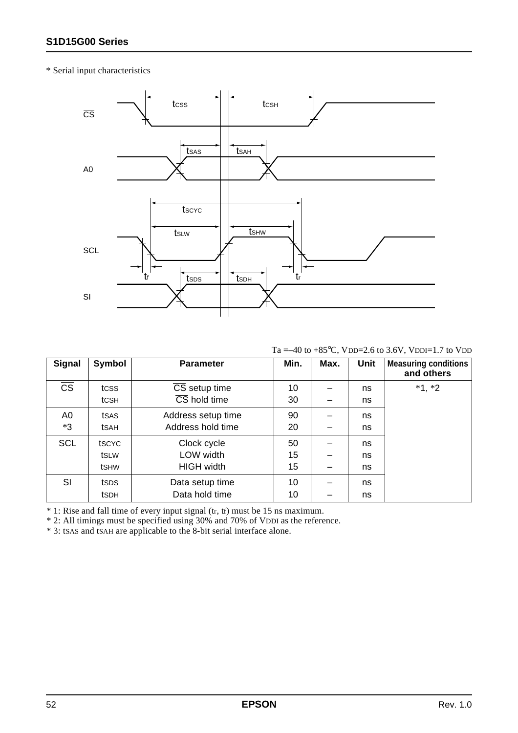\* Serial input characteristics

Ta =–40 to +85°C, $V_{DD}$=2.6 to 3.6V, $V_{DDI}$=1.7 to $V_{DD}$

| Signal | Symbol | Parameter | Min. | Max. | Unit | Measuring conditions and others |
|---|---|---|---|---|---|---|
| $\overline{CS}$ | $t_{CSS}$ | $\overline{CS}$ setup time | 10 | – | ns | *1, *2 |
| | $t_{CSH}$ | $\overline{CS}$ hold time | 30 | – | ns | |
| A0 *3 | $t_{SAS}$ | Address setup time | 90 | – | ns | |
| | $t_{SAH}$ | Address hold time | 20 | – | ns | |
| SCL | $t_{SCYC}$ | Clock cycle | 50 | – | ns | |
| | $t_{SLW}$ | LOW width | 15 | – | ns | |
| | $t_{SHW}$ | HIGH width | 15 | – | ns | |
| SI | $t_{SDS}$ | Data setup time | 10 | – | ns | |
| | $t_{SDH}$ | Data hold time | 10 | – | ns | |

\* 1: Rise and fall time of every input signal ($t_r$, $t_f$) must be 15 ns maximum.

\* 2: All timings must be specified using 30% and 70% of $V_{DDI}$ as the reference.

\* 3: $t_{SAS}$ and $t_{SAH}$ are applicable to the 8-bit serial interface alone.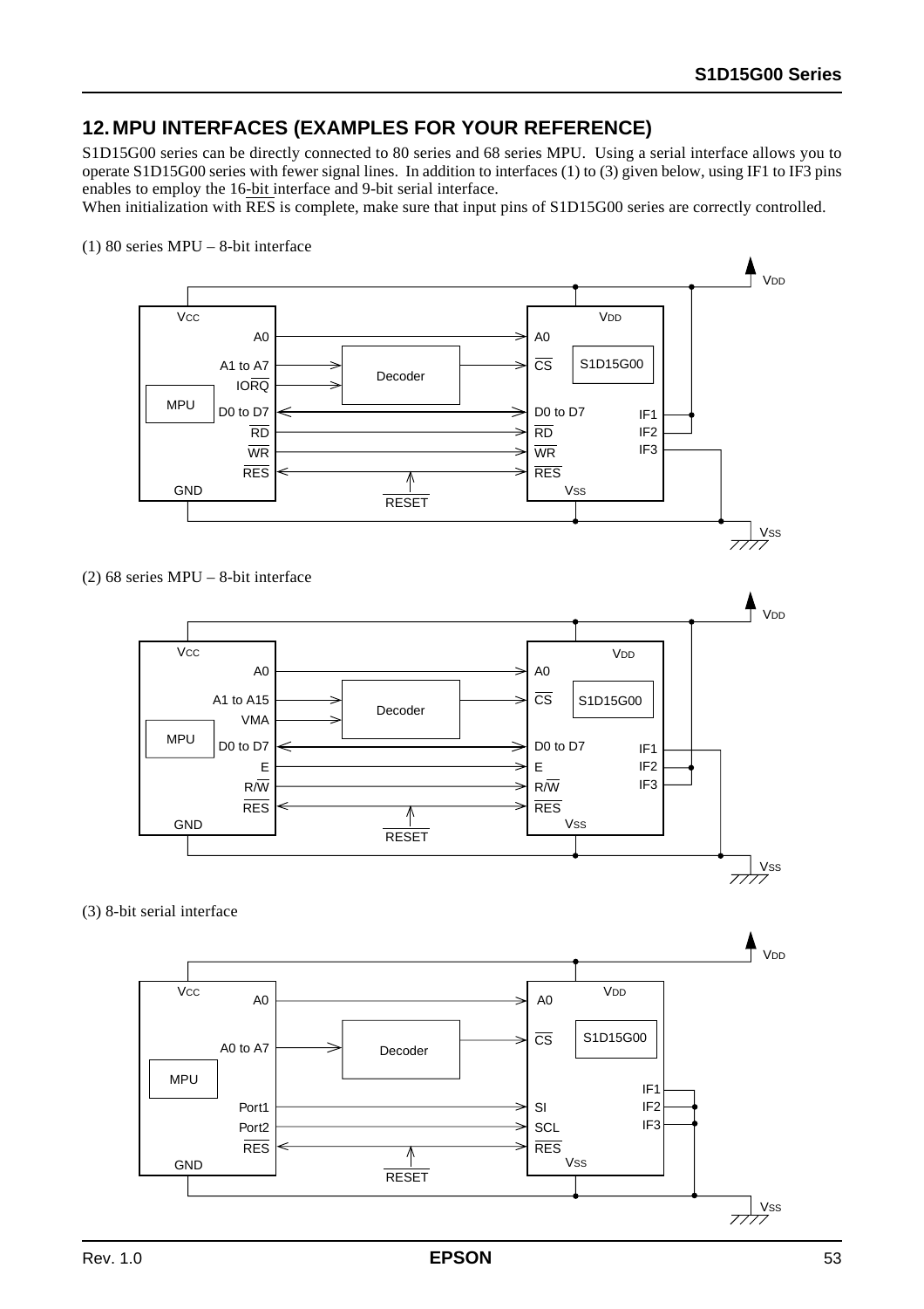## 12. MPU INTERFACES (EXAMPLES FOR YOUR REFERENCE)

S1D15G00 series can be directly connected to 80 series and 68 series MPU. Using a serial interface allows you to operate S1D15G00 series with fewer signal lines. In addition to interfaces (1) to (3) given below, using IF1 to IF3 pins enables to employ the 16-bit interface and 9-bit serial interface.

When initialization with $\overline{RES}$ is complete, make sure that input pins of S1D15G00 series are correctly controlled.

(1) 80 series MPU – 8-bit interface

(2) 68 series MPU – 8-bit interface

(3) 8-bit serial interface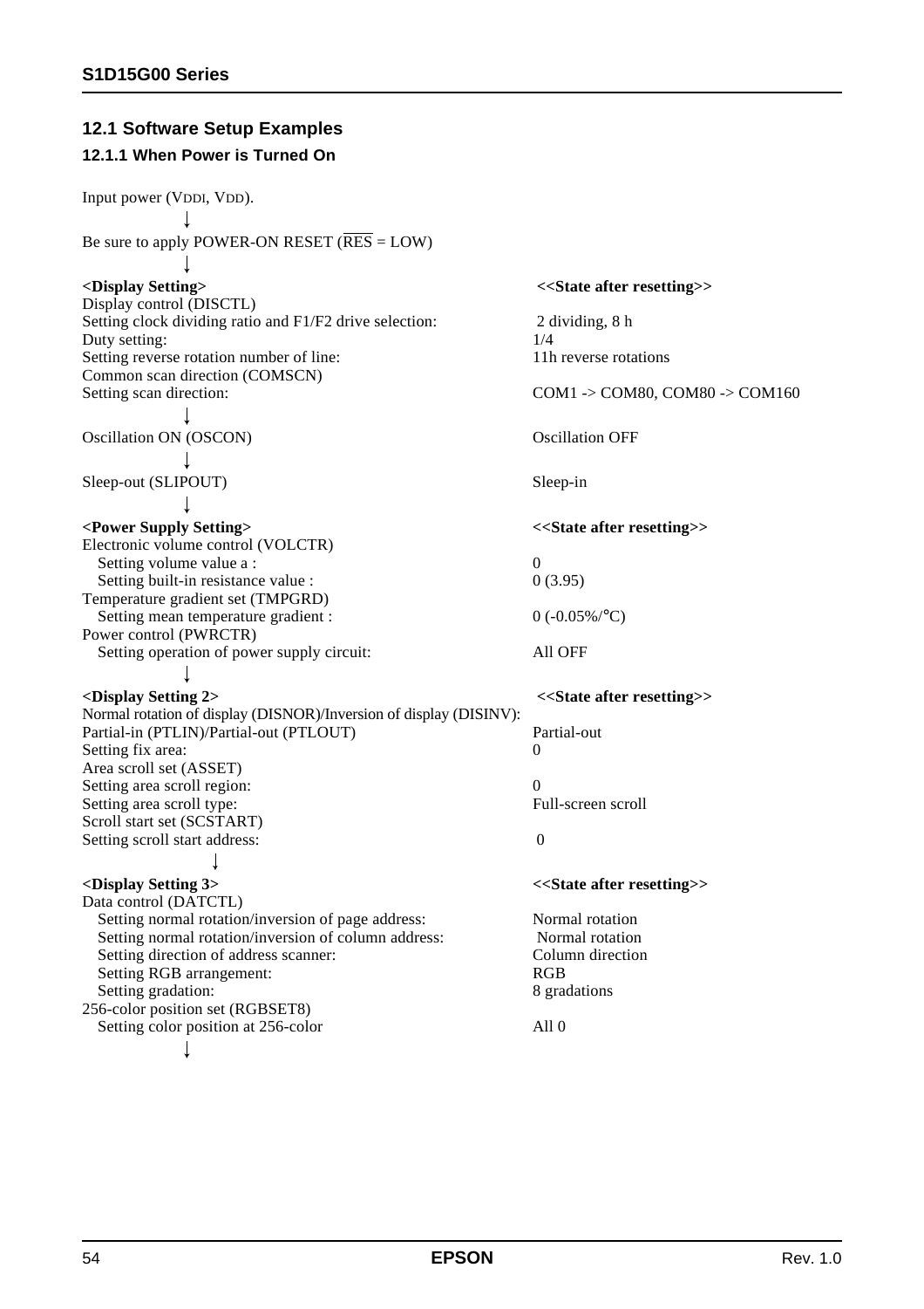## 12.1 Software Setup Examples

### 12.1.1 When Power is Turned On

Input power (VDDI, VDD).

↓

Be sure to apply POWER-ON RESET ($\overline{RES}$ = LOW)

↓

| **<Display Setting>** | **<<State after resetting>>** |
|---|---|
| Display control (DISCTL) | |
| Setting clock dividing ratio and F1/F2 drive selection: | 2 dividing, 8 h |
| Duty setting: | 1/4 |
| Setting reverse rotation number of line: | 11h reverse rotations |
| Common scan direction (COMSCN) | |
| Setting scan direction: | COM1 -> COM80, COM80 -> COM160 |

↓

| | |
|---|---|
| Oscillation ON (OSCON) | Oscillation OFF |

↓

| | |
|---|---|
| Sleep-out (SLIPOUT) | Sleep-in |

↓

| **<Power Supply Setting>** | **<<State after resetting>>** |
|---|---|
| Electronic volume control (VOLCTR) | |
| Setting volume value a : | 0 |
| Setting built-in resistance value : | 0 (3.95) |
| Temperature gradient set (TMPGRD) | |
| Setting mean temperature gradient : | 0 (-0.05%/°C) |
| Power control (PWRCTR) | |
| Setting operation of power supply circuit: | All OFF |

↓

| **<Display Setting 2>** | **<<State after resetting>>** |
|---|---|
| Normal rotation of display (DISNOR)/Inversion of display (DISINV): | |
| Partial-in (PTLIN)/Partial-out (PTLOUT) | Partial-out |
| Setting fix area: | 0 |
| Area scroll set (ASSET) | |
| Setting area scroll region: | 0 |
| Setting area scroll type: | Full-screen scroll |
| Scroll start set (SCSTART) | |
| Setting scroll start address: | 0 |

↓

| **<Display Setting 3>** | **<<State after resetting>>** |
|---|---|
| Data control (DATCTL) | |
| Setting normal rotation/inversion of page address: | Normal rotation |
| Setting normal rotation/inversion of column address: | Normal rotation |
| Setting direction of address scanner: | Column direction |
| Setting RGB arrangement: | RGB |
| Setting gradation: | 8 gradations |
| 256-color position set (RGBSET8) | |
| Setting color position at 256-color | All 0 |

↓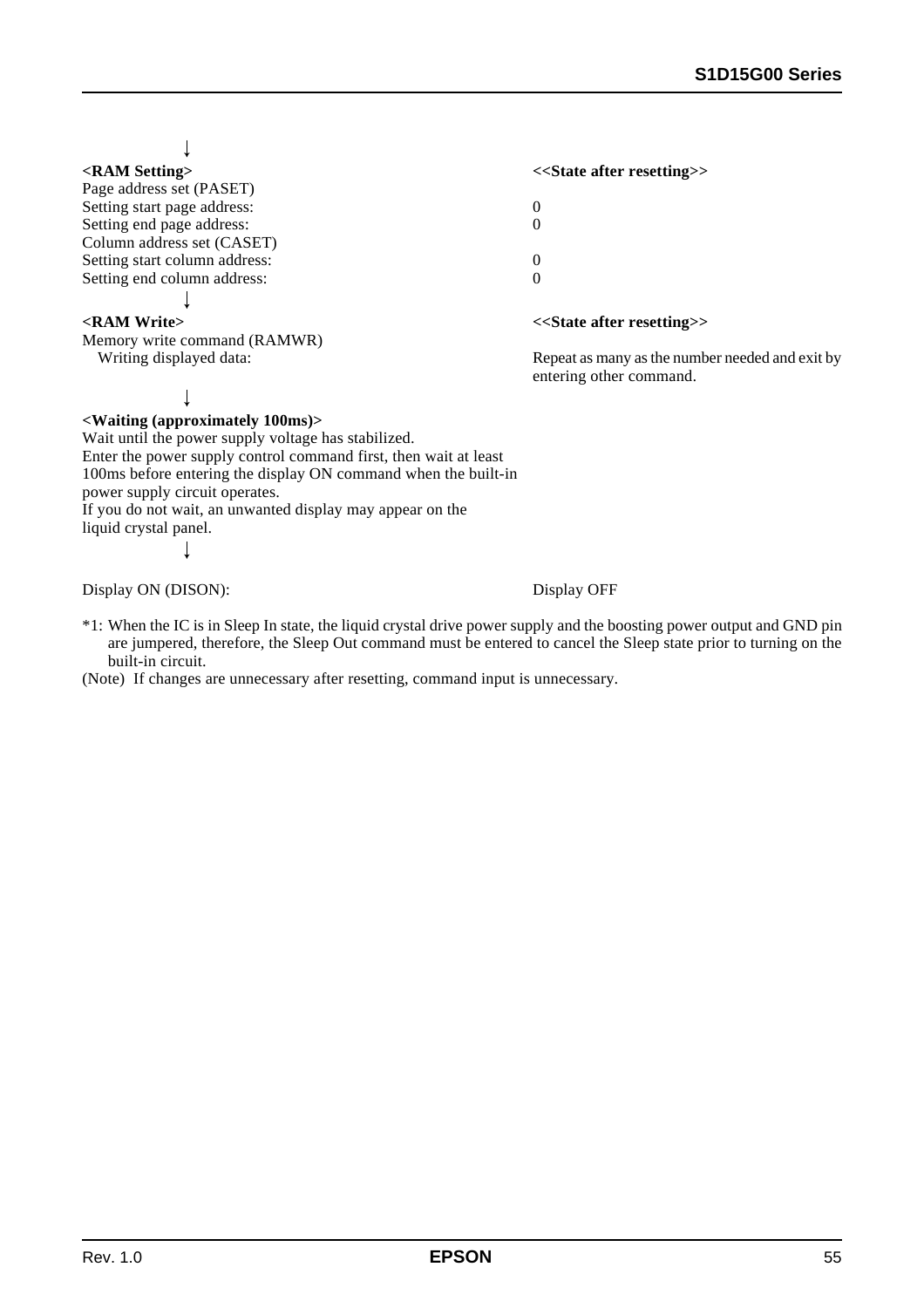↓

**<RAM Setting>** — **<<State after resetting>>**

Page address set (PASET)

| | |
|---|---|
| Setting start page address: | 0 |
| Setting end page address: | 0 |

Column address set (CASET)

| | |
|---|---|
| Setting start column address: | 0 |
| Setting end column address: | 0 |

↓

**<RAM Write>** — **<<State after resetting>>**

Memory write command (RAMWR)

| | |
|---|---|
| Writing displayed data: | Repeat as many as the number needed and exit by entering other command. |

↓

**<Waiting (approximately 100ms)>**

Wait until the power supply voltage has stabilized.
Enter the power supply control command first, then wait at least 100ms before entering the display ON command when the built-in power supply circuit operates.
If you do not wait, an unwanted display may appear on the liquid crystal panel.

↓

| | |
|---|---|
| Display ON (DISON): | Display OFF |

*1: When the IC is in Sleep In state, the liquid crystal drive power supply and the boosting power output and GND pin are jumpered, therefore, the Sleep Out command must be entered to cancel the Sleep state prior to turning on the built-in circuit.

(Note) If changes are unnecessary after resetting, command input is unnecessary.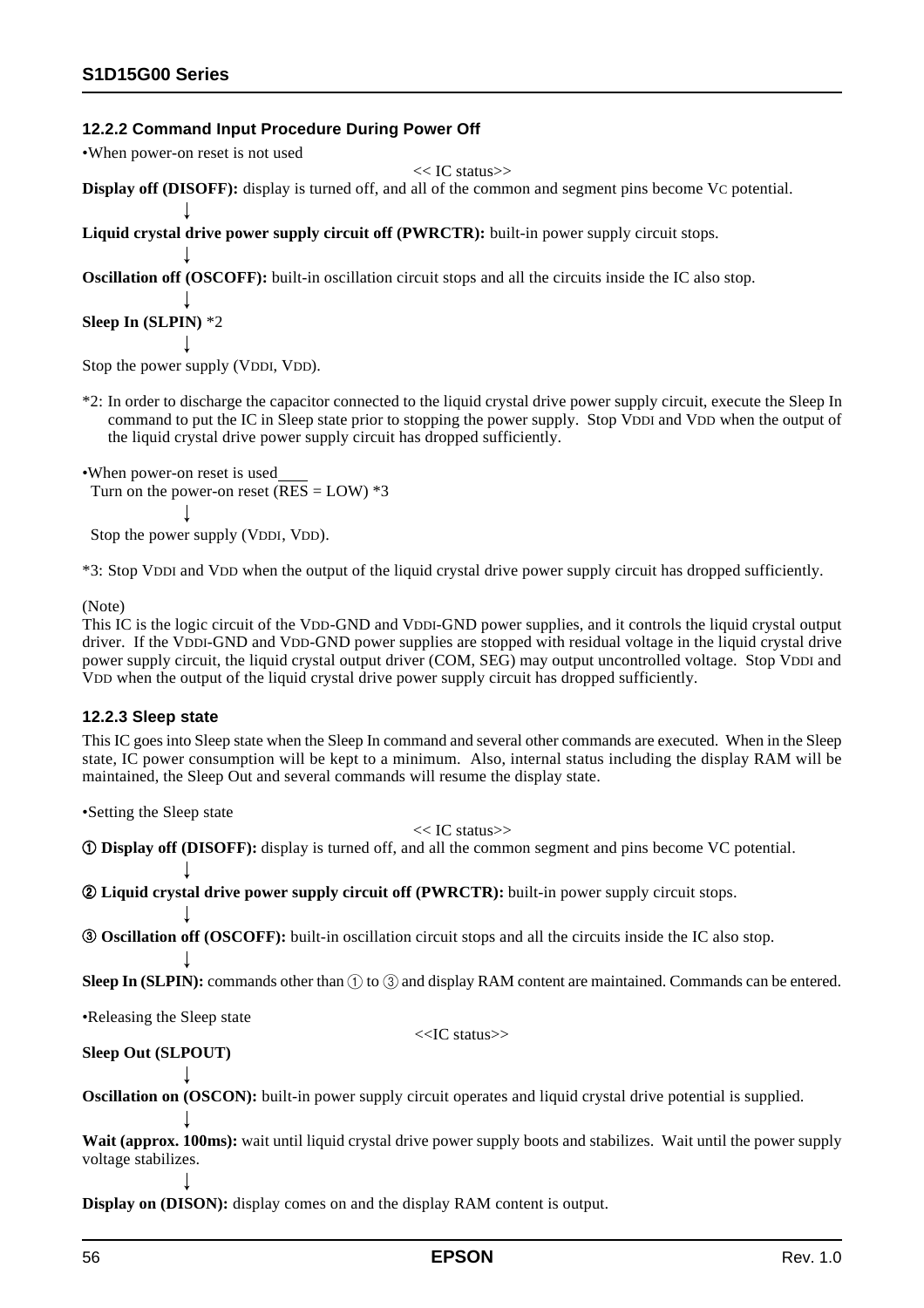### 12.2.2 Command Input Procedure During Power Off

•When power-on reset is not used

<< IC status>>

**Display off (DISOFF):** display is turned off, and all of the common and segment pins become VC potential.

↓

**Liquid crystal drive power supply circuit off (PWRCTR):** built-in power supply circuit stops.

↓

**Oscillation off (OSCOFF):** built-in oscillation circuit stops and all the circuits inside the IC also stop.

↓

**Sleep In (SLPIN)** *2

↓

Stop the power supply (VDDI, VDD).

*2: In order to discharge the capacitor connected to the liquid crystal drive power supply circuit, execute the Sleep In command to put the IC in Sleep state prior to stopping the power supply. Stop VDDI and VDD when the output of the liquid crystal drive power supply circuit has dropped sufficiently.

•When power-on reset is used

Turn on the power-on reset ($\overline{RES}$ = LOW) *3

↓

Stop the power supply (VDDI, VDD).

*3: Stop VDDI and VDD when the output of the liquid crystal drive power supply circuit has dropped sufficiently.

(Note)

This IC is the logic circuit of the VDD-GND and VDDI-GND power supplies, and it controls the liquid crystal output driver. If the VDDI-GND and VDD-GND power supplies are stopped with residual voltage in the liquid crystal drive power supply circuit, the liquid crystal output driver (COM, SEG) may output uncontrolled voltage. Stop VDDI and VDD when the output of the liquid crystal drive power supply circuit has dropped sufficiently.

### 12.2.3 Sleep state

This IC goes into Sleep state when the Sleep In command and several other commands are executed. When in the Sleep state, IC power consumption will be kept to a minimum. Also, internal status including the display RAM will be maintained, the Sleep Out and several commands will resume the display state.

•Setting the Sleep state

<< IC status>>

① **Display off (DISOFF):** display is turned off, and all the common segment and pins become VC potential.

↓

② **Liquid crystal drive power supply circuit off (PWRCTR):** built-in power supply circuit stops.

↓

③ **Oscillation off (OSCOFF):** built-in oscillation circuit stops and all the circuits inside the IC also stop.

↓

**Sleep In (SLPIN):** commands other than ① to ③ and display RAM content are maintained. Commands can be entered.

•Releasing the Sleep state

<<IC status>>

**Sleep Out (SLPOUT)**

↓

**Oscillation on (OSCON):** built-in power supply circuit operates and liquid crystal drive potential is supplied.

↓

**Wait (approx. 100ms):** wait until liquid crystal drive power supply boots and stabilizes. Wait until the power supply voltage stabilizes.

↓

**Display on (DISON):** display comes on and the display RAM content is output.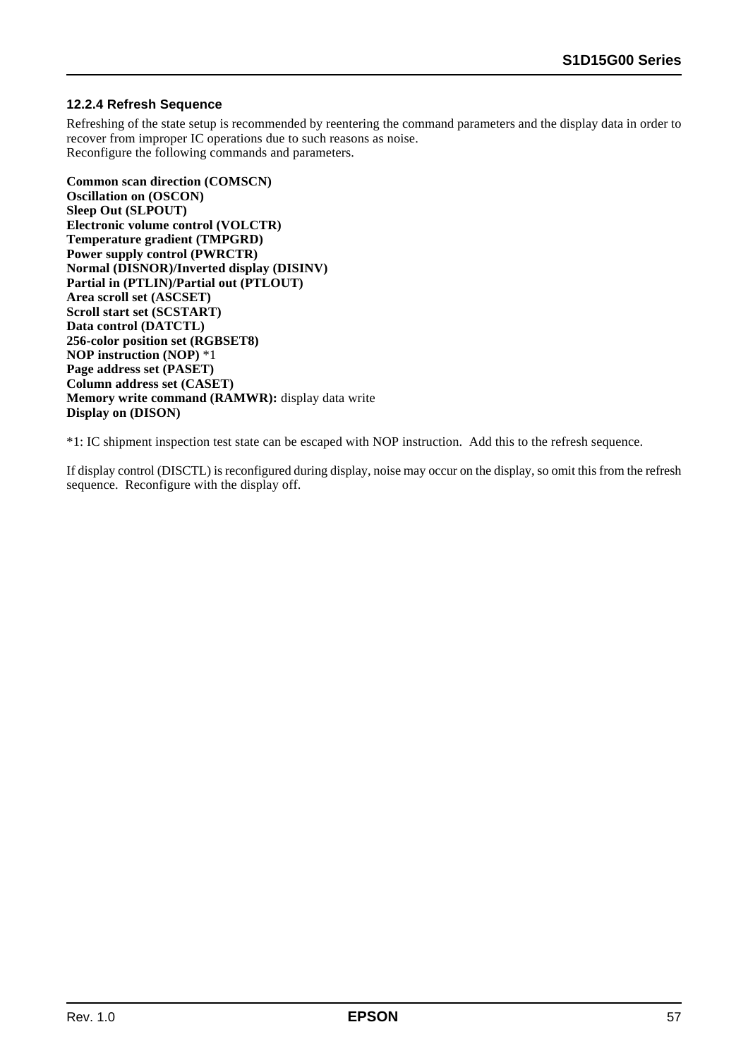### 12.2.4 Refresh Sequence

Refreshing of the state setup is recommended by reentering the command parameters and the display data in order to recover from improper IC operations due to such reasons as noise.
Reconfigure the following commands and parameters.

**Common scan direction (COMSCN)**
**Oscillation on (OSCON)**
**Sleep Out (SLPOUT)**
**Electronic volume control (VOLCTR)**
**Temperature gradient (TMPGRD)**
**Power supply control (PWRCTR)**
**Normal (DISNOR)/Inverted display (DISINV)**
**Partial in (PTLIN)/Partial out (PTLOUT)**
**Area scroll set (ASCSET)**
**Scroll start set (SCSTART)**
**Data control (DATCTL)**
**256-color position set (RGBSET8)**
**NOP instruction (NOP)** *1
**Page address set (PASET)**
**Column address set (CASET)**
**Memory write command (RAMWR):** display data write
**Display on (DISON)**

*1: IC shipment inspection test state can be escaped with NOP instruction. Add this to the refresh sequence.

If display control (DISCTL) is reconfigured during display, noise may occur on the display, so omit this from the refresh sequence. Reconfigure with the display off.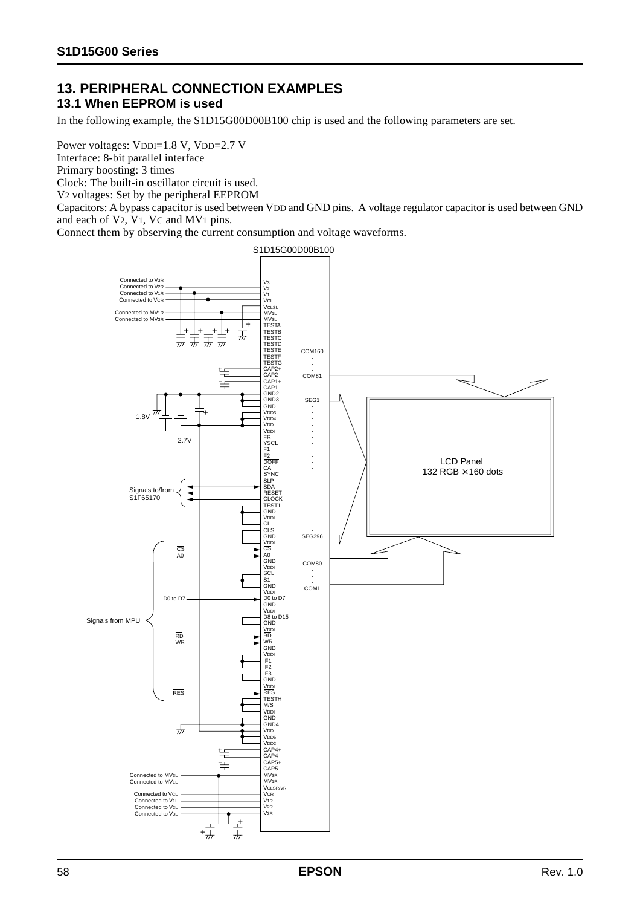## 13. PERIPHERAL CONNECTION EXAMPLES

### 13.1 When EEPROM is used

In the following example, the S1D15G00D00B100 chip is used and the following parameters are set.

Power voltages: $V_{DDI}$=1.8 V, $V_{DD}$=2.7 V
Interface: 8-bit parallel interface
Primary boosting: 3 times
Clock: The built-in oscillator circuit is used.
$V_2$ voltages: Set by the peripheral EEPROM
Capacitors: A bypass capacitor is used between $V_{DD}$ and GND pins. A voltage regulator capacitor is used between GND and each of $V_2$, $V_1$, $V_C$ and $MV_1$ pins.
Connect them by observing the current consumption and voltage waveforms.

S1D15G00D00B100

Connected to V3R
Connected to V2R
Connected to V1R
Connected to VCR
Connected to MV1R
Connected to MV3R

V3L
V2L
V1L
VCL
VCLSL
MV1L
MV3L
TESTA
TESTB
TESTC
TESTD
TESTE
TESTF
TESTG
CAP2+
CAP2–
CAP1+
CAP1–
GND2
GND3
GND
VDD3
VDD4
VDD
VDDI
FR
YSCL
F1
F2
DOFF
CA
SYNC
SLP
SDA
RESET
CLOCK
TEST1
GND
VDDI
CL
CLS
GND
VDDI
CS
A0
GND
VDDI
SCL
S1
GND
VDDI
D0 to D7
GND
VDDI
D8 to D15
GND
VDDI
RD
WR
GND
VDDI
IF1
IF2
IF3
GND
VDDI
RES
TESTH
M/S
VDDI
GND
GND4
VDD
VDD5
VDD2
CAP4+
CAP4–
CAP5+
CAP5–
MV3R
MV1R
VCLSR/VR
VCR
V1R
V2R
V3R

1.8V
2.7V

Signals to/from S1F65170

CS
A0
D0 to D7
RD
WR
RES

Signals from MPU

Connected to MV3L
Connected to MV1L
Connected to VCL
Connected to V1L
Connected to V2L
Connected to V3L

COM160
COM81
SEG1
SEG396
COM80
COM1

LCD Panel
132 RGB × 160 dots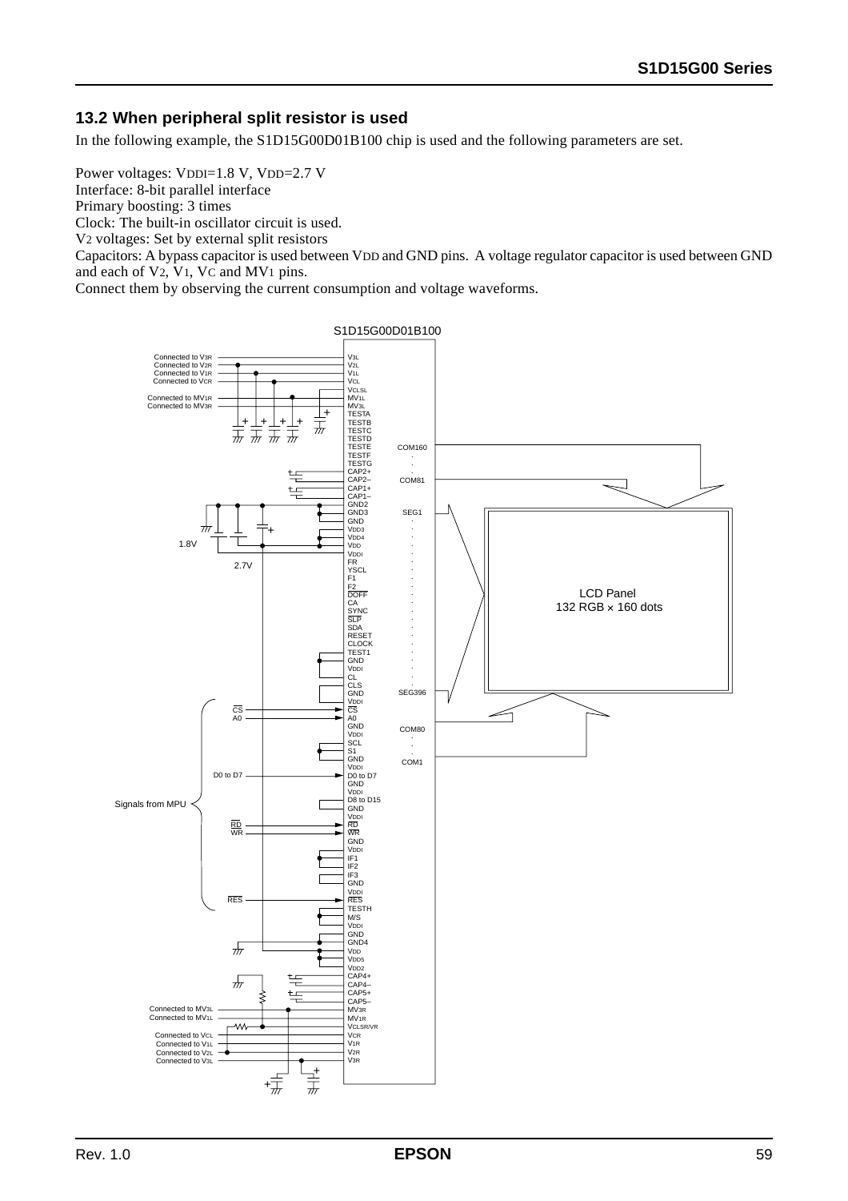## 13.2 When peripheral split resistor is used

In the following example, the S1D15G00D01B100 chip is used and the following parameters are set.

Power voltages: $V_{DDI}$=1.8 V, $V_{DD}$=2.7 V
Interface: 8-bit parallel interface
Primary boosting: 3 times
Clock: The built-in oscillator circuit is used.
$V_2$ voltages: Set by external split resistors
Capacitors: A bypass capacitor is used between $V_{DD}$ and GND pins. A voltage regulator capacitor is used between GND and each of $V_2$, $V_1$, $V_C$ and $MV_1$ pins.
Connect them by observing the current consumption and voltage waveforms.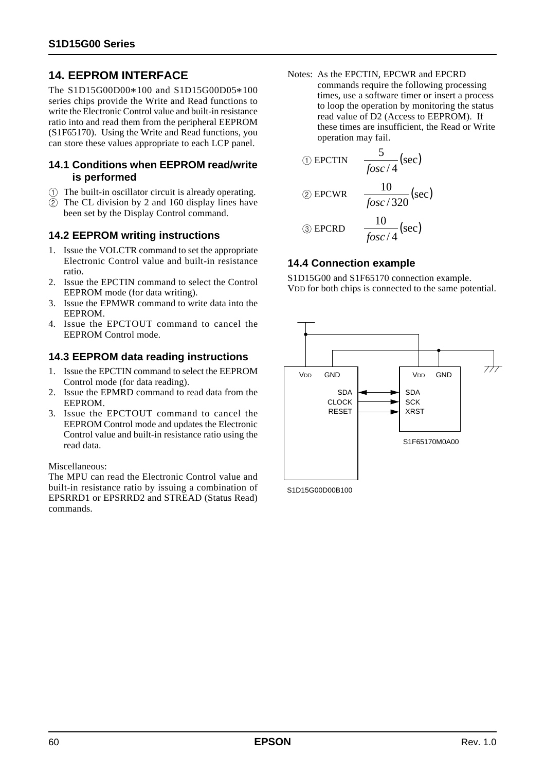## 14. EEPROM INTERFACE

The S1D15G00D00∗100 and S1D15G00D05∗100 series chips provide the Write and Read functions to write the Electronic Control value and built-in resistance ratio into and read them from the peripheral EEPROM (S1F65170). Using the Write and Read functions, you can store these values appropriate to each LCP panel.

### 14.1 Conditions when EEPROM read/write is performed

① The built-in oscillator circuit is already operating.
② The CL division by 2 and 160 display lines have been set by the Display Control command.

### 14.2 EEPROM writing instructions

1. Issue the VOLCTR command to set the appropriate Electronic Control value and built-in resistance ratio.
2. Issue the EPCTIN command to select the Control EEPROM mode (for data writing).
3. Issue the EPMWR command to write data into the EEPROM.
4. Issue the EPCTOUT command to cancel the EEPROM Control mode.

### 14.3 EEPROM data reading instructions

1. Issue the EPCTIN command to select the EEPROM Control mode (for data reading).
2. Issue the EPMRD command to read data from the EEPROM.
3. Issue the EPCTOUT command to cancel the EEPROM Control mode and updates the Electronic Control value and built-in resistance ratio using the read data.

Miscellaneous:
The MPU can read the Electronic Control value and built-in resistance ratio by issuing a combination of EPSRRD1 or EPSRRD2 and STREAD (Status Read) commands.

Notes: As the EPCTIN, EPCWR and EPCRD commands require the following processing times, use a software timer or insert a process to loop the operation by monitoring the status read value of D2 (Access to EEPROM). If these times are insufficient, the Read or Write operation may fail.

① EPCTIN $\dfrac{5}{fosc/4}(\text{sec})$

② EPCWR $\dfrac{10}{fosc/320}(\text{sec})$

③ EPCRD $\dfrac{10}{fosc/4}(\text{sec})$

### 14.4 Connection example

S1D15G00 and S1F65170 connection example.
VDD for both chips is connected to the same potential.

| S1D15G00D00B100 | | S1F65170M0A00 |
|---|---|---|
| VDD | connected | VDD |
| GND | connected | GND |
| SDA | ↔ | SDA |
| CLOCK | → | SCK |
| RESET | → | XRST |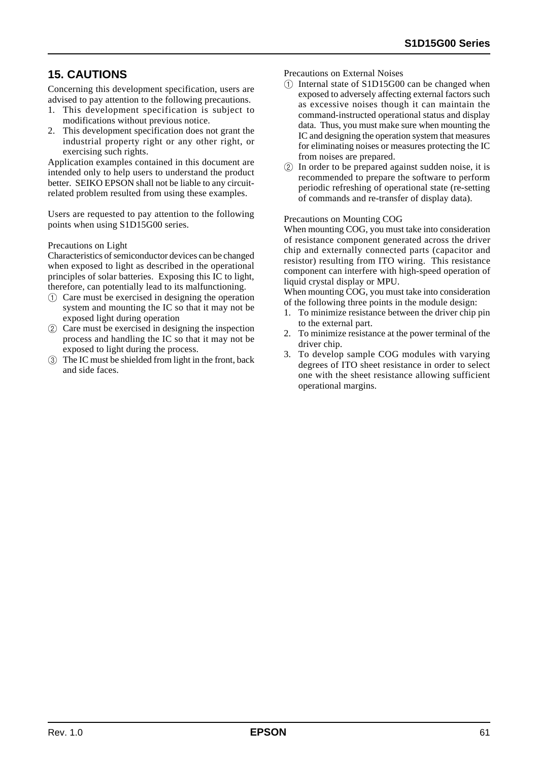## 15. CAUTIONS

Concerning this development specification, users are advised to pay attention to the following precautions.

1. This development specification is subject to modifications without previous notice.
2. This development specification does not grant the industrial property right or any other right, or exercising such rights.

Application examples contained in this document are intended only to help users to understand the product better. SEIKO EPSON shall not be liable to any circuit-related problem resulted from using these examples.

Users are requested to pay attention to the following points when using S1D15G00 series.

Precautions on Light

Characteristics of semiconductor devices can be changed when exposed to light as described in the operational principles of solar batteries. Exposing this IC to light, therefore, can potentially lead to its malfunctioning.

① Care must be exercised in designing the operation system and mounting the IC so that it may not be exposed light during operation

② Care must be exercised in designing the inspection process and handling the IC so that it may not be exposed to light during the process.

③ The IC must be shielded from light in the front, back and side faces.

Precautions on External Noises

① Internal state of S1D15G00 can be changed when exposed to adversely affecting external factors such as excessive noises though it can maintain the command-instructed operational status and display data. Thus, you must make sure when mounting the IC and designing the operation system that measures for eliminating noises or measures protecting the IC from noises are prepared.

② In order to be prepared against sudden noise, it is recommended to prepare the software to perform periodic refreshing of operational state (re-setting of commands and re-transfer of display data).

Precautions on Mounting COG

When mounting COG, you must take into consideration of resistance component generated across the driver chip and externally connected parts (capacitor and resistor) resulting from ITO wiring. This resistance component can interfere with high-speed operation of liquid crystal display or MPU.

When mounting COG, you must take into consideration of the following three points in the module design:

1. To minimize resistance between the driver chip pin to the external part.
2. To minimize resistance at the power terminal of the driver chip.
3. To develop sample COG modules with varying degrees of ITO sheet resistance in order to select one with the sheet resistance allowing sufficient operational margins.